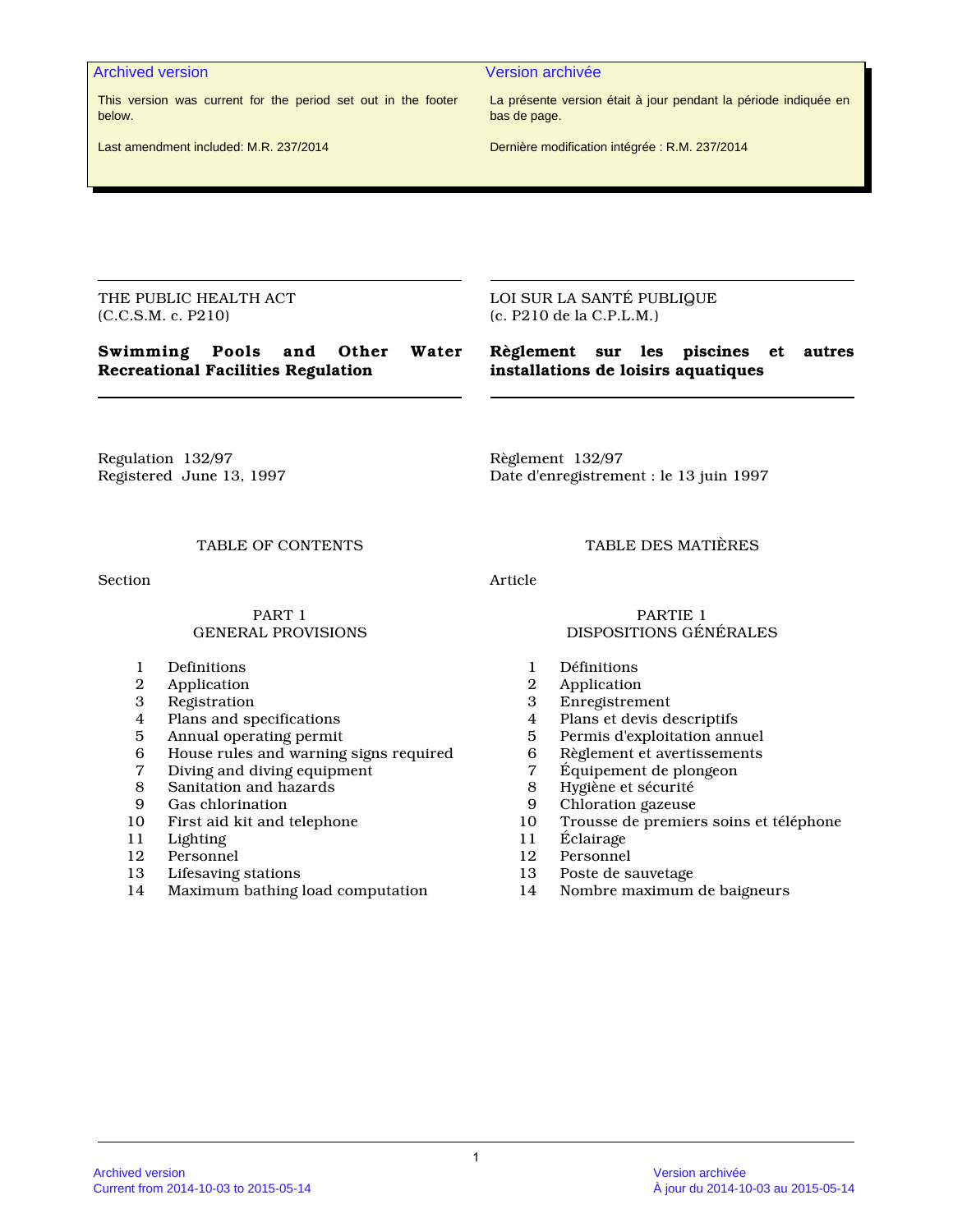**Archived version**

This version was current for the period set out in the footer below.

Last amendment included: M.R. 237/2014

**Version archivée**

La présente version était à jour pendant la période indiquée en bas de page.

Dernière modification intégrée : R.M. 237/2014

THE PUBLIC HEALTH ACT
(C.C.S.M. c. P210)

# Swimming Pools and Other Water Recreational Facilities Regulation

Regulation 132/97
Registered June 13, 1997

LOI SUR LA SANTÉ PUBLIQUE
(c. P210 de la C.P.L.M.)

# Règlement sur les piscines et autres installations de loisirs aquatiques

Règlement 132/97
Date d'enregistrement : le 13 juin 1997

## TABLE OF CONTENTS

Section

### PART 1
### GENERAL PROVISIONS

1 Definitions
2 Application
3 Registration
4 Plans and specifications
5 Annual operating permit
6 House rules and warning signs required
7 Diving and diving equipment
8 Sanitation and hazards
9 Gas chlorination
10 First aid kit and telephone
11 Lighting
12 Personnel
13 Lifesaving stations
14 Maximum bathing load computation

## TABLE DES MATIÈRES

Article

### PARTIE 1
### DISPOSITIONS GÉNÉRALES

1 Définitions
2 Application
3 Enregistrement
4 Plans et devis descriptifs
5 Permis d'exploitation annuel
6 Règlement et avertissements
7 Équipement de plongeon
8 Hygiène et sécurité
9 Chloration gazeuse
10 Trousse de premiers soins et téléphone
11 Éclairage
12 Personnel
13 Poste de sauvetage
14 Nombre maximum de baigneurs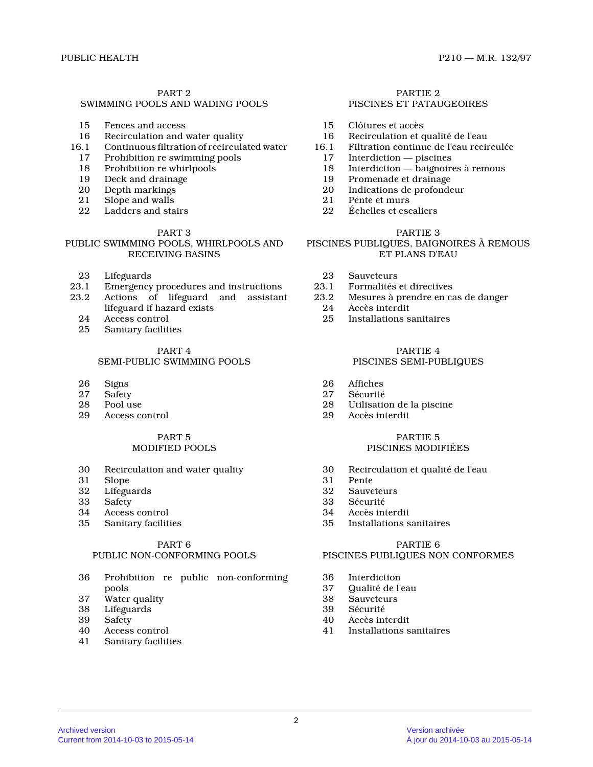PART 2
SWIMMING POOLS AND WADING POOLS

15 Fences and access
16 Recirculation and water quality
16.1 Continuous filtration of recirculated water
17 Prohibition re swimming pools
18 Prohibition re whirlpools
19 Deck and drainage
20 Depth markings
21 Slope and walls
22 Ladders and stairs

PART 3
PUBLIC SWIMMING POOLS, WHIRLPOOLS AND RECEIVING BASINS

23 Lifeguards
23.1 Emergency procedures and instructions
23.2 Actions of lifeguard and assistant lifeguard if hazard exists
24 Access control
25 Sanitary facilities

PART 4
SEMI-PUBLIC SWIMMING POOLS

26 Signs
27 Safety
28 Pool use
29 Access control

PART 5
MODIFIED POOLS

30 Recirculation and water quality
31 Slope
32 Lifeguards
33 Safety
34 Access control
35 Sanitary facilities

PART 6
PUBLIC NON-CONFORMING POOLS

36 Prohibition re public non-conforming pools
37 Water quality
38 Lifeguards
39 Safety
40 Access control
41 Sanitary facilities

PARTIE 2
PISCINES ET PATAUGEOIRES

15 Clôtures et accès
16 Recirculation et qualité de l'eau
16.1 Filtration continue de l'eau recirculée
17 Interdiction — piscines
18 Interdiction — baignoires à remous
19 Promenade et drainage
20 Indications de profondeur
21 Pente et murs
22 Échelles et escaliers

PARTIE 3
PISCINES PUBLIQUES, BAIGNOIRES À REMOUS ET PLANS D'EAU

23 Sauveteurs
23.1 Formalités et directives
23.2 Mesures à prendre en cas de danger
24 Accès interdit
25 Installations sanitaires

PARTIE 4
PISCINES SEMI-PUBLIQUES

26 Affiches
27 Sécurité
28 Utilisation de la piscine
29 Accès interdit

PARTIE 5
PISCINES MODIFIÉES

30 Recirculation et qualité de l'eau
31 Pente
32 Sauveteurs
33 Sécurité
34 Accès interdit
35 Installations sanitaires

PARTIE 6
PISCINES PUBLIQUES NON CONFORMES

36 Interdiction
37 Qualité de l'eau
38 Sauveteurs
39 Sécurité
40 Accès interdit
41 Installations sanitaires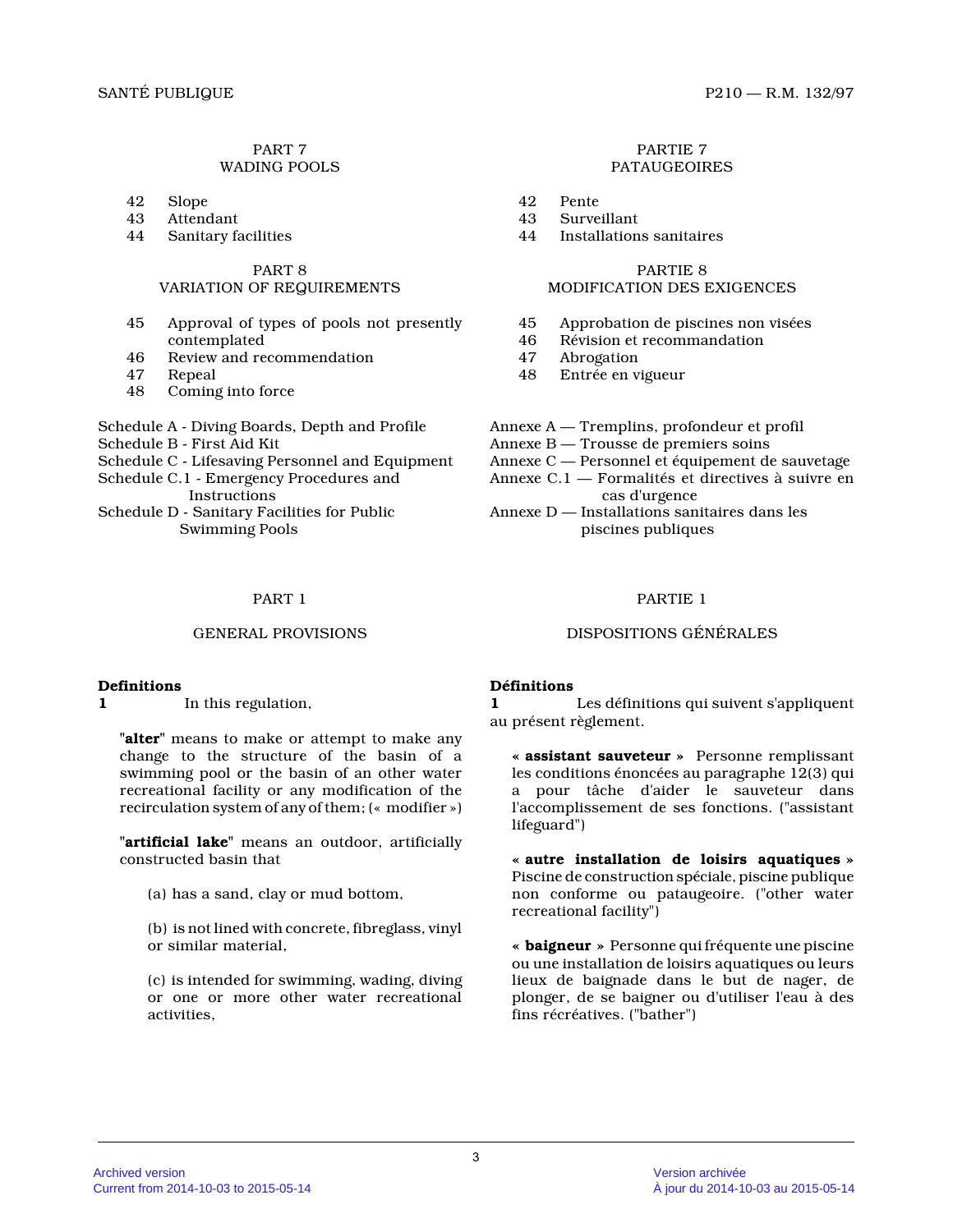PART 7
WADING POOLS

42 Slope
43 Attendant
44 Sanitary facilities

PART 8
VARIATION OF REQUIREMENTS

45 Approval of types of pools not presently contemplated
46 Review and recommendation
47 Repeal
48 Coming into force

Schedule A - Diving Boards, Depth and Profile
Schedule B - First Aid Kit
Schedule C - Lifesaving Personnel and Equipment
Schedule C.1 - Emergency Procedures and Instructions
Schedule D - Sanitary Facilities for Public Swimming Pools

PARTIE 7
PATAUGEOIRES

42 Pente
43 Surveillant
44 Installations sanitaires

PARTIE 8
MODIFICATION DES EXIGENCES

45 Approbation de piscines non visées
46 Révision et recommandation
47 Abrogation
48 Entrée en vigueur

Annexe A — Tremplins, profondeur et profil
Annexe B — Trousse de premiers soins
Annexe C — Personnel et équipement de sauvetage
Annexe C.1 — Formalités et directives à suivre en cas d'urgence
Annexe D — Installations sanitaires dans les piscines publiques

## PART 1

## GENERAL PROVISIONS

**Definitions**

**1** In this regulation,

"**alter**" means to make or attempt to make any change to the structure of the basin of a swimming pool or the basin of an other water recreational facility or any modification of the recirculation system of any of them; (« modifier »)

"**artificial lake**" means an outdoor, artificially constructed basin that

(a) has a sand, clay or mud bottom,

(b) is not lined with concrete, fibreglass, vinyl or similar material,

(c) is intended for swimming, wading, diving or one or more other water recreational activities,

## PARTIE 1

## DISPOSITIONS GÉNÉRALES

**Définitions**

**1** Les définitions qui suivent s'appliquent au présent règlement.

« **assistant sauveteur** » Personne remplissant les conditions énoncées au paragraphe 12(3) qui a pour tâche d'aider le sauveteur dans l'accomplissement de ses fonctions. ("assistant lifeguard")

« **autre installation de loisirs aquatiques** » Piscine de construction spéciale, piscine publique non conforme ou pataugeoire. ("other water recreational facility")

« **baigneur** » Personne qui fréquente une piscine ou une installation de loisirs aquatiques ou leurs lieux de baignade dans le but de nager, de plonger, de se baigner ou d'utiliser l'eau à des fins récréatives. ("bather")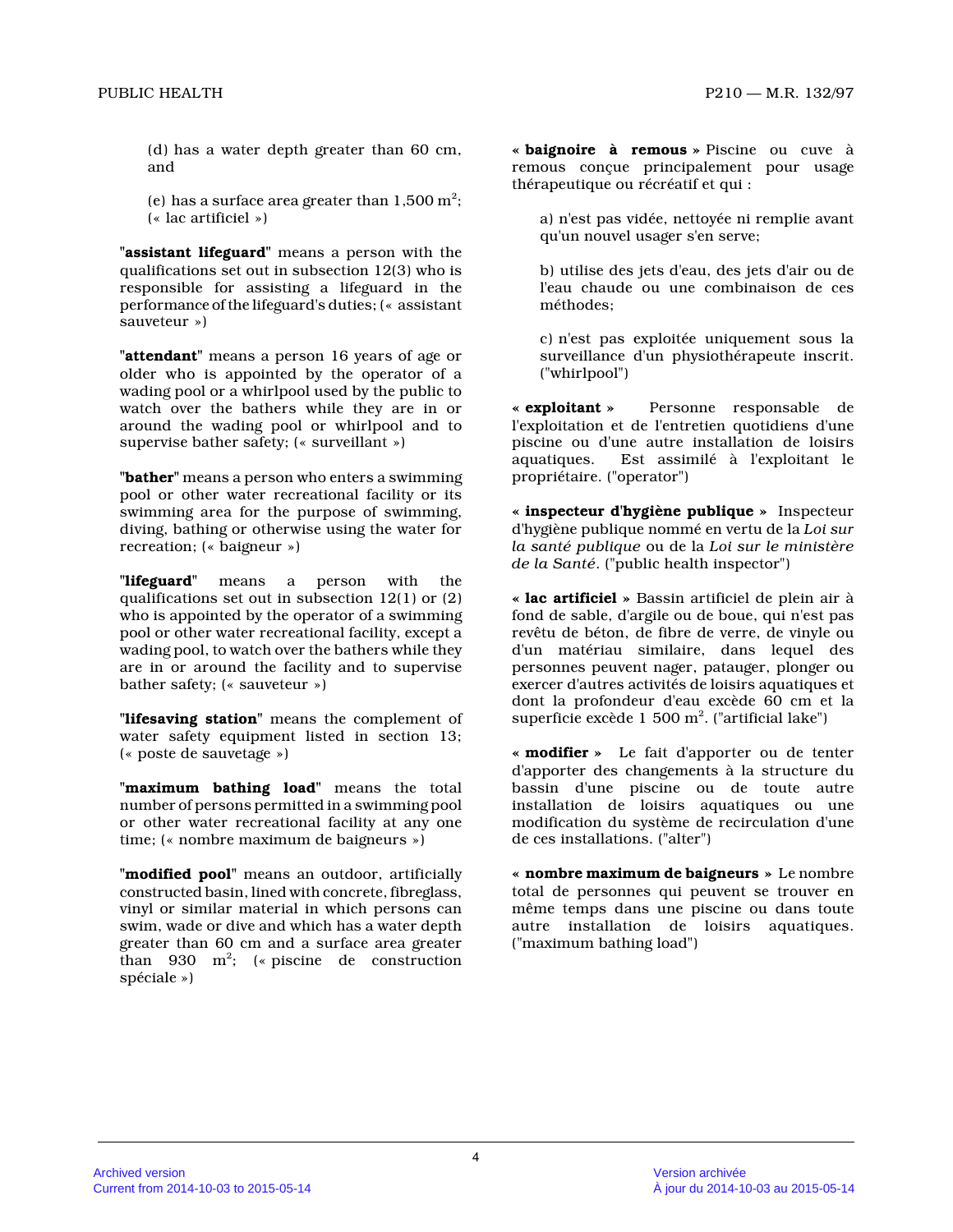(d) has a water depth greater than 60 cm, and

(e) has a surface area greater than 1,500 $m^2$; (« lac artificiel »)

"**assistant lifeguard**" means a person with the qualifications set out in subsection 12(3) who is responsible for assisting a lifeguard in the performance of the lifeguard's duties; (« assistant sauveteur »)

"**attendant**" means a person 16 years of age or older who is appointed by the operator of a wading pool or a whirlpool used by the public to watch over the bathers while they are in or around the wading pool or whirlpool and to supervise bather safety; (« surveillant »)

"**bather**" means a person who enters a swimming pool or other water recreational facility or its swimming area for the purpose of swimming, diving, bathing or otherwise using the water for recreation; (« baigneur »)

"**lifeguard**" means a person with the qualifications set out in subsection 12(1) or (2) who is appointed by the operator of a swimming pool or other water recreational facility, except a wading pool, to watch over the bathers while they are in or around the facility and to supervise bather safety; (« sauveteur »)

"**lifesaving station**" means the complement of water safety equipment listed in section 13; (« poste de sauvetage »)

"**maximum bathing load**" means the total number of persons permitted in a swimming pool or other water recreational facility at any one time; (« nombre maximum de baigneurs »)

"**modified pool**" means an outdoor, artificially constructed basin, lined with concrete, fibreglass, vinyl or similar material in which persons can swim, wade or dive and which has a water depth greater than 60 cm and a surface area greater than 930 $m^2$; (« piscine de construction spéciale »)

« **baignoire à remous** » Piscine ou cuve à remous conçue principalement pour usage thérapeutique ou récréatif et qui :

a) n'est pas vidée, nettoyée ni remplie avant qu'un nouvel usager s'en serve;

b) utilise des jets d'eau, des jets d'air ou de l'eau chaude ou une combinaison de ces méthodes;

c) n'est pas exploitée uniquement sous la surveillance d'un physiothérapeute inscrit. ("whirlpool")

« **exploitant** » Personne responsable de l'exploitation et de l'entretien quotidiens d'une piscine ou d'une autre installation de loisirs aquatiques. Est assimilé à l'exploitant le propriétaire. ("operator")

« **inspecteur d'hygiène publique** » Inspecteur d'hygiène publique nommé en vertu de la *Loi sur la santé publique* ou de la *Loi sur le ministère de la Santé*. ("public health inspector")

« **lac artificiel** » Bassin artificiel de plein air à fond de sable, d'argile ou de boue, qui n'est pas revêtu de béton, de fibre de verre, de vinyle ou d'un matériau similaire, dans lequel des personnes peuvent nager, patauger, plonger ou exercer d'autres activités de loisirs aquatiques et dont la profondeur d'eau excède 60 cm et la superficie excède 1 500 $m^2$. ("artificial lake")

« **modifier** » Le fait d'apporter ou de tenter d'apporter des changements à la structure du bassin d'une piscine ou de toute autre installation de loisirs aquatiques ou une modification du système de recirculation d'une de ces installations. ("alter")

« **nombre maximum de baigneurs** » Le nombre total de personnes qui peuvent se trouver en même temps dans une piscine ou dans toute autre installation de loisirs aquatiques. ("maximum bathing load")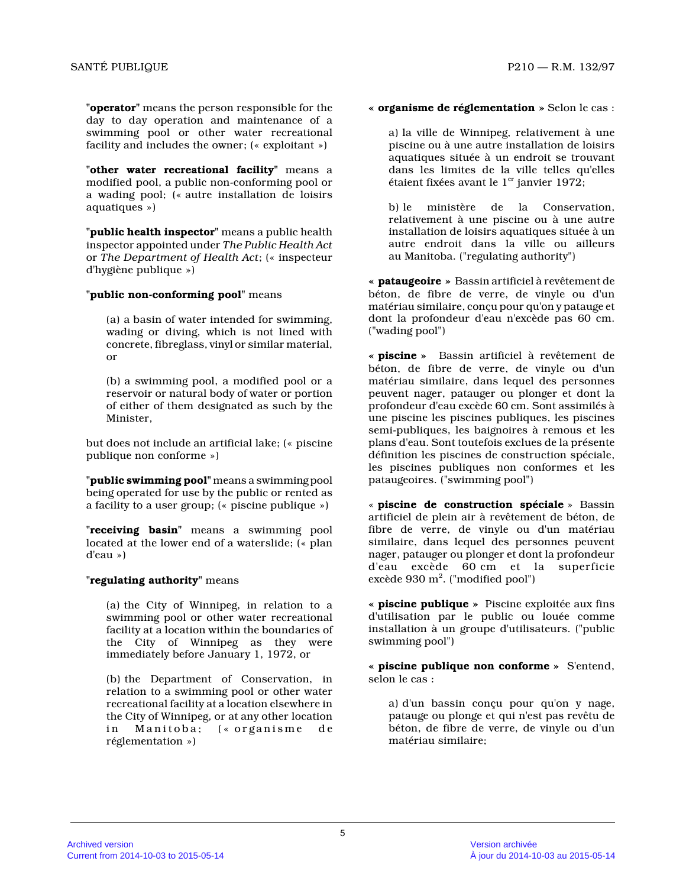**"operator"** means the person responsible for the day to day operation and maintenance of a swimming pool or other water recreational facility and includes the owner; (« exploitant »)

**"other water recreational facility"** means a modified pool, a public non-conforming pool or a wading pool; (« autre installation de loisirs aquatiques »)

**"public health inspector"** means a public health inspector appointed under *The Public Health Act* or *The Department of Health Act*; (« inspecteur d'hygiène publique »)

**"public non-conforming pool"** means

(a) a basin of water intended for swimming, wading or diving, which is not lined with concrete, fibreglass, vinyl or similar material, or

(b) a swimming pool, a modified pool or a reservoir or natural body of water or portion of either of them designated as such by the Minister,

but does not include an artificial lake; (« piscine publique non conforme »)

**"public swimming pool"** means a swimming pool being operated for use by the public or rented as a facility to a user group; (« piscine publique »)

**"receiving basin"** means a swimming pool located at the lower end of a waterslide; (« plan d'eau »)

**"regulating authority"** means

(a) the City of Winnipeg, in relation to a swimming pool or other water recreational facility at a location within the boundaries of the City of Winnipeg as they were immediately before January 1, 1972, or

(b) the Department of Conservation, in relation to a swimming pool or other water recreational facility at a location elsewhere in the City of Winnipeg, or at any other location in Manitoba; (« organisme de réglementation »)

**« organisme de réglementation »** Selon le cas :

a) la ville de Winnipeg, relativement à une piscine ou à une autre installation de loisirs aquatiques située à un endroit se trouvant dans les limites de la ville telles qu'elles étaient fixées avant le 1er janvier 1972;

b) le ministère de la Conservation, relativement à une piscine ou à une autre installation de loisirs aquatiques située à un autre endroit dans la ville ou ailleurs au Manitoba. ("regulating authority")

**« pataugeoire »** Bassin artificiel à revêtement de béton, de fibre de verre, de vinyle ou d'un matériau similaire, conçu pour qu'on y patauge et dont la profondeur d'eau n'excède pas 60 cm. ("wading pool")

**« piscine »** Bassin artificiel à revêtement de béton, de fibre de verre, de vinyle ou d'un matériau similaire, dans lequel des personnes peuvent nager, patauger ou plonger et dont la profondeur d'eau excède 60 cm. Sont assimilés à une piscine les piscines publiques, les piscines semi-publiques, les baignoires à remous et les plans d'eau. Sont toutefois exclues de la présente définition les piscines de construction spéciale, les piscines publiques non conformes et les pataugeoires. ("swimming pool")

**« piscine de construction spéciale »** Bassin artificiel de plein air à revêtement de béton, de fibre de verre, de vinyle ou d'un matériau similaire, dans lequel des personnes peuvent nager, patauger ou plonger et dont la profondeur d'eau excède 60 cm et la superficie excède 930 $m^2$. ("modified pool")

**« piscine publique »** Piscine exploitée aux fins d'utilisation par le public ou louée comme installation à un groupe d'utilisateurs. ("public swimming pool")

**« piscine publique non conforme »** S'entend, selon le cas :

a) d'un bassin conçu pour qu'on y nage, patauge ou plonge et qui n'est pas revêtu de béton, de fibre de verre, de vinyle ou d'un matériau similaire;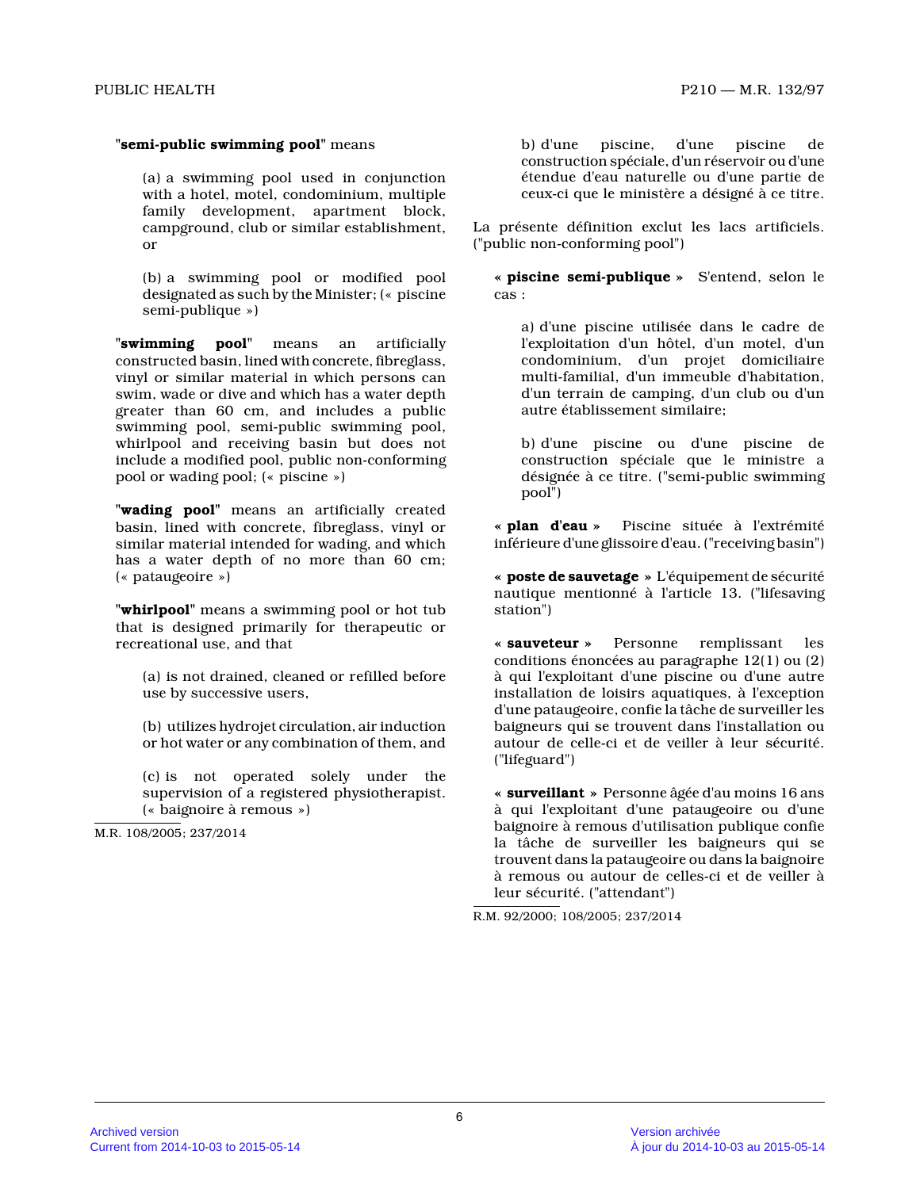"**semi-public swimming pool**" means

(a) a swimming pool used in conjunction with a hotel, motel, condominium, multiple family development, apartment block, campground, club or similar establishment, or

(b) a swimming pool or modified pool designated as such by the Minister; (« piscine semi-publique »)

"**swimming pool**" means an artificially constructed basin, lined with concrete, fibreglass, vinyl or similar material in which persons can swim, wade or dive and which has a water depth greater than 60 cm, and includes a public swimming pool, semi-public swimming pool, whirlpool and receiving basin but does not include a modified pool, public non-conforming pool or wading pool; (« piscine »)

"**wading pool**" means an artificially created basin, lined with concrete, fibreglass, vinyl or similar material intended for wading, and which has a water depth of no more than 60 cm; (« pataugeoire »)

"**whirlpool**" means a swimming pool or hot tub that is designed primarily for therapeutic or recreational use, and that

(a) is not drained, cleaned or refilled before use by successive users,

(b) utilizes hydrojet circulation, air induction or hot water or any combination of them, and

(c) is not operated solely under the supervision of a registered physiotherapist. (« baignoire à remous »)

M.R. 108/2005; 237/2014

b) d'une piscine, d'une piscine de construction spéciale, d'un réservoir ou d'une étendue d'eau naturelle ou d'une partie de ceux-ci que le ministère a désigné à ce titre.

La présente définition exclut les lacs artificiels. ("public non-conforming pool")

« **piscine semi-publique** » S'entend, selon le cas :

a) d'une piscine utilisée dans le cadre de l'exploitation d'un hôtel, d'un motel, d'un condominium, d'un projet domiciliaire multi-familial, d'un immeuble d'habitation, d'un terrain de camping, d'un club ou d'un autre établissement similaire;

b) d'une piscine ou d'une piscine de construction spéciale que le ministre a désignée à ce titre. ("semi-public swimming pool")

« **plan d'eau** » Piscine située à l'extrémité inférieure d'une glissoire d'eau. ("receiving basin")

« **poste de sauvetage** » L'équipement de sécurité nautique mentionné à l'article 13. ("lifesaving station")

« **sauveteur** » Personne remplissant les conditions énoncées au paragraphe 12(1) ou (2) à qui l'exploitant d'une piscine ou d'une autre installation de loisirs aquatiques, à l'exception d'une pataugeoire, confie la tâche de surveiller les baigneurs qui se trouvent dans l'installation ou autour de celle-ci et de veiller à leur sécurité. ("lifeguard")

« **surveillant** » Personne âgée d'au moins 16 ans à qui l'exploitant d'une pataugeoire ou d'une baignoire à remous d'utilisation publique confie la tâche de surveiller les baigneurs qui se trouvent dans la pataugeoire ou dans la baignoire à remous ou autour de celles-ci et de veiller à leur sécurité. ("attendant")

R.M. 92/2000; 108/2005; 237/2014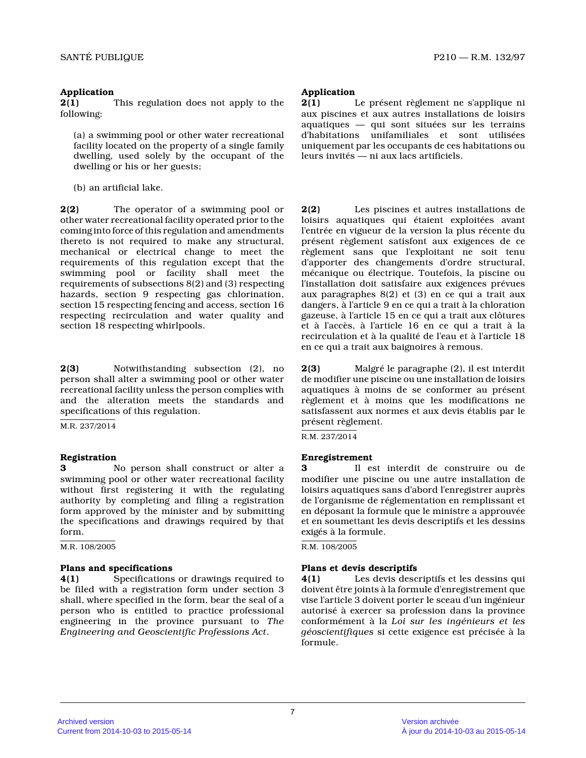**Application**

**2(1)** This regulation does not apply to the following:

(a) a swimming pool or other water recreational facility located on the property of a single family dwelling, used solely by the occupant of the dwelling or his or her guests;

(b) an artificial lake.

**2(2)** The operator of a swimming pool or other water recreational facility operated prior to the coming into force of this regulation and amendments thereto is not required to make any structural, mechanical or electrical change to meet the requirements of this regulation except that the swimming pool or facility shall meet the requirements of subsections 8(2) and (3) respecting hazards, section 9 respecting gas chlorination, section 15 respecting fencing and access, section 16 respecting recirculation and water quality and section 18 respecting whirlpools.

**2(3)** Notwithstanding subsection (2), no person shall alter a swimming pool or other water recreational facility unless the person complies with and the alteration meets the standards and specifications of this regulation.

M.R. 237/2014

**Registration**

**3** No person shall construct or alter a swimming pool or other water recreational facility without first registering it with the regulating authority by completing and filing a registration form approved by the minister and by submitting the specifications and drawings required by that form.

M.R. 108/2005

**Plans and specifications**

**4(1)** Specifications or drawings required to be filed with a registration form under section 3 shall, where specified in the form, bear the seal of a person who is entitled to practice professional engineering in the province pursuant to *The Engineering and Geoscientific Professions Act*.

**Application**

**2(1)** Le présent règlement ne s'applique ni aux piscines et aux autres installations de loisirs aquatiques — qui sont situées sur les terrains d'habitations unifamiliales et sont utilisées uniquement par les occupants de ces habitations ou leurs invités — ni aux lacs artificiels.

**2(2)** Les piscines et autres installations de loisirs aquatiques qui étaient exploitées avant l'entrée en vigueur de la version la plus récente du présent règlement satisfont aux exigences de ce règlement sans que l'exploitant ne soit tenu d'apporter des changements d'ordre structural, mécanique ou électrique. Toutefois, la piscine ou l'installation doit satisfaire aux exigences prévues aux paragraphes 8(2) et (3) en ce qui a trait aux dangers, à l'article 9 en ce qui a trait à la chloration gazeuse, à l'article 15 en ce qui a trait aux clôtures et à l'accès, à l'article 16 en ce qui a trait à la recirculation et à la qualité de l'eau et à l'article 18 en ce qui a trait aux baignoires à remous.

**2(3)** Malgré le paragraphe (2), il est interdit de modifier une piscine ou une installation de loisirs aquatiques à moins de se conformer au présent règlement et à moins que les modifications ne satisfassent aux normes et aux devis établis par le présent règlement.

R.M. 237/2014

**Enregistrement**

**3** Il est interdit de construire ou de modifier une piscine ou une autre installation de loisirs aquatiques sans d'abord l'enregistrer auprès de l'organisme de réglementation en remplissant et en déposant la formule que le ministre a approuvée et en soumettant les devis descriptifs et les dessins exigés à la formule.

R.M. 108/2005

**Plans et devis descriptifs**

**4(1)** Les devis descriptifs et les dessins qui doivent être joints à la formule d'enregistrement que vise l'article 3 doivent porter le sceau d'un ingénieur autorisé à exercer sa profession dans la province conformément à la *Loi sur les ingénieurs et les géoscientifiques* si cette exigence est précisée à la formule.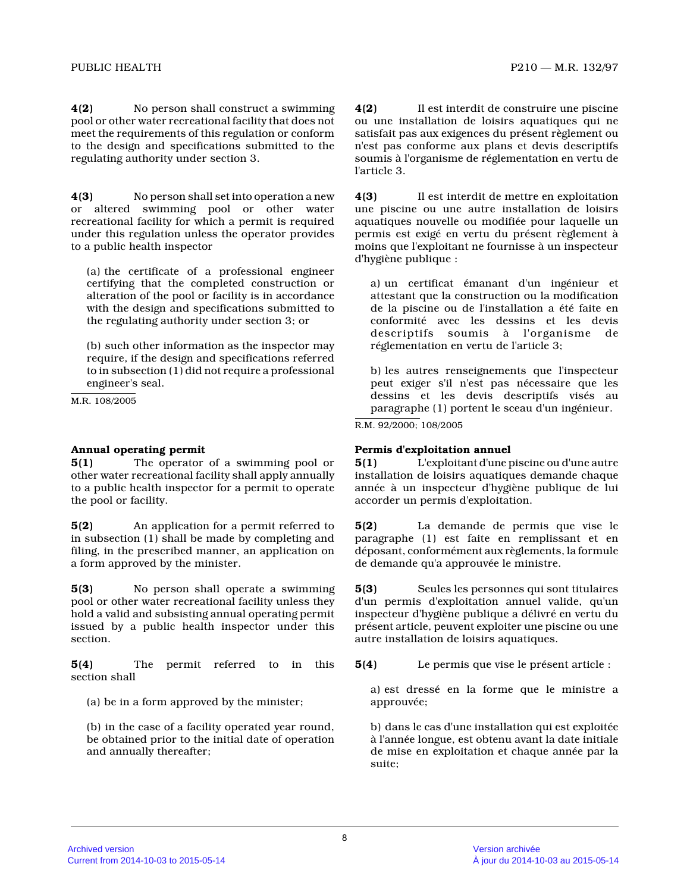**4(2)** No person shall construct a swimming pool or other water recreational facility that does not meet the requirements of this regulation or conform to the design and specifications submitted to the regulating authority under section 3.

**4(3)** No person shall set into operation a new or altered swimming pool or other water recreational facility for which a permit is required under this regulation unless the operator provides to a public health inspector

(a) the certificate of a professional engineer certifying that the completed construction or alteration of the pool or facility is in accordance with the design and specifications submitted to the regulating authority under section 3; or

(b) such other information as the inspector may require, if the design and specifications referred to in subsection (1) did not require a professional engineer's seal.

M.R. 108/2005

**Annual operating permit**

**5(1)** The operator of a swimming pool or other water recreational facility shall apply annually to a public health inspector for a permit to operate the pool or facility.

**5(2)** An application for a permit referred to in subsection (1) shall be made by completing and filing, in the prescribed manner, an application on a form approved by the minister.

**5(3)** No person shall operate a swimming pool or other water recreational facility unless they hold a valid and subsisting annual operating permit issued by a public health inspector under this section.

**5(4)** The permit referred to in this section shall

(a) be in a form approved by the minister;

(b) in the case of a facility operated year round, be obtained prior to the initial date of operation and annually thereafter;

**4(2)** Il est interdit de construire une piscine ou une installation de loisirs aquatiques qui ne satisfait pas aux exigences du présent règlement ou n'est pas conforme aux plans et devis descriptifs soumis à l'organisme de réglementation en vertu de l'article 3.

**4(3)** Il est interdit de mettre en exploitation une piscine ou une autre installation de loisirs aquatiques nouvelle ou modifiée pour laquelle un permis est exigé en vertu du présent règlement à moins que l'exploitant ne fournisse à un inspecteur d'hygiène publique :

a) un certificat émanant d'un ingénieur et attestant que la construction ou la modification de la piscine ou de l'installation a été faite en conformité avec les dessins et les devis descriptifs soumis à l'organisme de réglementation en vertu de l'article 3;

b) les autres renseignements que l'inspecteur peut exiger s'il n'est pas nécessaire que les dessins et les devis descriptifs visés au paragraphe (1) portent le sceau d'un ingénieur.

R.M. 92/2000; 108/2005

**Permis d'exploitation annuel**

**5(1)** L'exploitant d'une piscine ou d'une autre installation de loisirs aquatiques demande chaque année à un inspecteur d'hygiène publique de lui accorder un permis d'exploitation.

**5(2)** La demande de permis que vise le paragraphe (1) est faite en remplissant et en déposant, conformément aux règlements, la formule de demande qu'a approuvée le ministre.

**5(3)** Seules les personnes qui sont titulaires d'un permis d'exploitation annuel valide, qu'un inspecteur d'hygiène publique a délivré en vertu du présent article, peuvent exploiter une piscine ou une autre installation de loisirs aquatiques.

**5(4)** Le permis que vise le présent article :

a) est dressé en la forme que le ministre a approuvée;

b) dans le cas d'une installation qui est exploitée à l'année longue, est obtenu avant la date initiale de mise en exploitation et chaque année par la suite;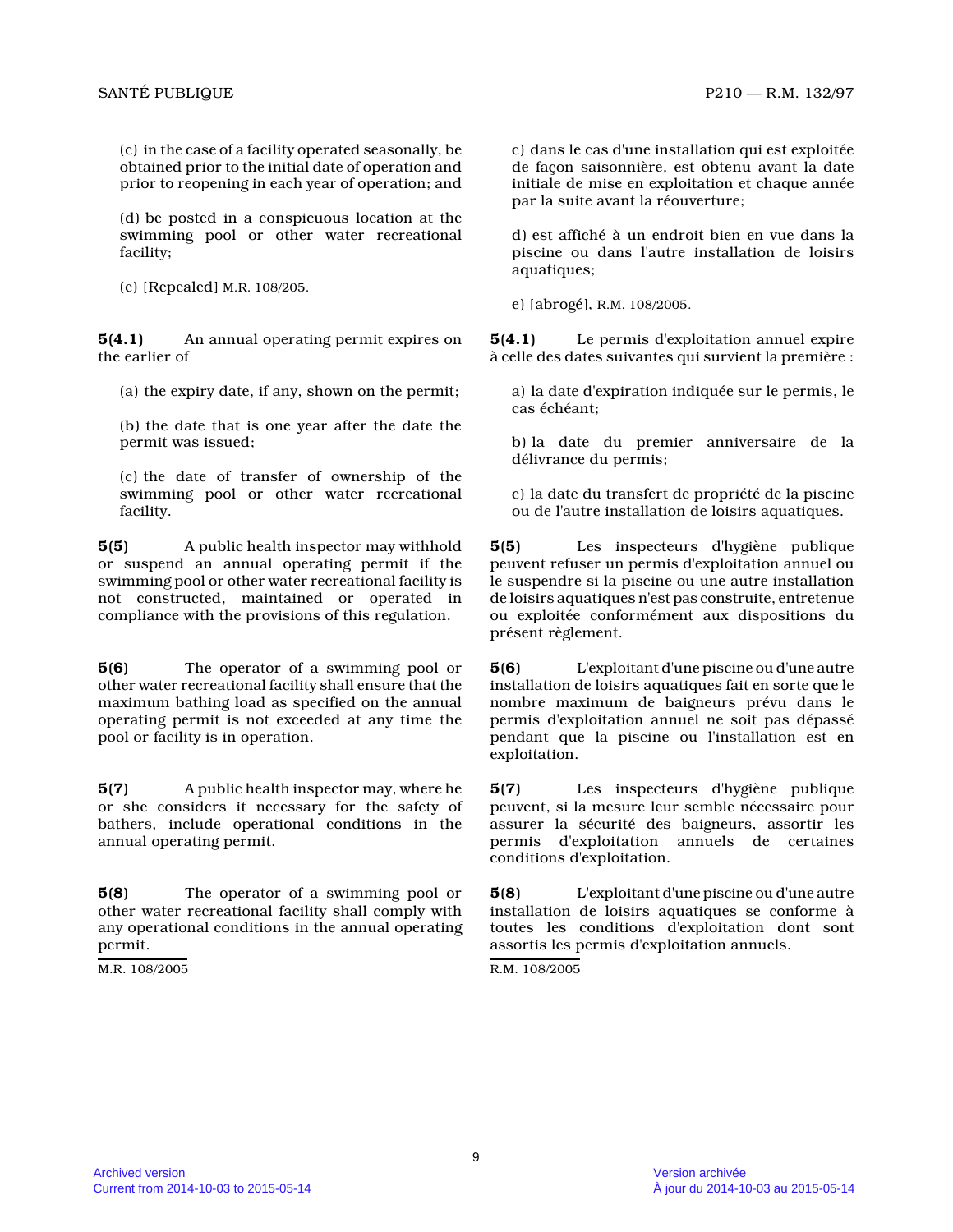(c) in the case of a facility operated seasonally, be obtained prior to the initial date of operation and prior to reopening in each year of operation; and

(d) be posted in a conspicuous location at the swimming pool or other water recreational facility;

(e) [Repealed] M.R. 108/205.

**5(4.1)** An annual operating permit expires on the earlier of

(a) the expiry date, if any, shown on the permit;

(b) the date that is one year after the date the permit was issued;

(c) the date of transfer of ownership of the swimming pool or other water recreational facility.

**5(5)** A public health inspector may withhold or suspend an annual operating permit if the swimming pool or other water recreational facility is not constructed, maintained or operated in compliance with the provisions of this regulation.

**5(6)** The operator of a swimming pool or other water recreational facility shall ensure that the maximum bathing load as specified on the annual operating permit is not exceeded at any time the pool or facility is in operation.

**5(7)** A public health inspector may, where he or she considers it necessary for the safety of bathers, include operational conditions in the annual operating permit.

**5(8)** The operator of a swimming pool or other water recreational facility shall comply with any operational conditions in the annual operating permit.

M.R. 108/2005

c) dans le cas d'une installation qui est exploitée de façon saisonnière, est obtenu avant la date initiale de mise en exploitation et chaque année par la suite avant la réouverture;

d) est affiché à un endroit bien en vue dans la piscine ou dans l'autre installation de loisirs aquatiques;

e) [abrogé], R.M. 108/2005.

**5(4.1)** Le permis d'exploitation annuel expire à celle des dates suivantes qui survient la première :

a) la date d'expiration indiquée sur le permis, le cas échéant;

b) la date du premier anniversaire de la délivrance du permis;

c) la date du transfert de propriété de la piscine ou de l'autre installation de loisirs aquatiques.

**5(5)** Les inspecteurs d'hygiène publique peuvent refuser un permis d'exploitation annuel ou le suspendre si la piscine ou une autre installation de loisirs aquatiques n'est pas construite, entretenue ou exploitée conformément aux dispositions du présent règlement.

**5(6)** L'exploitant d'une piscine ou d'une autre installation de loisirs aquatiques fait en sorte que le nombre maximum de baigneurs prévu dans le permis d'exploitation annuel ne soit pas dépassé pendant que la piscine ou l'installation est en exploitation.

**5(7)** Les inspecteurs d'hygiène publique peuvent, si la mesure leur semble nécessaire pour assurer la sécurité des baigneurs, assortir les permis d'exploitation annuels de certaines conditions d'exploitation.

**5(8)** L'exploitant d'une piscine ou d'une autre installation de loisirs aquatiques se conforme à toutes les conditions d'exploitation dont sont assortis les permis d'exploitation annuels.

R.M. 108/2005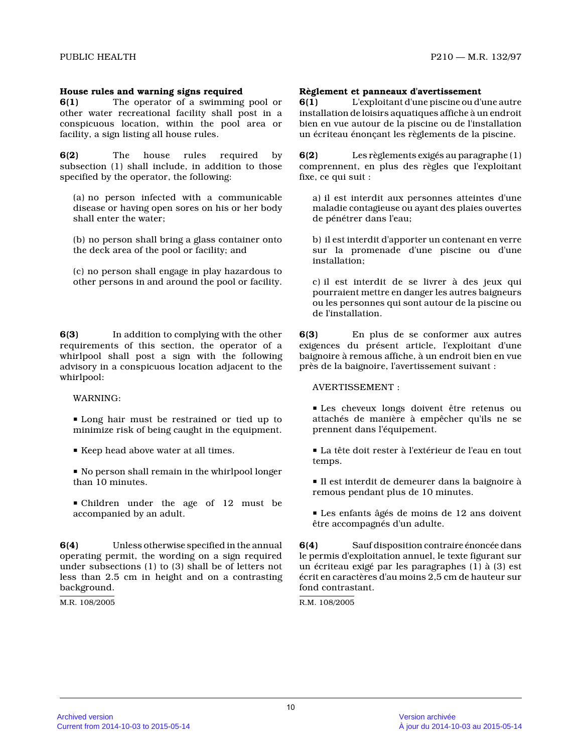### House rules and warning signs required

**6(1)** The operator of a swimming pool or other water recreational facility shall post in a conspicuous location, within the pool area or facility, a sign listing all house rules.

**6(2)** The house rules required by subsection (1) shall include, in addition to those specified by the operator, the following:

(a) no person infected with a communicable disease or having open sores on his or her body shall enter the water;

(b) no person shall bring a glass container onto the deck area of the pool or facility; and

(c) no person shall engage in play hazardous to other persons in and around the pool or facility.

**6(3)** In addition to complying with the other requirements of this section, the operator of a whirlpool shall post a sign with the following advisory in a conspicuous location adjacent to the whirlpool:

WARNING:

- Long hair must be restrained or tied up to minimize risk of being caught in the equipment.
- Keep head above water at all times.
- No person shall remain in the whirlpool longer than 10 minutes.
- Children under the age of 12 must be accompanied by an adult.

**6(4)** Unless otherwise specified in the annual operating permit, the wording on a sign required under subsections (1) to (3) shall be of letters not less than 2.5 cm in height and on a contrasting background.

M.R. 108/2005

### Règlement et panneaux d'avertissement

**6(1)** L'exploitant d'une piscine ou d'une autre installation de loisirs aquatiques affiche à un endroit bien en vue autour de la piscine ou de l'installation un écriteau énonçant les règlements de la piscine.

**6(2)** Les règlements exigés au paragraphe (1) comprennent, en plus des règles que l'exploitant fixe, ce qui suit :

a) il est interdit aux personnes atteintes d'une maladie contagieuse ou ayant des plaies ouvertes de pénétrer dans l'eau;

b) il est interdit d'apporter un contenant en verre sur la promenade d'une piscine ou d'une installation;

c) il est interdit de se livrer à des jeux qui pourraient mettre en danger les autres baigneurs ou les personnes qui sont autour de la piscine ou de l'installation.

**6(3)** En plus de se conformer aux autres exigences du présent article, l'exploitant d'une baignoire à remous affiche, à un endroit bien en vue près de la baignoire, l'avertissement suivant :

AVERTISSEMENT :

- Les cheveux longs doivent être retenus ou attachés de manière à empêcher qu'ils ne se prennent dans l'équipement.
- La tête doit rester à l'extérieur de l'eau en tout temps.
- Il est interdit de demeurer dans la baignoire à remous pendant plus de 10 minutes.
- Les enfants âgés de moins de 12 ans doivent être accompagnés d'un adulte.

**6(4)** Sauf disposition contraire énoncée dans le permis d'exploitation annuel, le texte figurant sur un écriteau exigé par les paragraphes (1) à (3) est écrit en caractères d'au moins 2,5 cm de hauteur sur fond contrastant.

R.M. 108/2005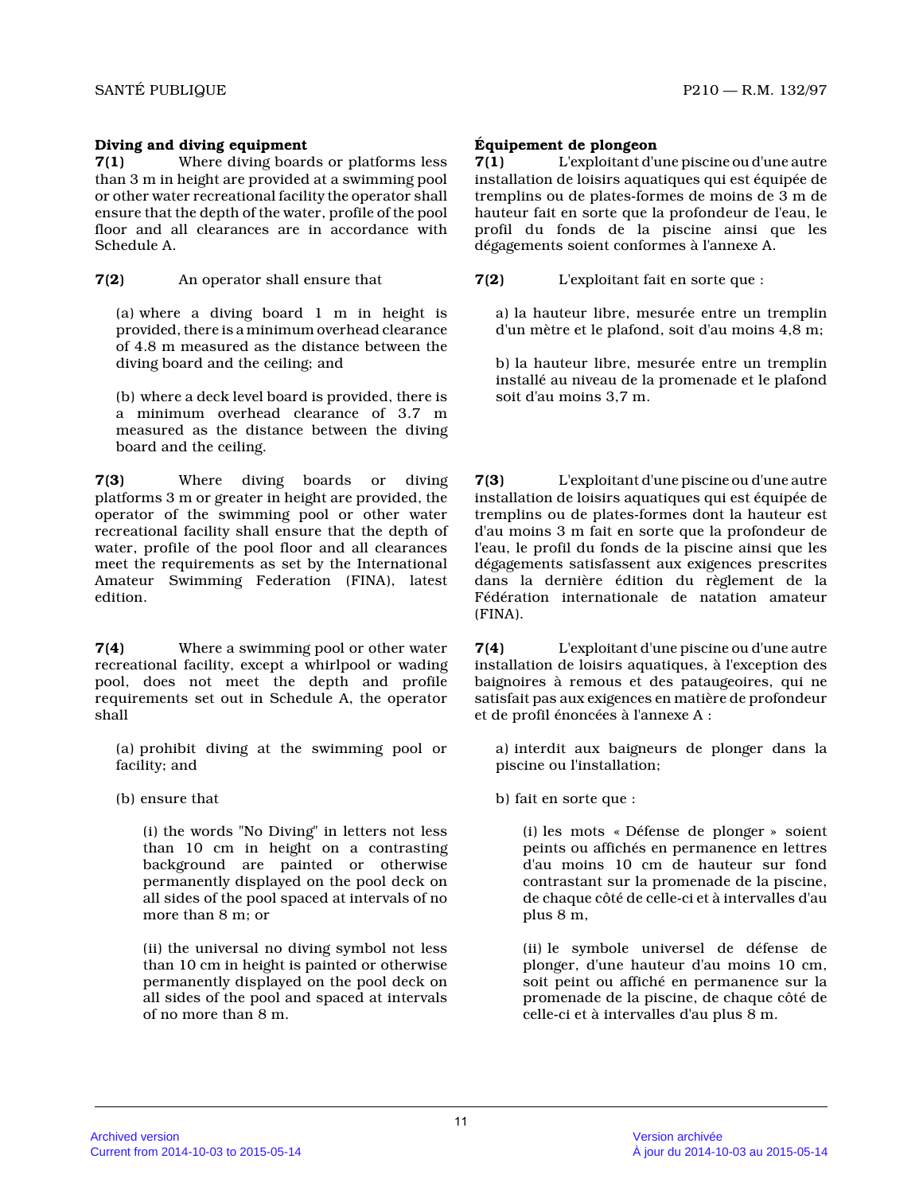**Diving and diving equipment**

**7(1)** Where diving boards or platforms less than 3 m in height are provided at a swimming pool or other water recreational facility the operator shall ensure that the depth of the water, profile of the pool floor and all clearances are in accordance with Schedule A.

**7(2)** An operator shall ensure that

(a) where a diving board 1 m in height is provided, there is a minimum overhead clearance of 4.8 m measured as the distance between the diving board and the ceiling; and

(b) where a deck level board is provided, there is a minimum overhead clearance of 3.7 m measured as the distance between the diving board and the ceiling.

**7(3)** Where diving boards or diving platforms 3 m or greater in height are provided, the operator of the swimming pool or other water recreational facility shall ensure that the depth of water, profile of the pool floor and all clearances meet the requirements as set by the International Amateur Swimming Federation (FINA), latest edition.

**7(4)** Where a swimming pool or other water recreational facility, except a whirlpool or wading pool, does not meet the depth and profile requirements set out in Schedule A, the operator shall

(a) prohibit diving at the swimming pool or facility; and

(b) ensure that

(i) the words "No Diving" in letters not less than 10 cm in height on a contrasting background are painted or otherwise permanently displayed on the pool deck on all sides of the pool spaced at intervals of no more than 8 m; or

(ii) the universal no diving symbol not less than 10 cm in height is painted or otherwise permanently displayed on the pool deck on all sides of the pool and spaced at intervals of no more than 8 m.

**Équipement de plongeon**

**7(1)** L'exploitant d'une piscine ou d'une autre installation de loisirs aquatiques qui est équipée de tremplins ou de plates-formes de moins de 3 m de hauteur fait en sorte que la profondeur de l'eau, le profil du fonds de la piscine ainsi que les dégagements soient conformes à l'annexe A.

**7(2)** L'exploitant fait en sorte que :

a) la hauteur libre, mesurée entre un tremplin d'un mètre et le plafond, soit d'au moins 4,8 m;

b) la hauteur libre, mesurée entre un tremplin installé au niveau de la promenade et le plafond soit d'au moins 3,7 m.

**7(3)** L'exploitant d'une piscine ou d'une autre installation de loisirs aquatiques qui est équipée de tremplins ou de plates-formes dont la hauteur est d'au moins 3 m fait en sorte que la profondeur de l'eau, le profil du fonds de la piscine ainsi que les dégagements satisfassent aux exigences prescrites dans la dernière édition du règlement de la Fédération internationale de natation amateur (FINA).

**7(4)** L'exploitant d'une piscine ou d'une autre installation de loisirs aquatiques, à l'exception des baignoires à remous et des pataugeoires, qui ne satisfait pas aux exigences en matière de profondeur et de profil énoncées à l'annexe A :

a) interdit aux baigneurs de plonger dans la piscine ou l'installation;

b) fait en sorte que :

(i) les mots « Défense de plonger » soient peints ou affichés en permanence en lettres d'au moins 10 cm de hauteur sur fond contrastant sur la promenade de la piscine, de chaque côté de celle-ci et à intervalles d'au plus 8 m,

(ii) le symbole universel de défense de plonger, d'une hauteur d'au moins 10 cm, soit peint ou affiché en permanence sur la promenade de la piscine, de chaque côté de celle-ci et à intervalles d'au plus 8 m.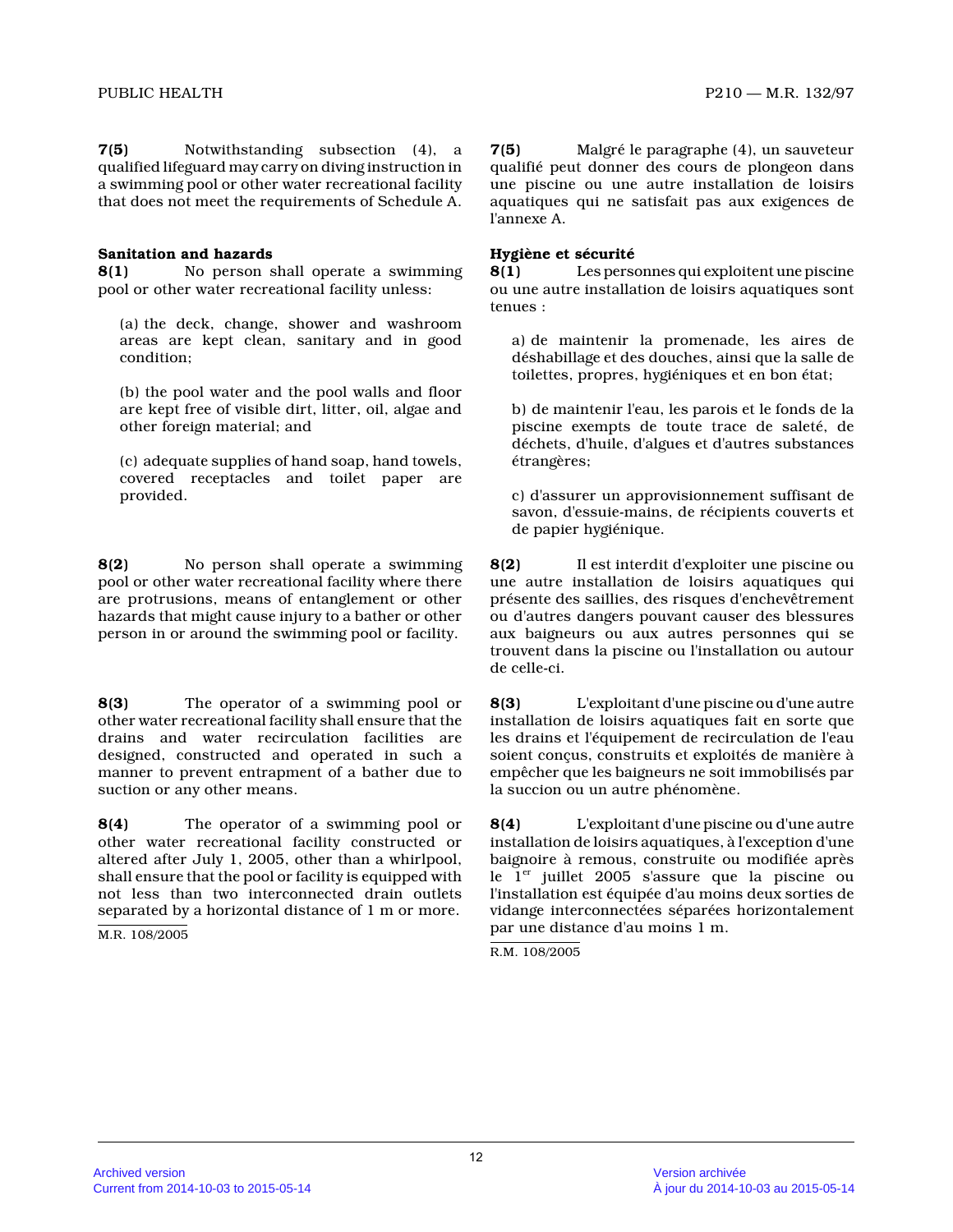**7(5)** Notwithstanding subsection (4), a qualified lifeguard may carry on diving instruction in a swimming pool or other water recreational facility that does not meet the requirements of Schedule A.

**7(5)** Malgré le paragraphe (4), un sauveteur qualifié peut donner des cours de plongeon dans une piscine ou une autre installation de loisirs aquatiques qui ne satisfait pas aux exigences de l'annexe A.

**Sanitation and hazards**

**8(1)** No person shall operate a swimming pool or other water recreational facility unless:

(a) the deck, change, shower and washroom areas are kept clean, sanitary and in good condition;

(b) the pool water and the pool walls and floor are kept free of visible dirt, litter, oil, algae and other foreign material; and

(c) adequate supplies of hand soap, hand towels, covered receptacles and toilet paper are provided.

**Hygiène et sécurité**

**8(1)** Les personnes qui exploitent une piscine ou une autre installation de loisirs aquatiques sont tenues :

a) de maintenir la promenade, les aires de déshabillage et des douches, ainsi que la salle de toilettes, propres, hygiéniques et en bon état;

b) de maintenir l'eau, les parois et le fonds de la piscine exempts de toute trace de saleté, de déchets, d'huile, d'algues et d'autres substances étrangères;

c) d'assurer un approvisionnement suffisant de savon, d'essuie-mains, de récipients couverts et de papier hygiénique.

**8(2)** No person shall operate a swimming pool or other water recreational facility where there are protrusions, means of entanglement or other hazards that might cause injury to a bather or other person in or around the swimming pool or facility.

**8(2)** Il est interdit d'exploiter une piscine ou une autre installation de loisirs aquatiques qui présente des saillies, des risques d'enchevêtrement ou d'autres dangers pouvant causer des blessures aux baigneurs ou aux autres personnes qui se trouvent dans la piscine ou l'installation ou autour de celle-ci.

**8(3)** The operator of a swimming pool or other water recreational facility shall ensure that the drains and water recirculation facilities are designed, constructed and operated in such a manner to prevent entrapment of a bather due to suction or any other means.

**8(3)** L'exploitant d'une piscine ou d'une autre installation de loisirs aquatiques fait en sorte que les drains et l'équipement de recirculation de l'eau soient conçus, construits et exploités de manière à empêcher que les baigneurs ne soit immobilisés par la succion ou un autre phénomène.

**8(4)** The operator of a swimming pool or other water recreational facility constructed or altered after July 1, 2005, other than a whirlpool, shall ensure that the pool or facility is equipped with not less than two interconnected drain outlets separated by a horizontal distance of 1 m or more.

M.R. 108/2005

**8(4)** L'exploitant d'une piscine ou d'une autre installation de loisirs aquatiques, à l'exception d'une baignoire à remous, construite ou modifiée après le 1er juillet 2005 s'assure que la piscine ou l'installation est équipée d'au moins deux sorties de vidange interconnectées séparées horizontalement par une distance d'au moins 1 m.

R.M. 108/2005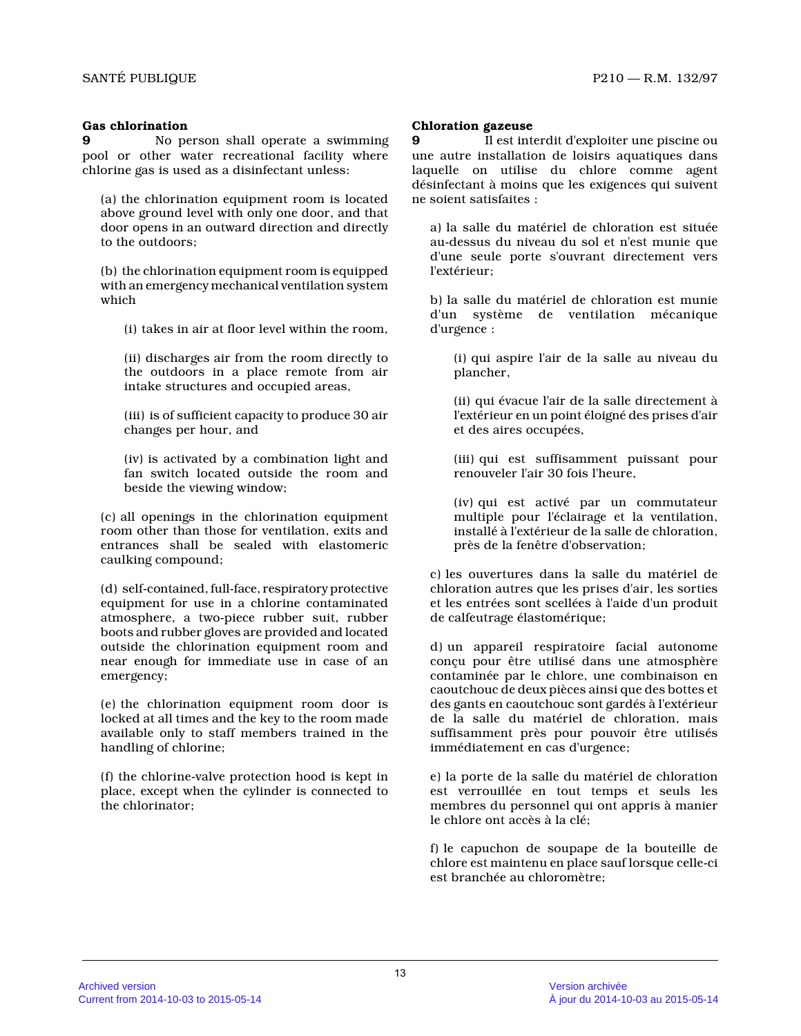**Gas chlorination**

**9** No person shall operate a swimming pool or other water recreational facility where chlorine gas is used as a disinfectant unless:

(a) the chlorination equipment room is located above ground level with only one door, and that door opens in an outward direction and directly to the outdoors;

(b) the chlorination equipment room is equipped with an emergency mechanical ventilation system which

(i) takes in air at floor level within the room,

(ii) discharges air from the room directly to the outdoors in a place remote from air intake structures and occupied areas,

(iii) is of sufficient capacity to produce 30 air changes per hour, and

(iv) is activated by a combination light and fan switch located outside the room and beside the viewing window;

(c) all openings in the chlorination equipment room other than those for ventilation, exits and entrances shall be sealed with elastomeric caulking compound;

(d) self-contained, full-face, respiratory protective equipment for use in a chlorine contaminated atmosphere, a two-piece rubber suit, rubber boots and rubber gloves are provided and located outside the chlorination equipment room and near enough for immediate use in case of an emergency;

(e) the chlorination equipment room door is locked at all times and the key to the room made available only to staff members trained in the handling of chlorine;

(f) the chlorine-valve protection hood is kept in place, except when the cylinder is connected to the chlorinator;

**Chloration gazeuse**

**9** Il est interdit d'exploiter une piscine ou une autre installation de loisirs aquatiques dans laquelle on utilise du chlore comme agent désinfectant à moins que les exigences qui suivent ne soient satisfaites :

a) la salle du matériel de chloration est située au-dessus du niveau du sol et n'est munie que d'une seule porte s'ouvrant directement vers l'extérieur;

b) la salle du matériel de chloration est munie d'un système de ventilation mécanique d'urgence :

(i) qui aspire l'air de la salle au niveau du plancher,

(ii) qui évacue l'air de la salle directement à l'extérieur en un point éloigné des prises d'air et des aires occupées,

(iii) qui est suffisamment puissant pour renouveler l'air 30 fois l'heure,

(iv) qui est activé par un commutateur multiple pour l'éclairage et la ventilation, installé à l'extérieur de la salle de chloration, près de la fenêtre d'observation;

c) les ouvertures dans la salle du matériel de chloration autres que les prises d'air, les sorties et les entrées sont scellées à l'aide d'un produit de calfeutrage élastomérique;

d) un appareil respiratoire facial autonome conçu pour être utilisé dans une atmosphère contaminée par le chlore, une combinaison en caoutchouc de deux pièces ainsi que des bottes et des gants en caoutchouc sont gardés à l'extérieur de la salle du matériel de chloration, mais suffisamment près pour pouvoir être utilisés immédiatement en cas d'urgence;

e) la porte de la salle du matériel de chloration est verrouillée en tout temps et seuls les membres du personnel qui ont appris à manier le chlore ont accès à la clé;

f) le capuchon de soupape de la bouteille de chlore est maintenu en place sauf lorsque celle-ci est branchée au chloromètre;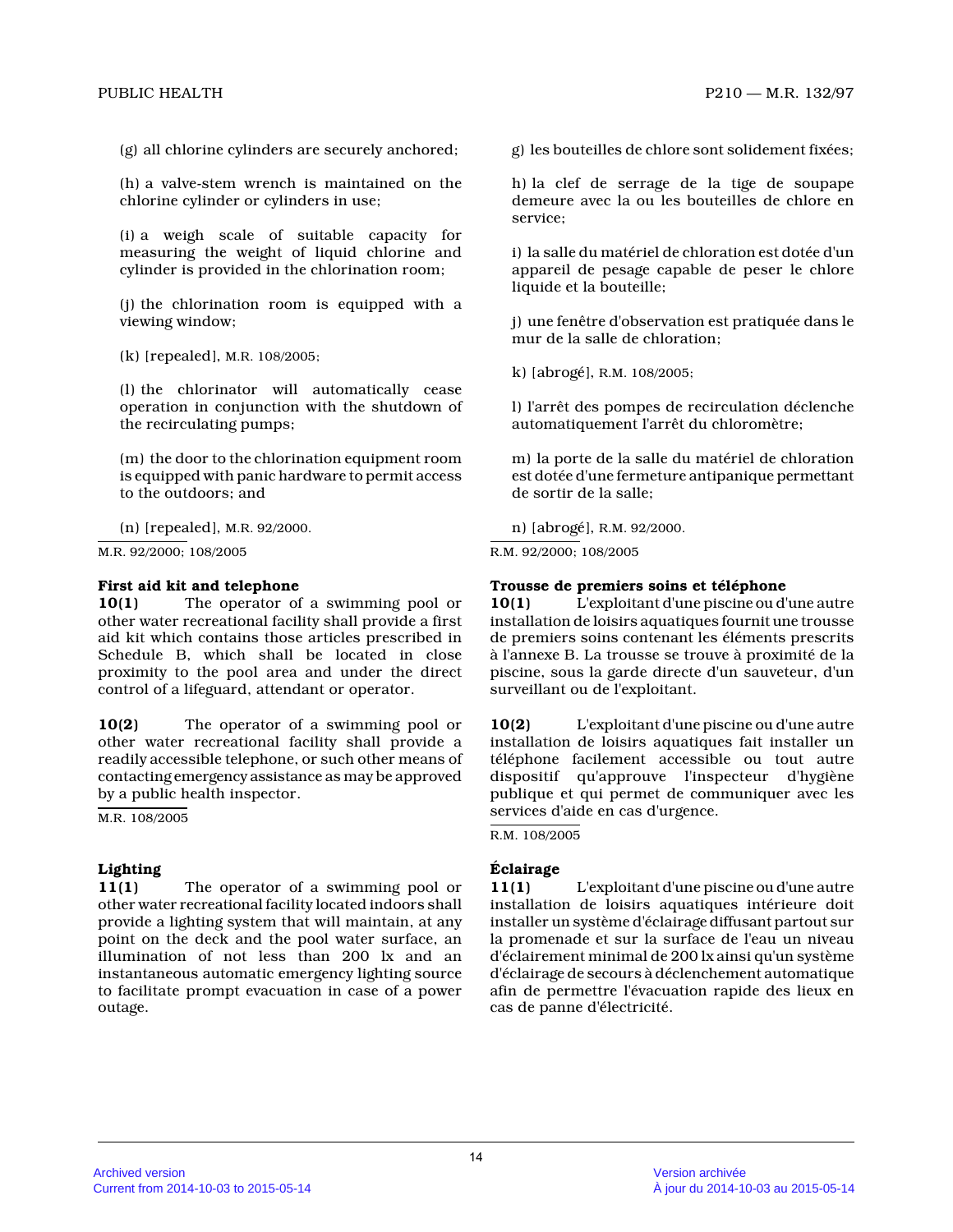(g) all chlorine cylinders are securely anchored;

(h) a valve-stem wrench is maintained on the chlorine cylinder or cylinders in use;

(i) a weigh scale of suitable capacity for measuring the weight of liquid chlorine and cylinder is provided in the chlorination room;

(j) the chlorination room is equipped with a viewing window;

(k) [repealed], M.R. 108/2005;

(l) the chlorinator will automatically cease operation in conjunction with the shutdown of the recirculating pumps;

(m) the door to the chlorination equipment room is equipped with panic hardware to permit access to the outdoors; and

(n) [repealed], M.R. 92/2000.

M.R. 92/2000; 108/2005

**First aid kit and telephone**

**10(1)** The operator of a swimming pool or other water recreational facility shall provide a first aid kit which contains those articles prescribed in Schedule B, which shall be located in close proximity to the pool area and under the direct control of a lifeguard, attendant or operator.

**10(2)** The operator of a swimming pool or other water recreational facility shall provide a readily accessible telephone, or such other means of contacting emergency assistance as may be approved by a public health inspector.

M.R. 108/2005

**Lighting**

**11(1)** The operator of a swimming pool or other water recreational facility located indoors shall provide a lighting system that will maintain, at any point on the deck and the pool water surface, an illumination of not less than 200 lx and an instantaneous automatic emergency lighting source to facilitate prompt evacuation in case of a power outage.

g) les bouteilles de chlore sont solidement fixées;

h) la clef de serrage de la tige de soupape demeure avec la ou les bouteilles de chlore en service;

i) la salle du matériel de chloration est dotée d'un appareil de pesage capable de peser le chlore liquide et la bouteille;

j) une fenêtre d'observation est pratiquée dans le mur de la salle de chloration;

k) [abrogé], R.M. 108/2005;

l) l'arrêt des pompes de recirculation déclenche automatiquement l'arrêt du chloromètre;

m) la porte de la salle du matériel de chloration est dotée d'une fermeture antipanique permettant de sortir de la salle;

n) [abrogé], R.M. 92/2000.

R.M. 92/2000; 108/2005

**Trousse de premiers soins et téléphone**

**10(1)** L'exploitant d'une piscine ou d'une autre installation de loisirs aquatiques fournit une trousse de premiers soins contenant les éléments prescrits à l'annexe B. La trousse se trouve à proximité de la piscine, sous la garde directe d'un sauveteur, d'un surveillant ou de l'exploitant.

**10(2)** L'exploitant d'une piscine ou d'une autre installation de loisirs aquatiques fait installer un téléphone facilement accessible ou tout autre dispositif qu'approuve l'inspecteur d'hygiène publique et qui permet de communiquer avec les services d'aide en cas d'urgence.

R.M. 108/2005

**Éclairage**

**11(1)** L'exploitant d'une piscine ou d'une autre installation de loisirs aquatiques intérieure doit installer un système d'éclairage diffusant partout sur la promenade et sur la surface de l'eau un niveau d'éclairement minimal de 200 lx ainsi qu'un système d'éclairage de secours à déclenchement automatique afin de permettre l'évacuation rapide des lieux en cas de panne d'électricité.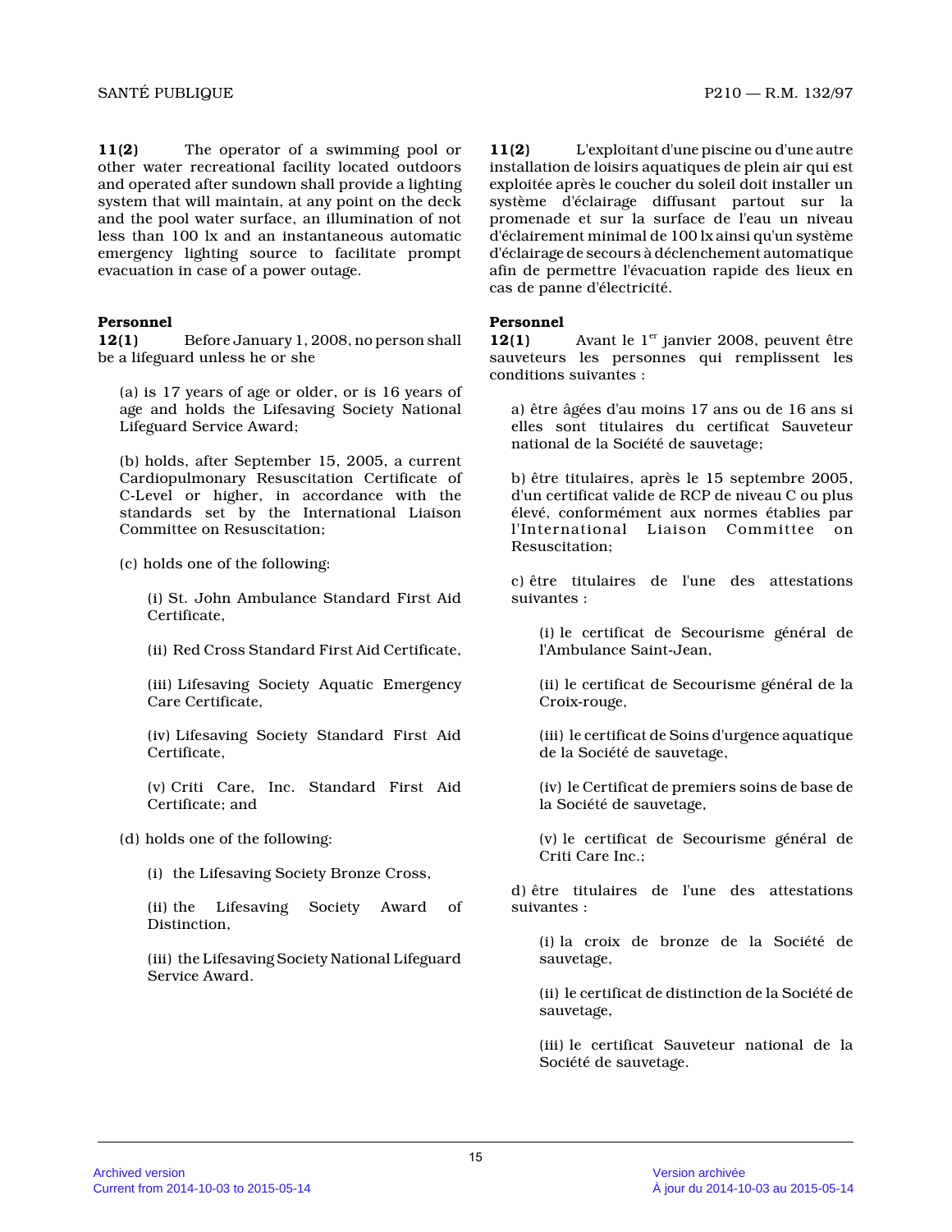**11(2)** The operator of a swimming pool or other water recreational facility located outdoors and operated after sundown shall provide a lighting system that will maintain, at any point on the deck and the pool water surface, an illumination of not less than 100 lx and an instantaneous automatic emergency lighting source to facilitate prompt evacuation in case of a power outage.

**Personnel**

**12(1)** Before January 1, 2008, no person shall be a lifeguard unless he or she

(a) is 17 years of age or older, or is 16 years of age and holds the Lifesaving Society National Lifeguard Service Award;

(b) holds, after September 15, 2005, a current Cardiopulmonary Resuscitation Certificate of C-Level or higher, in accordance with the standards set by the International Liaison Committee on Resuscitation;

(c) holds one of the following:

(i) St. John Ambulance Standard First Aid Certificate,

(ii) Red Cross Standard First Aid Certificate,

(iii) Lifesaving Society Aquatic Emergency Care Certificate,

(iv) Lifesaving Society Standard First Aid Certificate,

(v) Criti Care, Inc. Standard First Aid Certificate; and

(d) holds one of the following:

(i) the Lifesaving Society Bronze Cross,

(ii) the Lifesaving Society Award of Distinction,

(iii) the Lifesaving Society National Lifeguard Service Award.

**11(2)** L'exploitant d'une piscine ou d'une autre installation de loisirs aquatiques de plein air qui est exploitée après le coucher du soleil doit installer un système d'éclairage diffusant partout sur la promenade et sur la surface de l'eau un niveau d'éclairement minimal de 100 lx ainsi qu'un système d'éclairage de secours à déclenchement automatique afin de permettre l'évacuation rapide des lieux en cas de panne d'électricité.

**Personnel**

**12(1)** Avant le 1[er] janvier 2008, peuvent être sauveteurs les personnes qui remplissent les conditions suivantes :

a) être âgées d'au moins 17 ans ou de 16 ans si elles sont titulaires du certificat Sauveteur national de la Société de sauvetage;

b) être titulaires, après le 15 septembre 2005, d'un certificat valide de RCP de niveau C ou plus élevé, conformément aux normes établies par l'International Liaison Committee on Resuscitation;

c) être titulaires de l'une des attestations suivantes :

(i) le certificat de Secourisme général de l'Ambulance Saint-Jean,

(ii) le certificat de Secourisme général de la Croix-rouge,

(iii) le certificat de Soins d'urgence aquatique de la Société de sauvetage,

(iv) le Certificat de premiers soins de base de la Société de sauvetage,

(v) le certificat de Secourisme général de Criti Care Inc.;

d) être titulaires de l'une des attestations suivantes :

(i) la croix de bronze de la Société de sauvetage,

(ii) le certificat de distinction de la Société de sauvetage,

(iii) le certificat Sauveteur national de la Société de sauvetage.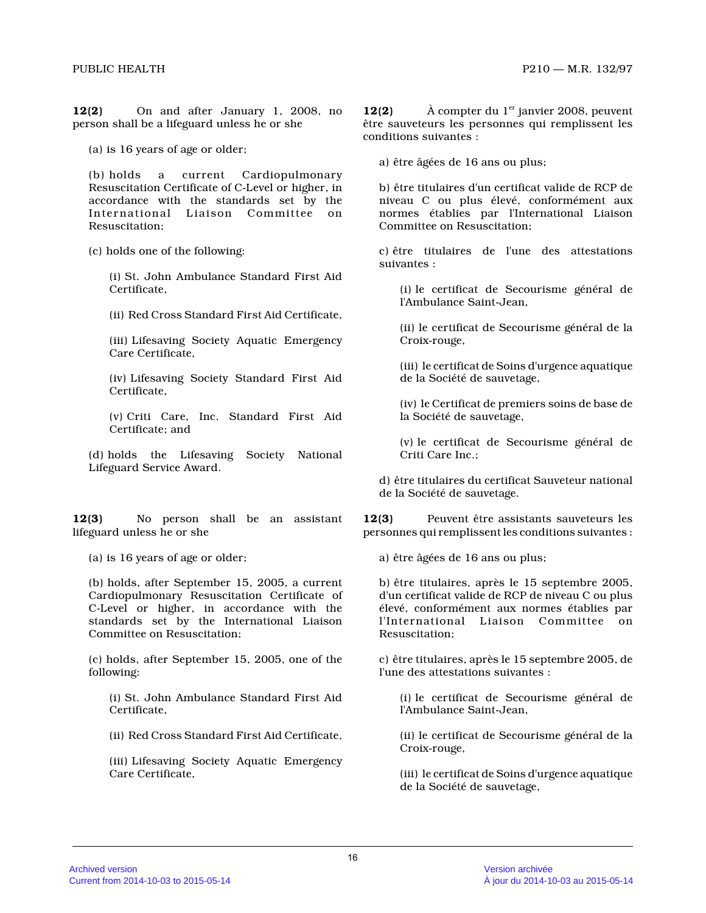**12(2)** On and after January 1, 2008, no person shall be a lifeguard unless he or she

(a) is 16 years of age or older;

(b) holds a current Cardiopulmonary Resuscitation Certificate of C-Level or higher, in accordance with the standards set by the International Liaison Committee on Resuscitation;

(c) holds one of the following:

(i) St. John Ambulance Standard First Aid Certificate,

(ii) Red Cross Standard First Aid Certificate,

(iii) Lifesaving Society Aquatic Emergency Care Certificate,

(iv) Lifesaving Society Standard First Aid Certificate,

(v) Criti Care, Inc. Standard First Aid Certificate; and

(d) holds the Lifesaving Society National Lifeguard Service Award.

**12(3)** No person shall be an assistant lifeguard unless he or she

(a) is 16 years of age or older;

(b) holds, after September 15, 2005, a current Cardiopulmonary Resuscitation Certificate of C-Level or higher, in accordance with the standards set by the International Liaison Committee on Resuscitation;

(c) holds, after September 15, 2005, one of the following:

(i) St. John Ambulance Standard First Aid Certificate,

(ii) Red Cross Standard First Aid Certificate,

(iii) Lifesaving Society Aquatic Emergency Care Certificate,

**12(2)** À compter du 1[er] janvier 2008, peuvent être sauveteurs les personnes qui remplissent les conditions suivantes :

a) être âgées de 16 ans ou plus;

b) être titulaires d'un certificat valide de RCP de niveau C ou plus élevé, conformément aux normes établies par l'International Liaison Committee on Resuscitation;

c) être titulaires de l'une des attestations suivantes :

(i) le certificat de Secourisme général de l'Ambulance Saint-Jean,

(ii) le certificat de Secourisme général de la Croix-rouge,

(iii) le certificat de Soins d'urgence aquatique de la Société de sauvetage,

(iv) le Certificat de premiers soins de base de la Société de sauvetage,

(v) le certificat de Secourisme général de Criti Care Inc.;

d) être titulaires du certificat Sauveteur national de la Société de sauvetage.

**12(3)** Peuvent être assistants sauveteurs les personnes qui remplissent les conditions suivantes :

a) être âgées de 16 ans ou plus;

b) être titulaires, après le 15 septembre 2005, d'un certificat valide de RCP de niveau C ou plus élevé, conformément aux normes établies par l'International Liaison Committee on Resuscitation;

c) être titulaires, après le 15 septembre 2005, de l'une des attestations suivantes :

(i) le certificat de Secourisme général de l'Ambulance Saint-Jean,

(ii) le certificat de Secourisme général de la Croix-rouge,

(iii) le certificat de Soins d'urgence aquatique de la Société de sauvetage,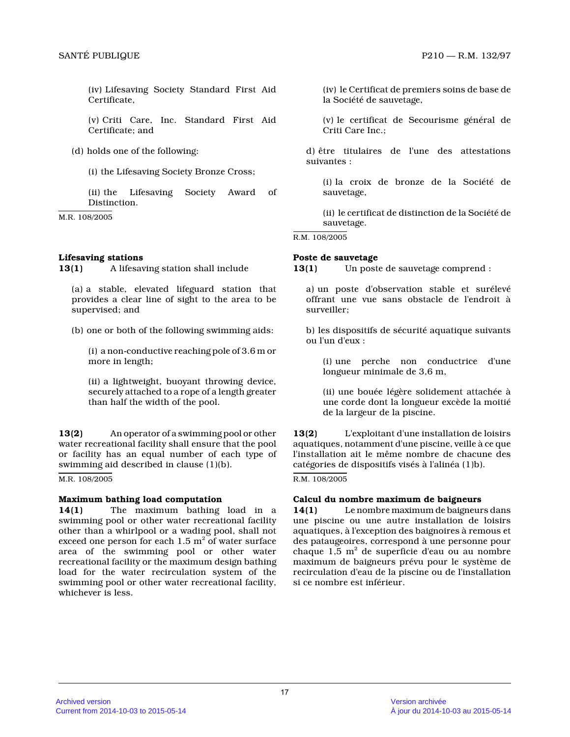(iv) Lifesaving Society Standard First Aid Certificate,

(v) Criti Care, Inc. Standard First Aid Certificate; and

(d) holds one of the following:

(i) the Lifesaving Society Bronze Cross;

(ii) the Lifesaving Society Award of Distinction.

M.R. 108/2005

**Lifesaving stations**

**13(1)** A lifesaving station shall include

(a) a stable, elevated lifeguard station that provides a clear line of sight to the area to be supervised; and

(b) one or both of the following swimming aids:

(i) a non-conductive reaching pole of 3.6 m or more in length;

(ii) a lightweight, buoyant throwing device, securely attached to a rope of a length greater than half the width of the pool.

**13(2)** An operator of a swimming pool or other water recreational facility shall ensure that the pool or facility has an equal number of each type of swimming aid described in clause (1)(b).

M.R. 108/2005

**Maximum bathing load computation**

**14(1)** The maximum bathing load in a swimming pool or other water recreational facility other than a whirlpool or a wading pool, shall not exceed one person for each 1.5 $m^2$ of water surface area of the swimming pool or other water recreational facility or the maximum design bathing load for the water recirculation system of the swimming pool or other water recreational facility, whichever is less.

(iv) le Certificat de premiers soins de base de la Société de sauvetage,

(v) le certificat de Secourisme général de Criti Care Inc.;

d) être titulaires de l'une des attestations suivantes :

(i) la croix de bronze de la Société de sauvetage,

(ii) le certificat de distinction de la Société de sauvetage.

R.M. 108/2005

**Poste de sauvetage**

**13(1)** Un poste de sauvetage comprend :

a) un poste d'observation stable et surélevé offrant une vue sans obstacle de l'endroit à surveiller;

b) les dispositifs de sécurité aquatique suivants ou l'un d'eux :

(i) une perche non conductrice d'une longueur minimale de 3,6 m,

(ii) une bouée légère solidement attachée à une corde dont la longueur excède la moitié de la largeur de la piscine.

**13(2)** L'exploitant d'une installation de loisirs aquatiques, notamment d'une piscine, veille à ce que l'installation ait le même nombre de chacune des catégories de dispositifs visés à l'alinéa (1)b).

R.M. 108/2005

**Calcul du nombre maximum de baigneurs**

**14(1)** Le nombre maximum de baigneurs dans une piscine ou une autre installation de loisirs aquatiques, à l'exception des baignoires à remous et des pataugeoires, correspond à une personne pour chaque 1,5 $m^2$ de superficie d'eau ou au nombre maximum de baigneurs prévu pour le système de recirculation d'eau de la piscine ou de l'installation si ce nombre est inférieur.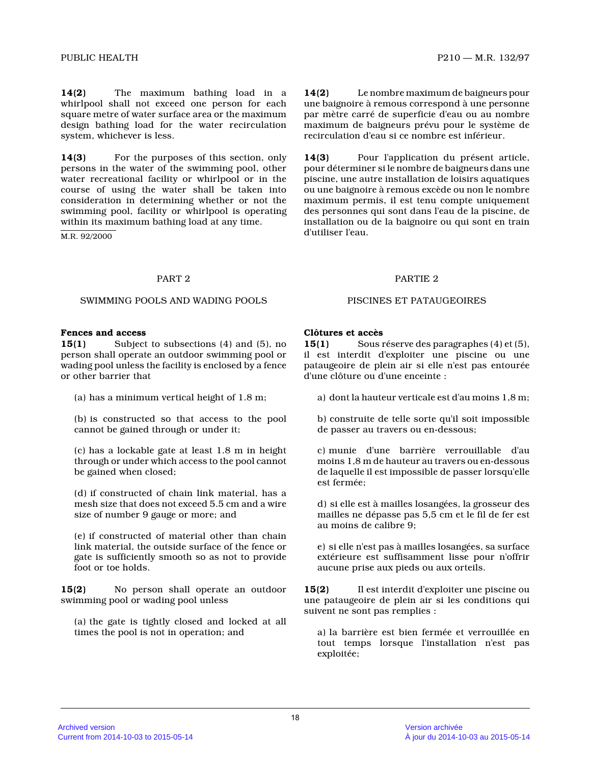**14(2)** The maximum bathing load in a whirlpool shall not exceed one person for each square metre of water surface area or the maximum design bathing load for the water recirculation system, whichever is less.

**14(3)** For the purposes of this section, only persons in the water of the swimming pool, other water recreational facility or whirlpool or in the course of using the water shall be taken into consideration in determining whether or not the swimming pool, facility or whirlpool is operating within its maximum bathing load at any time.

M.R. 92/2000

**14(2)** Le nombre maximum de baigneurs pour une baignoire à remous correspond à une personne par mètre carré de superficie d'eau ou au nombre maximum de baigneurs prévu pour le système de recirculation d'eau si ce nombre est inférieur.

**14(3)** Pour l'application du présent article, pour déterminer si le nombre de baigneurs dans une piscine, une autre installation de loisirs aquatiques ou une baignoire à remous excède ou non le nombre maximum permis, il est tenu compte uniquement des personnes qui sont dans l'eau de la piscine, de installation ou de la baignoire ou qui sont en train d'utiliser l'eau.

## PART 2

## SWIMMING POOLS AND WADING POOLS

### Fences and access

**15(1)** Subject to subsections (4) and (5), no person shall operate an outdoor swimming pool or wading pool unless the facility is enclosed by a fence or other barrier that

(a) has a minimum vertical height of 1.8 m;

(b) is constructed so that access to the pool cannot be gained through or under it;

(c) has a lockable gate at least 1.8 m in height through or under which access to the pool cannot be gained when closed;

(d) if constructed of chain link material, has a mesh size that does not exceed 5.5 cm and a wire size of number 9 gauge or more; and

(e) if constructed of material other than chain link material, the outside surface of the fence or gate is sufficiently smooth so as not to provide foot or toe holds.

**15(2)** No person shall operate an outdoor swimming pool or wading pool unless

(a) the gate is tightly closed and locked at all times the pool is not in operation; and

## PARTIE 2

## PISCINES ET PATAUGEOIRES

### Clôtures et accès

**15(1)** Sous réserve des paragraphes (4) et (5), il est interdit d'exploiter une piscine ou une pataugeoire de plein air si elle n'est pas entourée d'une clôture ou d'une enceinte :

a) dont la hauteur verticale est d'au moins 1,8 m;

b) construite de telle sorte qu'il soit impossible de passer au travers ou en-dessous;

c) munie d'une barrière verrouillable d'au moins 1,8 m de hauteur au travers ou en-dessous de laquelle il est impossible de passer lorsqu'elle est fermée;

d) si elle est à mailles losangées, la grosseur des mailles ne dépasse pas 5,5 cm et le fil de fer est au moins de calibre 9;

e) si elle n'est pas à mailles losangées, sa surface extérieure est suffisamment lisse pour n'offrir aucune prise aux pieds ou aux orteils.

**15(2)** Il est interdit d'exploiter une piscine ou une pataugeoire de plein air si les conditions qui suivent ne sont pas remplies :

a) la barrière est bien fermée et verrouillée en tout temps lorsque l'installation n'est pas exploitée;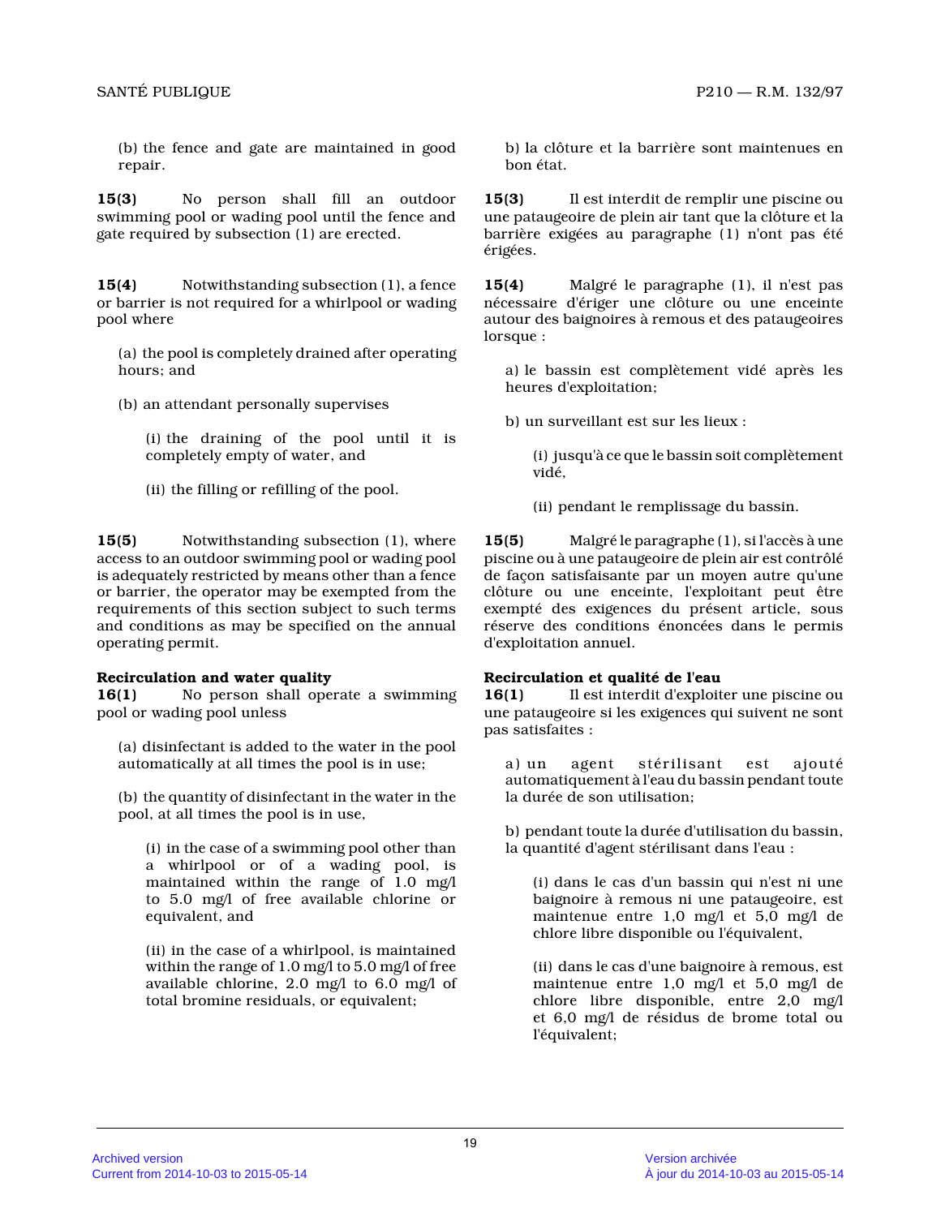(b) the fence and gate are maintained in good repair.

**15(3)** No person shall fill an outdoor swimming pool or wading pool until the fence and gate required by subsection (1) are erected.

**15(4)** Notwithstanding subsection (1), a fence or barrier is not required for a whirlpool or wading pool where

(a) the pool is completely drained after operating hours; and

(b) an attendant personally supervises

(i) the draining of the pool until it is completely empty of water, and

(ii) the filling or refilling of the pool.

**15(5)** Notwithstanding subsection (1), where access to an outdoor swimming pool or wading pool is adequately restricted by means other than a fence or barrier, the operator may be exempted from the requirements of this section subject to such terms and conditions as may be specified on the annual operating permit.

**Recirculation and water quality**

**16(1)** No person shall operate a swimming pool or wading pool unless

(a) disinfectant is added to the water in the pool automatically at all times the pool is in use;

(b) the quantity of disinfectant in the water in the pool, at all times the pool is in use,

(i) in the case of a swimming pool other than a whirlpool or of a wading pool, is maintained within the range of 1.0 mg/l to 5.0 mg/l of free available chlorine or equivalent, and

(ii) in the case of a whirlpool, is maintained within the range of 1.0 mg/l to 5.0 mg/l of free available chlorine, 2.0 mg/l to 6.0 mg/l of total bromine residuals, or equivalent;

b) la clôture et la barrière sont maintenues en bon état.

**15(3)** Il est interdit de remplir une piscine ou une pataugeoire de plein air tant que la clôture et la barrière exigées au paragraphe (1) n'ont pas été érigées.

**15(4)** Malgré le paragraphe (1), il n'est pas nécessaire d'ériger une clôture ou une enceinte autour des baignoires à remous et des pataugeoires lorsque :

a) le bassin est complètement vidé après les heures d'exploitation;

b) un surveillant est sur les lieux :

(i) jusqu'à ce que le bassin soit complètement vidé,

(ii) pendant le remplissage du bassin.

**15(5)** Malgré le paragraphe (1), si l'accès à une piscine ou à une pataugeoire de plein air est contrôlé de façon satisfaisante par un moyen autre qu'une clôture ou une enceinte, l'exploitant peut être exempté des exigences du présent article, sous réserve des conditions énoncées dans le permis d'exploitation annuel.

**Recirculation et qualité de l'eau**

**16(1)** Il est interdit d'exploiter une piscine ou une pataugeoire si les exigences qui suivent ne sont pas satisfaites :

a) un agent stérilisant est ajouté automatiquement à l'eau du bassin pendant toute la durée de son utilisation;

b) pendant toute la durée d'utilisation du bassin, la quantité d'agent stérilisant dans l'eau :

(i) dans le cas d'un bassin qui n'est ni une baignoire à remous ni une pataugeoire, est maintenue entre 1,0 mg/l et 5,0 mg/l de chlore libre disponible ou l'équivalent,

(ii) dans le cas d'une baignoire à remous, est maintenue entre 1,0 mg/l et 5,0 mg/l de chlore libre disponible, entre 2,0 mg/l et 6,0 mg/l de résidus de brome total ou l'équivalent;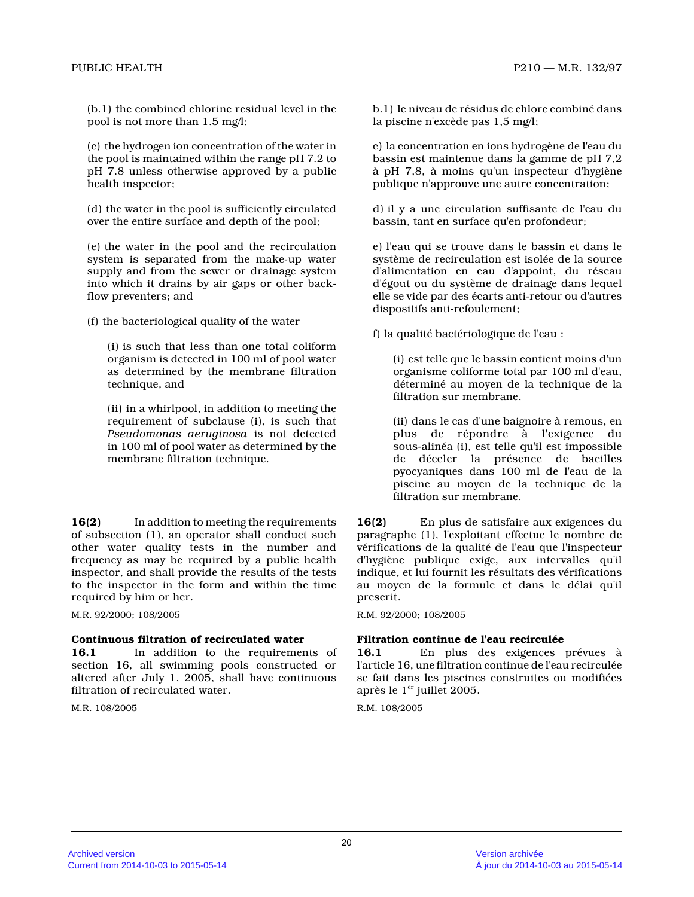(b.1) the combined chlorine residual level in the pool is not more than 1.5 mg/l;

(c) the hydrogen ion concentration of the water in the pool is maintained within the range pH 7.2 to pH 7.8 unless otherwise approved by a public health inspector;

(d) the water in the pool is sufficiently circulated over the entire surface and depth of the pool;

(e) the water in the pool and the recirculation system is separated from the make-up water supply and from the sewer or drainage system into which it drains by air gaps or other back-flow preventers; and

(f) the bacteriological quality of the water

(i) is such that less than one total coliform organism is detected in 100 ml of pool water as determined by the membrane filtration technique, and

(ii) in a whirlpool, in addition to meeting the requirement of subclause (i), is such that *Pseudomonas aeruginosa* is not detected in 100 ml of pool water as determined by the membrane filtration technique.

**16(2)** In addition to meeting the requirements of subsection (1), an operator shall conduct such other water quality tests in the number and frequency as may be required by a public health inspector, and shall provide the results of the tests to the inspector in the form and within the time required by him or her.

M.R. 92/2000; 108/2005

**Continuous filtration of recirculated water**

**16.1** In addition to the requirements of section 16, all swimming pools constructed or altered after July 1, 2005, shall have continuous filtration of recirculated water.

M.R. 108/2005

b.1) le niveau de résidus de chlore combiné dans la piscine n'excède pas 1,5 mg/l;

c) la concentration en ions hydrogène de l'eau du bassin est maintenue dans la gamme de pH 7,2 à pH 7,8, à moins qu'un inspecteur d'hygiène publique n'approuve une autre concentration;

d) il y a une circulation suffisante de l'eau du bassin, tant en surface qu'en profondeur;

e) l'eau qui se trouve dans le bassin et dans le système de recirculation est isolée de la source d'alimentation en eau d'appoint, du réseau d'égout ou du système de drainage dans lequel elle se vide par des écarts anti-retour ou d'autres dispositifs anti-refoulement;

f) la qualité bactériologique de l'eau :

(i) est telle que le bassin contient moins d'un organisme coliforme total par 100 ml d'eau, déterminé au moyen de la technique de la filtration sur membrane,

(ii) dans le cas d'une baignoire à remous, en plus de répondre à l'exigence du sous-alinéa (i), est telle qu'il est impossible de déceler la présence de bacilles pyocyaniques dans 100 ml de l'eau de la piscine au moyen de la technique de la filtration sur membrane.

**16(2)** En plus de satisfaire aux exigences du paragraphe (1), l'exploitant effectue le nombre de vérifications de la qualité de l'eau que l'inspecteur d'hygiène publique exige, aux intervalles qu'il indique, et lui fournit les résultats des vérifications au moyen de la formule et dans le délai qu'il prescrit.

R.M. 92/2000; 108/2005

**Filtration continue de l'eau recirculée**

**16.1** En plus des exigences prévues à l'article 16, une filtration continue de l'eau recirculée se fait dans les piscines construites ou modifiées après le 1er juillet 2005.

R.M. 108/2005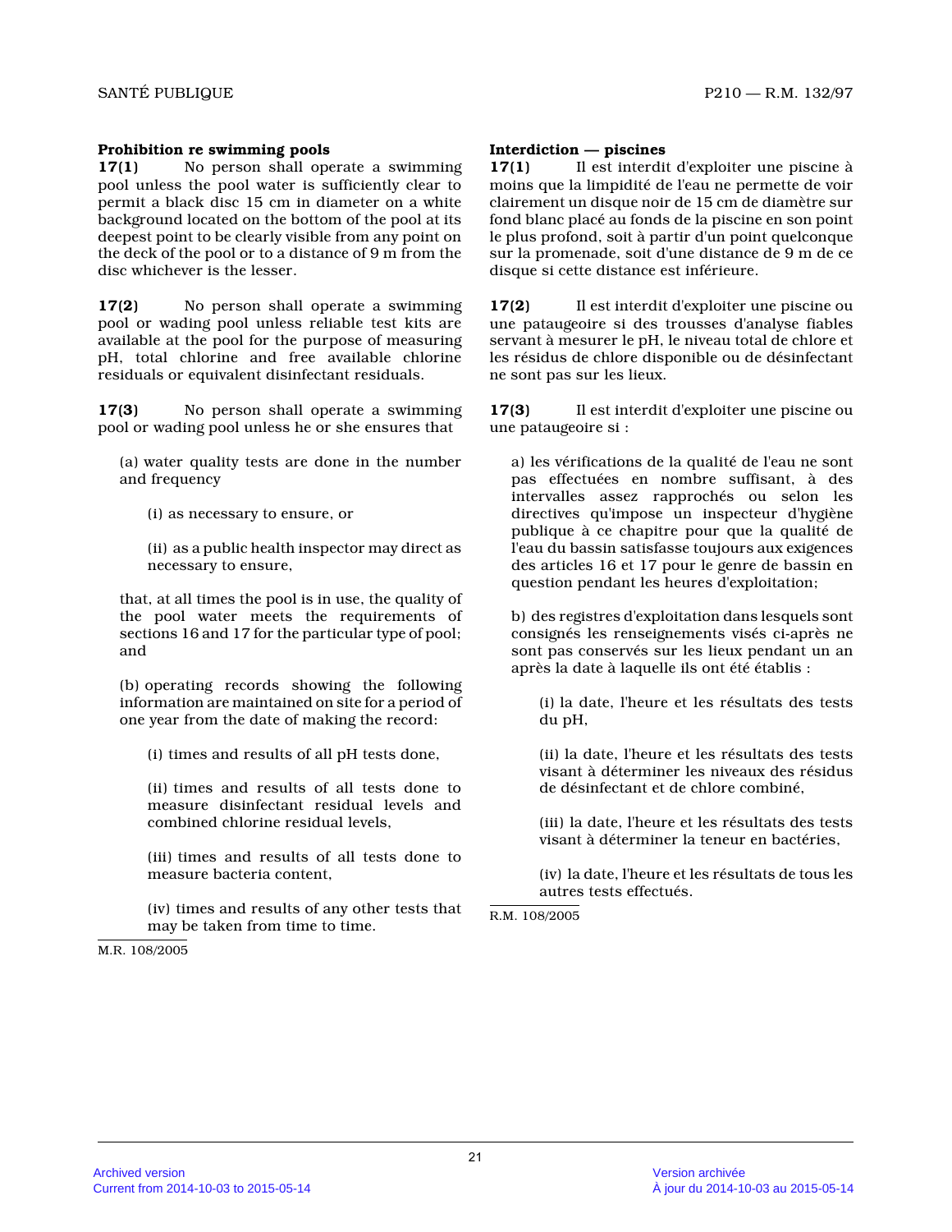**Prohibition re swimming pools**

**17(1)** No person shall operate a swimming pool unless the pool water is sufficiently clear to permit a black disc 15 cm in diameter on a white background located on the bottom of the pool at its deepest point to be clearly visible from any point on the deck of the pool or to a distance of 9 m from the disc whichever is the lesser.

**17(2)** No person shall operate a swimming pool or wading pool unless reliable test kits are available at the pool for the purpose of measuring pH, total chlorine and free available chlorine residuals or equivalent disinfectant residuals.

**17(3)** No person shall operate a swimming pool or wading pool unless he or she ensures that

(a) water quality tests are done in the number and frequency

(i) as necessary to ensure, or

(ii) as a public health inspector may direct as necessary to ensure,

that, at all times the pool is in use, the quality of the pool water meets the requirements of sections 16 and 17 for the particular type of pool; and

(b) operating records showing the following information are maintained on site for a period of one year from the date of making the record:

(i) times and results of all pH tests done,

(ii) times and results of all tests done to measure disinfectant residual levels and combined chlorine residual levels,

(iii) times and results of all tests done to measure bacteria content,

(iv) times and results of any other tests that may be taken from time to time.

M.R. 108/2005

**Interdiction — piscines**

**17(1)** Il est interdit d'exploiter une piscine à moins que la limpidité de l'eau ne permette de voir clairement un disque noir de 15 cm de diamètre sur fond blanc placé au fonds de la piscine en son point le plus profond, soit à partir d'un point quelconque sur la promenade, soit d'une distance de 9 m de ce disque si cette distance est inférieure.

**17(2)** Il est interdit d'exploiter une piscine ou une pataugeoire si des trousses d'analyse fiables servant à mesurer le pH, le niveau total de chlore et les résidus de chlore disponible ou de désinfectant ne sont pas sur les lieux.

**17(3)** Il est interdit d'exploiter une piscine ou une pataugeoire si :

a) les vérifications de la qualité de l'eau ne sont pas effectuées en nombre suffisant, à des intervalles assez rapprochés ou selon les directives qu'impose un inspecteur d'hygiène publique à ce chapitre pour que la qualité de l'eau du bassin satisfasse toujours aux exigences des articles 16 et 17 pour le genre de bassin en question pendant les heures d'exploitation;

b) des registres d'exploitation dans lesquels sont consignés les renseignements visés ci-après ne sont pas conservés sur les lieux pendant un an après la date à laquelle ils ont été établis :

(i) la date, l'heure et les résultats des tests du pH,

(ii) la date, l'heure et les résultats des tests visant à déterminer les niveaux des résidus de désinfectant et de chlore combiné,

(iii) la date, l'heure et les résultats des tests visant à déterminer la teneur en bactéries,

(iv) la date, l'heure et les résultats de tous les autres tests effectués.

R.M. 108/2005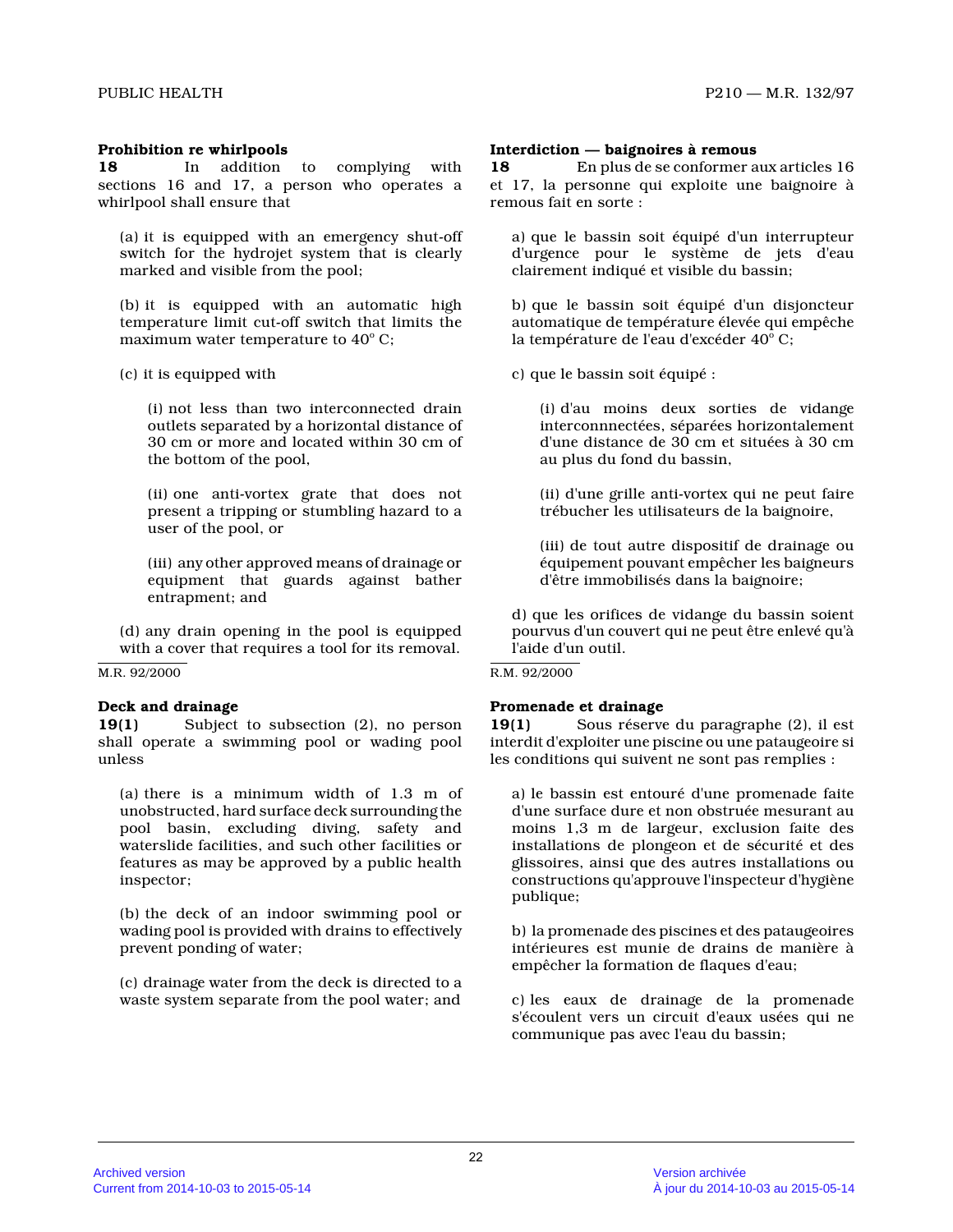### Prohibition re whirlpools

**18** In addition to complying with sections 16 and 17, a person who operates a whirlpool shall ensure that

(a) it is equipped with an emergency shut-off switch for the hydrojet system that is clearly marked and visible from the pool;

(b) it is equipped with an automatic high temperature limit cut-off switch that limits the maximum water temperature to 40° C;

(c) it is equipped with

(i) not less than two interconnected drain outlets separated by a horizontal distance of 30 cm or more and located within 30 cm of the bottom of the pool,

(ii) one anti-vortex grate that does not present a tripping or stumbling hazard to a user of the pool, or

(iii) any other approved means of drainage or equipment that guards against bather entrapment; and

(d) any drain opening in the pool is equipped with a cover that requires a tool for its removal.

M.R. 92/2000

### Deck and drainage

**19(1)** Subject to subsection (2), no person shall operate a swimming pool or wading pool unless

(a) there is a minimum width of 1.3 m of unobstructed, hard surface deck surrounding the pool basin, excluding diving, safety and waterslide facilities, and such other facilities or features as may be approved by a public health inspector;

(b) the deck of an indoor swimming pool or wading pool is provided with drains to effectively prevent ponding of water;

(c) drainage water from the deck is directed to a waste system separate from the pool water; and

### Interdiction — baignoires à remous

**18** En plus de se conformer aux articles 16 et 17, la personne qui exploite une baignoire à remous fait en sorte :

a) que le bassin soit équipé d'un interrupteur d'urgence pour le système de jets d'eau clairement indiqué et visible du bassin;

b) que le bassin soit équipé d'un disjoncteur automatique de température élevée qui empêche la température de l'eau d'excéder 40° C;

c) que le bassin soit équipé :

(i) d'au moins deux sorties de vidange interconnnectées, séparées horizontalement d'une distance de 30 cm et situées à 30 cm au plus du fond du bassin,

(ii) d'une grille anti-vortex qui ne peut faire trébucher les utilisateurs de la baignoire,

(iii) de tout autre dispositif de drainage ou équipement pouvant empêcher les baigneurs d'être immobilisés dans la baignoire;

d) que les orifices de vidange du bassin soient pourvus d'un couvert qui ne peut être enlevé qu'à l'aide d'un outil.

R.M. 92/2000

### Promenade et drainage

**19(1)** Sous réserve du paragraphe (2), il est interdit d'exploiter une piscine ou une pataugeoire si les conditions qui suivent ne sont pas remplies :

a) le bassin est entouré d'une promenade faite d'une surface dure et non obstruée mesurant au moins 1,3 m de largeur, exclusion faite des installations de plongeon et de sécurité et des glissoires, ainsi que des autres installations ou constructions qu'approuve l'inspecteur d'hygiène publique;

b) la promenade des piscines et des pataugeoires intérieures est munie de drains de manière à empêcher la formation de flaques d'eau;

c) les eaux de drainage de la promenade s'écoulent vers un circuit d'eaux usées qui ne communique pas avec l'eau du bassin;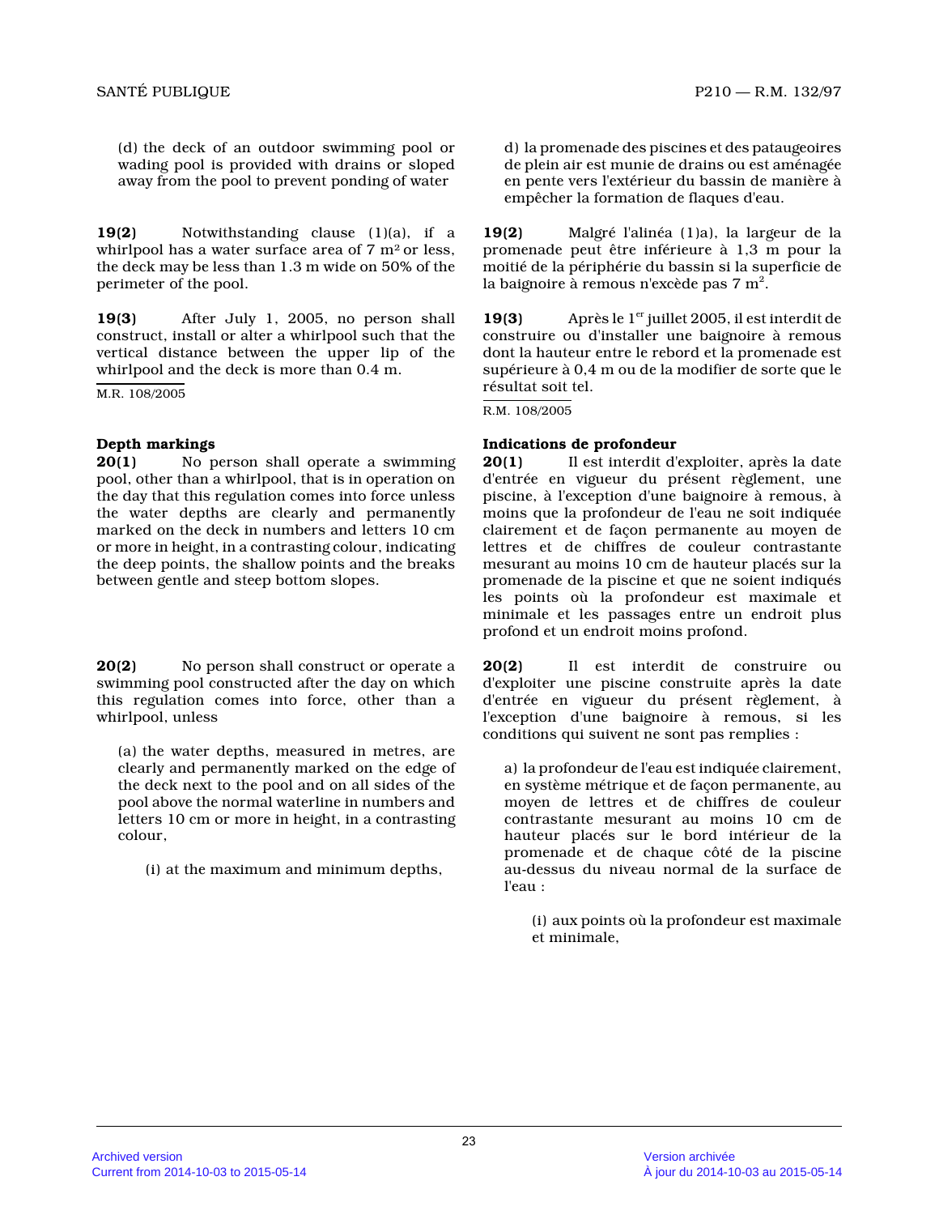(d) the deck of an outdoor swimming pool or wading pool is provided with drains or sloped away from the pool to prevent ponding of water

**19(2)** Notwithstanding clause (1)(a), if a whirlpool has a water surface area of 7 $m^2$ or less, the deck may be less than 1.3 m wide on 50% of the perimeter of the pool.

**19(3)** After July 1, 2005, no person shall construct, install or alter a whirlpool such that the vertical distance between the upper lip of the whirlpool and the deck is more than 0.4 m.

M.R. 108/2005

**Depth markings**

**20(1)** No person shall operate a swimming pool, other than a whirlpool, that is in operation on the day that this regulation comes into force unless the water depths are clearly and permanently marked on the deck in numbers and letters 10 cm or more in height, in a contrasting colour, indicating the deep points, the shallow points and the breaks between gentle and steep bottom slopes.

**20(2)** No person shall construct or operate a swimming pool constructed after the day on which this regulation comes into force, other than a whirlpool, unless

(a) the water depths, measured in metres, are clearly and permanently marked on the edge of the deck next to the pool and on all sides of the pool above the normal waterline in numbers and letters 10 cm or more in height, in a contrasting colour,

(i) at the maximum and minimum depths,

d) la promenade des piscines et des pataugeoires de plein air est munie de drains ou est aménagée en pente vers l'extérieur du bassin de manière à empêcher la formation de flaques d'eau.

**19(2)** Malgré l'alinéa (1)a), la largeur de la promenade peut être inférieure à 1,3 m pour la moitié de la périphérie du bassin si la superficie de la baignoire à remous n'excède pas 7 $m^2$.

**19(3)** Après le 1[er] juillet 2005, il est interdit de construire ou d'installer une baignoire à remous dont la hauteur entre le rebord et la promenade est supérieure à 0,4 m ou de la modifier de sorte que le résultat soit tel.

R.M. 108/2005

**Indications de profondeur**

**20(1)** Il est interdit d'exploiter, après la date d'entrée en vigueur du présent règlement, une piscine, à l'exception d'une baignoire à remous, à moins que la profondeur de l'eau ne soit indiquée clairement et de façon permanente au moyen de lettres et de chiffres de couleur contrastante mesurant au moins 10 cm de hauteur placés sur la promenade de la piscine et que ne soient indiqués les points où la profondeur est maximale et minimale et les passages entre un endroit plus profond et un endroit moins profond.

**20(2)** Il est interdit de construire ou d'exploiter une piscine construite après la date d'entrée en vigueur du présent règlement, à l'exception d'une baignoire à remous, si les conditions qui suivent ne sont pas remplies :

a) la profondeur de l'eau est indiquée clairement, en système métrique et de façon permanente, au moyen de lettres et de chiffres de couleur contrastante mesurant au moins 10 cm de hauteur placés sur le bord intérieur de la promenade et de chaque côté de la piscine au-dessus du niveau normal de la surface de l'eau :

(i) aux points où la profondeur est maximale et minimale,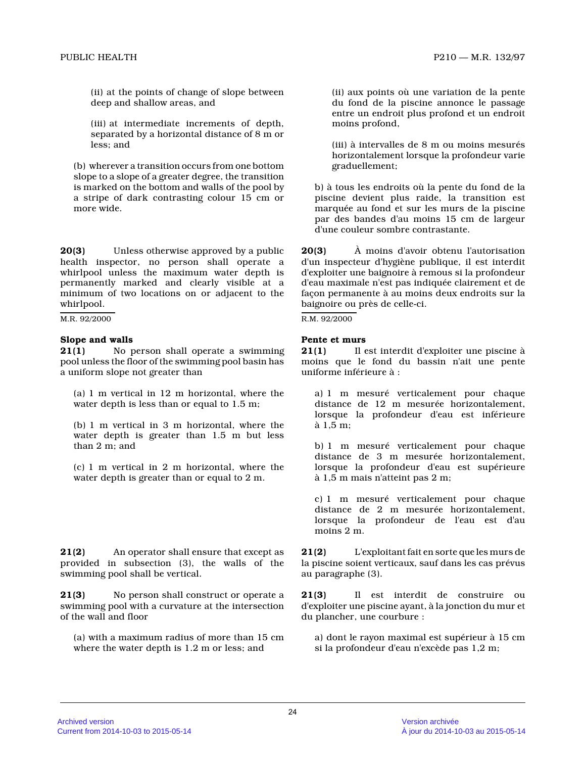(ii) at the points of change of slope between deep and shallow areas, and

(iii) at intermediate increments of depth, separated by a horizontal distance of 8 m or less; and

(b) wherever a transition occurs from one bottom slope to a slope of a greater degree, the transition is marked on the bottom and walls of the pool by a stripe of dark contrasting colour 15 cm or more wide.

**20(3)** Unless otherwise approved by a public health inspector, no person shall operate a whirlpool unless the maximum water depth is permanently marked and clearly visible at a minimum of two locations on or adjacent to the whirlpool.

M.R. 92/2000

**Slope and walls**

**21(1)** No person shall operate a swimming pool unless the floor of the swimming pool basin has a uniform slope not greater than

(a) 1 m vertical in 12 m horizontal, where the water depth is less than or equal to 1.5 m;

(b) 1 m vertical in 3 m horizontal, where the water depth is greater than 1.5 m but less than 2 m; and

(c) 1 m vertical in 2 m horizontal, where the water depth is greater than or equal to 2 m.

**21(2)** An operator shall ensure that except as provided in subsection (3), the walls of the swimming pool shall be vertical.

**21(3)** No person shall construct or operate a swimming pool with a curvature at the intersection of the wall and floor

(a) with a maximum radius of more than 15 cm where the water depth is 1.2 m or less; and

(ii) aux points où une variation de la pente du fond de la piscine annonce le passage entre un endroit plus profond et un endroit moins profond,

(iii) à intervalles de 8 m ou moins mesurés horizontalement lorsque la profondeur varie graduellement;

b) à tous les endroits où la pente du fond de la piscine devient plus raide, la transition est marquée au fond et sur les murs de la piscine par des bandes d'au moins 15 cm de largeur d'une couleur sombre contrastante.

**20(3)** À moins d'avoir obtenu l'autorisation d'un inspecteur d'hygiène publique, il est interdit d'exploiter une baignoire à remous si la profondeur d'eau maximale n'est pas indiquée clairement et de façon permanente à au moins deux endroits sur la baignoire ou près de celle-ci.

R.M. 92/2000

**Pente et murs**

**21(1)** Il est interdit d'exploiter une piscine à moins que le fond du bassin n'ait une pente uniforme inférieure à :

a) 1 m mesuré verticalement pour chaque distance de 12 m mesurée horizontalement, lorsque la profondeur d'eau est inférieure à 1,5 m;

b) 1 m mesuré verticalement pour chaque distance de 3 m mesurée horizontalement, lorsque la profondeur d'eau est supérieure à 1,5 m mais n'atteint pas 2 m;

c) 1 m mesuré verticalement pour chaque distance de 2 m mesurée horizontalement, lorsque la profondeur de l'eau est d'au moins 2 m.

**21(2)** L'exploitant fait en sorte que les murs de la piscine soient verticaux, sauf dans les cas prévus au paragraphe (3).

**21(3)** Il est interdit de construire ou d'exploiter une piscine ayant, à la jonction du mur et du plancher, une courbure :

a) dont le rayon maximal est supérieur à 15 cm si la profondeur d'eau n'excède pas 1,2 m;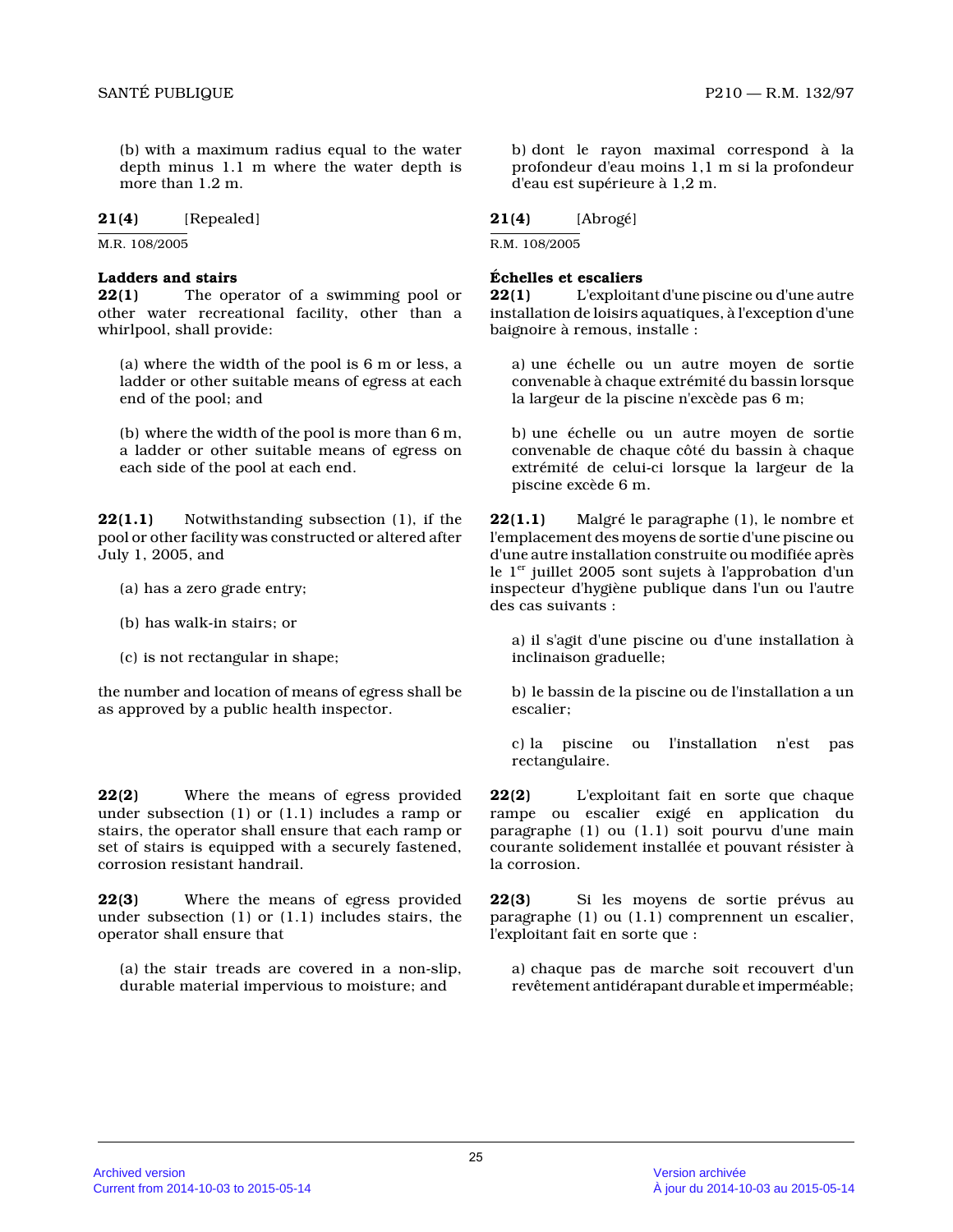(b) with a maximum radius equal to the water depth minus 1.1 m where the water depth is more than 1.2 m.

**21(4)** [Repealed]

M.R. 108/2005

**Ladders and stairs**

**22(1)** The operator of a swimming pool or other water recreational facility, other than a whirlpool, shall provide:

(a) where the width of the pool is 6 m or less, a ladder or other suitable means of egress at each end of the pool; and

(b) where the width of the pool is more than 6 m, a ladder or other suitable means of egress on each side of the pool at each end.

**22(1.1)** Notwithstanding subsection (1), if the pool or other facility was constructed or altered after July 1, 2005, and

(a) has a zero grade entry;

(b) has walk-in stairs; or

(c) is not rectangular in shape;

the number and location of means of egress shall be as approved by a public health inspector.

**22(2)** Where the means of egress provided under subsection (1) or (1.1) includes a ramp or stairs, the operator shall ensure that each ramp or set of stairs is equipped with a securely fastened, corrosion resistant handrail.

**22(3)** Where the means of egress provided under subsection (1) or (1.1) includes stairs, the operator shall ensure that

(a) the stair treads are covered in a non-slip, durable material impervious to moisture; and

b) dont le rayon maximal correspond à la profondeur d'eau moins 1,1 m si la profondeur d'eau est supérieure à 1,2 m.

**21(4)** [Abrogé]

R.M. 108/2005

**Échelles et escaliers**

**22(1)** L'exploitant d'une piscine ou d'une autre installation de loisirs aquatiques, à l'exception d'une baignoire à remous, installe :

a) une échelle ou un autre moyen de sortie convenable à chaque extrémité du bassin lorsque la largeur de la piscine n'excède pas 6 m;

b) une échelle ou un autre moyen de sortie convenable de chaque côté du bassin à chaque extrémité de celui-ci lorsque la largeur de la piscine excède 6 m.

**22(1.1)** Malgré le paragraphe (1), le nombre et l'emplacement des moyens de sortie d'une piscine ou d'une autre installation construite ou modifiée après le 1er juillet 2005 sont sujets à l'approbation d'un inspecteur d'hygiène publique dans l'un ou l'autre des cas suivants :

a) il s'agit d'une piscine ou d'une installation à inclinaison graduelle;

b) le bassin de la piscine ou de l'installation a un escalier;

c) la piscine ou l'installation n'est pas rectangulaire.

**22(2)** L'exploitant fait en sorte que chaque rampe ou escalier exigé en application du paragraphe (1) ou (1.1) soit pourvu d'une main courante solidement installée et pouvant résister à la corrosion.

**22(3)** Si les moyens de sortie prévus au paragraphe (1) ou (1.1) comprennent un escalier, l'exploitant fait en sorte que :

a) chaque pas de marche soit recouvert d'un revêtement antidérapant durable et imperméable;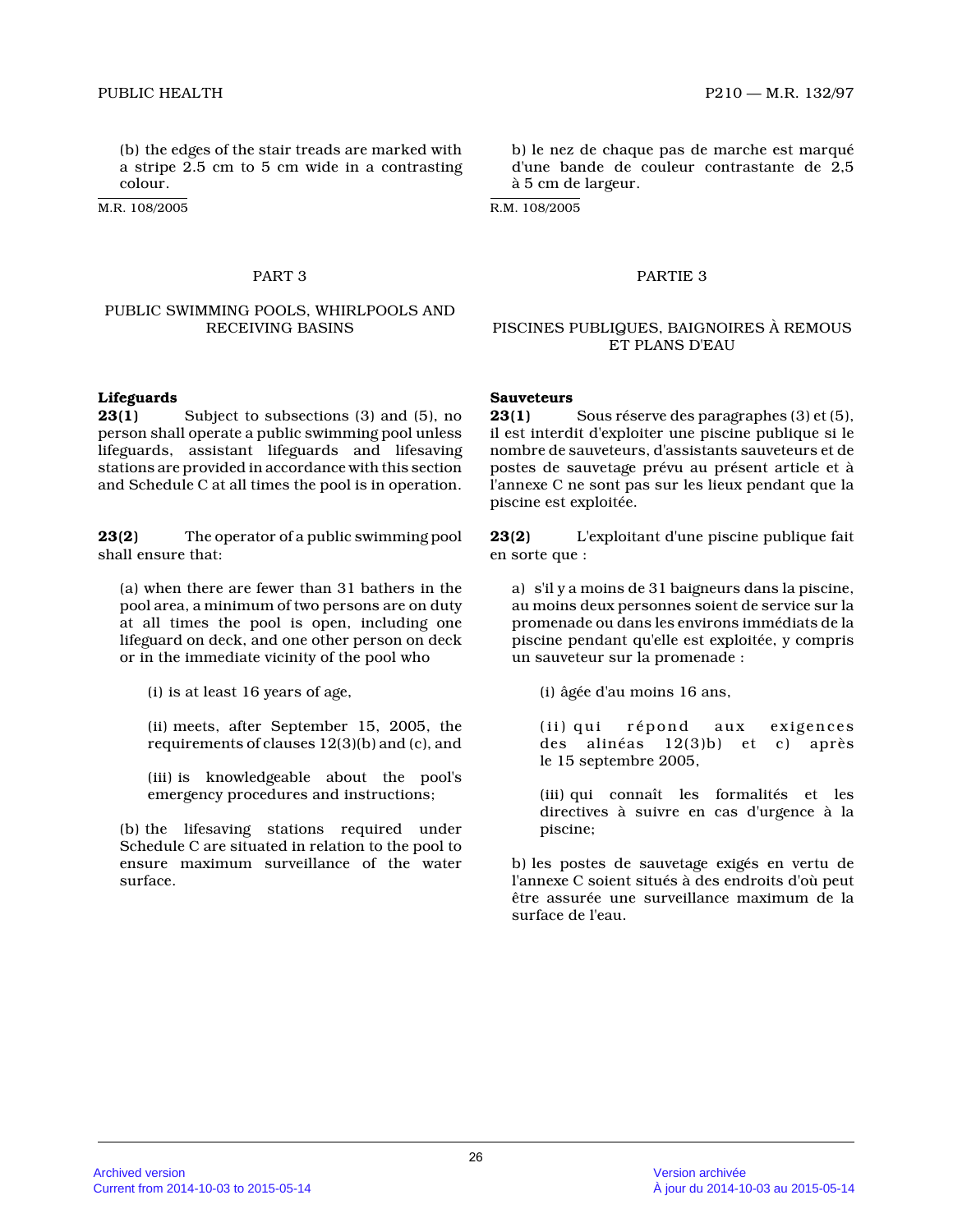(b) the edges of the stair treads are marked with a stripe 2.5 cm to 5 cm wide in a contrasting colour.

M.R. 108/2005

b) le nez de chaque pas de marche est marqué d'une bande de couleur contrastante de 2,5 à 5 cm de largeur.

R.M. 108/2005

## PART 3

## PUBLIC SWIMMING POOLS, WHIRLPOOLS AND RECEIVING BASINS

**Lifeguards**

**23(1)** Subject to subsections (3) and (5), no person shall operate a public swimming pool unless lifeguards, assistant lifeguards and lifesaving stations are provided in accordance with this section and Schedule C at all times the pool is in operation.

**23(2)** The operator of a public swimming pool shall ensure that:

(a) when there are fewer than 31 bathers in the pool area, a minimum of two persons are on duty at all times the pool is open, including one lifeguard on deck, and one other person on deck or in the immediate vicinity of the pool who

(i) is at least 16 years of age,

(ii) meets, after September 15, 2005, the requirements of clauses 12(3)(b) and (c), and

(iii) is knowledgeable about the pool's emergency procedures and instructions;

(b) the lifesaving stations required under Schedule C are situated in relation to the pool to ensure maximum surveillance of the water surface.

## PARTIE 3

## PISCINES PUBLIQUES, BAIGNOIRES À REMOUS ET PLANS D'EAU

**Sauveteurs**

**23(1)** Sous réserve des paragraphes (3) et (5), il est interdit d'exploiter une piscine publique si le nombre de sauveteurs, d'assistants sauveteurs et de postes de sauvetage prévu au présent article et à l'annexe C ne sont pas sur les lieux pendant que la piscine est exploitée.

**23(2)** L'exploitant d'une piscine publique fait en sorte que :

a) s'il y a moins de 31 baigneurs dans la piscine, au moins deux personnes soient de service sur la promenade ou dans les environs immédiats de la piscine pendant qu'elle est exploitée, y compris un sauveteur sur la promenade :

(i) âgée d'au moins 16 ans,

(ii) qui répond aux exigences des alinéas 12(3)b) et c) après le 15 septembre 2005,

(iii) qui connaît les formalités et les directives à suivre en cas d'urgence à la piscine;

b) les postes de sauvetage exigés en vertu de l'annexe C soient situés à des endroits d'où peut être assurée une surveillance maximum de la surface de l'eau.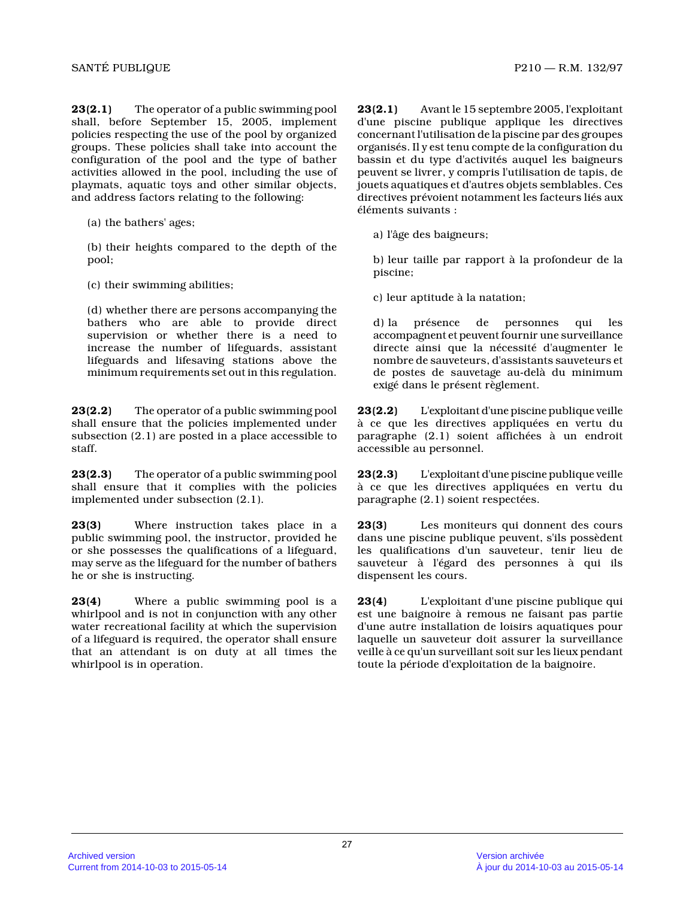**23(2.1)** The operator of a public swimming pool shall, before September 15, 2005, implement policies respecting the use of the pool by organized groups. These policies shall take into account the configuration of the pool and the type of bather activities allowed in the pool, including the use of playmats, aquatic toys and other similar objects, and address factors relating to the following:

(a) the bathers' ages;

(b) their heights compared to the depth of the pool;

(c) their swimming abilities;

(d) whether there are persons accompanying the bathers who are able to provide direct supervision or whether there is a need to increase the number of lifeguards, assistant lifeguards and lifesaving stations above the minimum requirements set out in this regulation.

**23(2.2)** The operator of a public swimming pool shall ensure that the policies implemented under subsection (2.1) are posted in a place accessible to staff.

**23(2.3)** The operator of a public swimming pool shall ensure that it complies with the policies implemented under subsection (2.1).

**23(3)** Where instruction takes place in a public swimming pool, the instructor, provided he or she possesses the qualifications of a lifeguard, may serve as the lifeguard for the number of bathers he or she is instructing.

**23(4)** Where a public swimming pool is a whirlpool and is not in conjunction with any other water recreational facility at which the supervision of a lifeguard is required, the operator shall ensure that an attendant is on duty at all times the whirlpool is in operation.

**23(2.1)** Avant le 15 septembre 2005, l'exploitant d'une piscine publique applique les directives concernant l'utilisation de la piscine par des groupes organisés. Il y est tenu compte de la configuration du bassin et du type d'activités auquel les baigneurs peuvent se livrer, y compris l'utilisation de tapis, de jouets aquatiques et d'autres objets semblables. Ces directives prévoient notamment les facteurs liés aux éléments suivants :

a) l'âge des baigneurs;

b) leur taille par rapport à la profondeur de la piscine;

c) leur aptitude à la natation;

d) la présence de personnes qui les accompagnent et peuvent fournir une surveillance directe ainsi que la nécessité d'augmenter le nombre de sauveteurs, d'assistants sauveteurs et de postes de sauvetage au-delà du minimum exigé dans le présent règlement.

**23(2.2)** L'exploitant d'une piscine publique veille à ce que les directives appliquées en vertu du paragraphe (2.1) soient affichées à un endroit accessible au personnel.

**23(2.3)** L'exploitant d'une piscine publique veille à ce que les directives appliquées en vertu du paragraphe (2.1) soient respectées.

**23(3)** Les moniteurs qui donnent des cours dans une piscine publique peuvent, s'ils possèdent les qualifications d'un sauveteur, tenir lieu de sauveteur à l'égard des personnes à qui ils dispensent les cours.

**23(4)** L'exploitant d'une piscine publique qui est une baignoire à remous ne faisant pas partie d'une autre installation de loisirs aquatiques pour laquelle un sauveteur doit assurer la surveillance veille à ce qu'un surveillant soit sur les lieux pendant toute la période d'exploitation de la baignoire.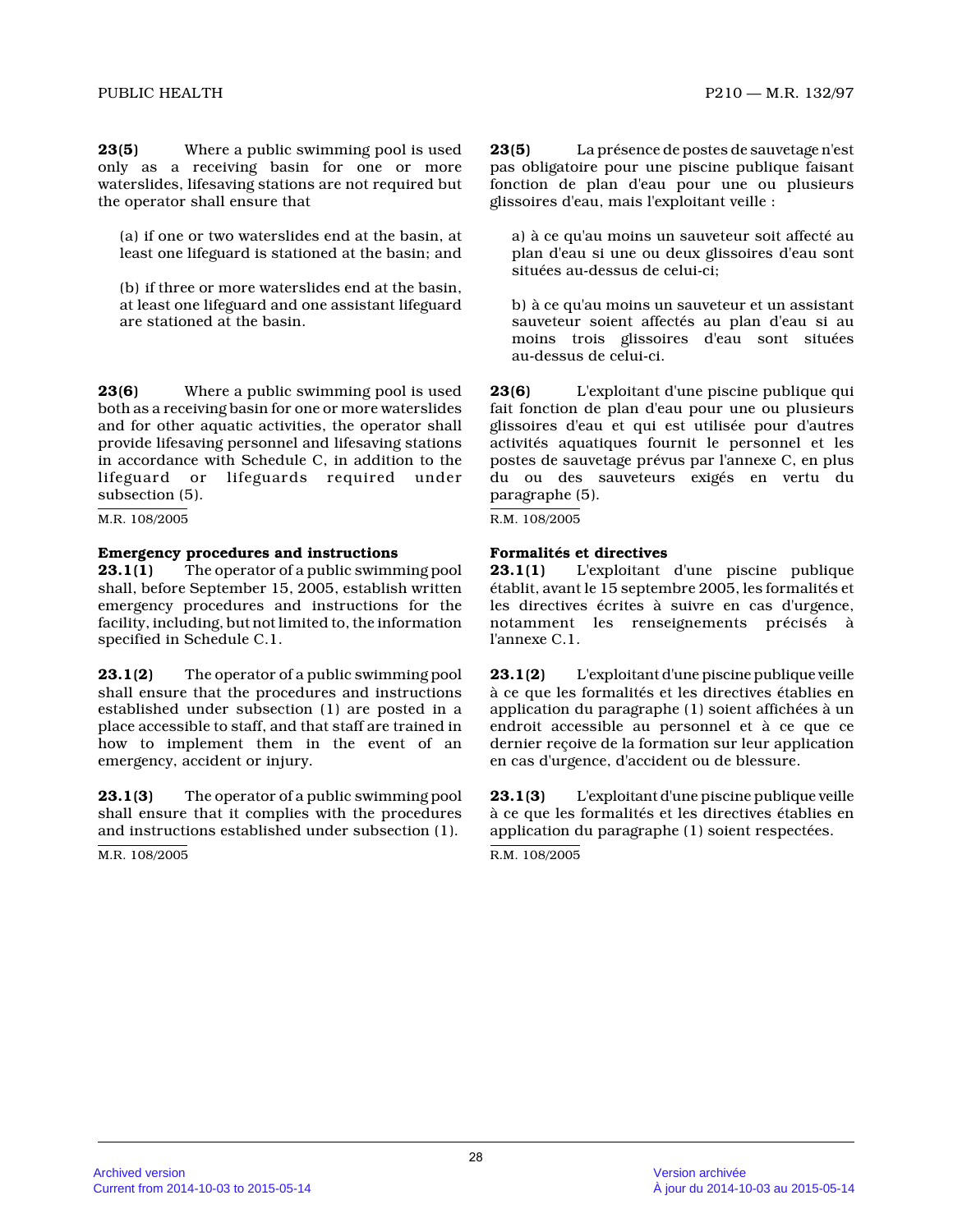**23(5)** Where a public swimming pool is used only as a receiving basin for one or more waterslides, lifesaving stations are not required but the operator shall ensure that

(a) if one or two waterslides end at the basin, at least one lifeguard is stationed at the basin; and

(b) if three or more waterslides end at the basin, at least one lifeguard and one assistant lifeguard are stationed at the basin.

**23(6)** Where a public swimming pool is used both as a receiving basin for one or more waterslides and for other aquatic activities, the operator shall provide lifesaving personnel and lifesaving stations in accordance with Schedule C, in addition to the lifeguard or lifeguards required under subsection (5).

M.R. 108/2005

**Emergency procedures and instructions**

**23.1(1)** The operator of a public swimming pool shall, before September 15, 2005, establish written emergency procedures and instructions for the facility, including, but not limited to, the information specified in Schedule C.1.

**23.1(2)** The operator of a public swimming pool shall ensure that the procedures and instructions established under subsection (1) are posted in a place accessible to staff, and that staff are trained in how to implement them in the event of an emergency, accident or injury.

**23.1(3)** The operator of a public swimming pool shall ensure that it complies with the procedures and instructions established under subsection (1).

M.R. 108/2005

**23(5)** La présence de postes de sauvetage n'est pas obligatoire pour une piscine publique faisant fonction de plan d'eau pour une ou plusieurs glissoires d'eau, mais l'exploitant veille :

a) à ce qu'au moins un sauveteur soit affecté au plan d'eau si une ou deux glissoires d'eau sont situées au-dessus de celui-ci;

b) à ce qu'au moins un sauveteur et un assistant sauveteur soient affectés au plan d'eau si au moins trois glissoires d'eau sont situées au-dessus de celui-ci.

**23(6)** L'exploitant d'une piscine publique qui fait fonction de plan d'eau pour une ou plusieurs glissoires d'eau et qui est utilisée pour d'autres activités aquatiques fournit le personnel et les postes de sauvetage prévus par l'annexe C, en plus du ou des sauveteurs exigés en vertu du paragraphe (5).

R.M. 108/2005

**Formalités et directives**

**23.1(1)** L'exploitant d'une piscine publique établit, avant le 15 septembre 2005, les formalités et les directives écrites à suivre en cas d'urgence, notamment les renseignements précisés à l'annexe C.1.

**23.1(2)** L'exploitant d'une piscine publique veille à ce que les formalités et les directives établies en application du paragraphe (1) soient affichées à un endroit accessible au personnel et à ce que ce dernier reçoive de la formation sur leur application en cas d'urgence, d'accident ou de blessure.

**23.1(3)** L'exploitant d'une piscine publique veille à ce que les formalités et les directives établies en application du paragraphe (1) soient respectées.

R.M. 108/2005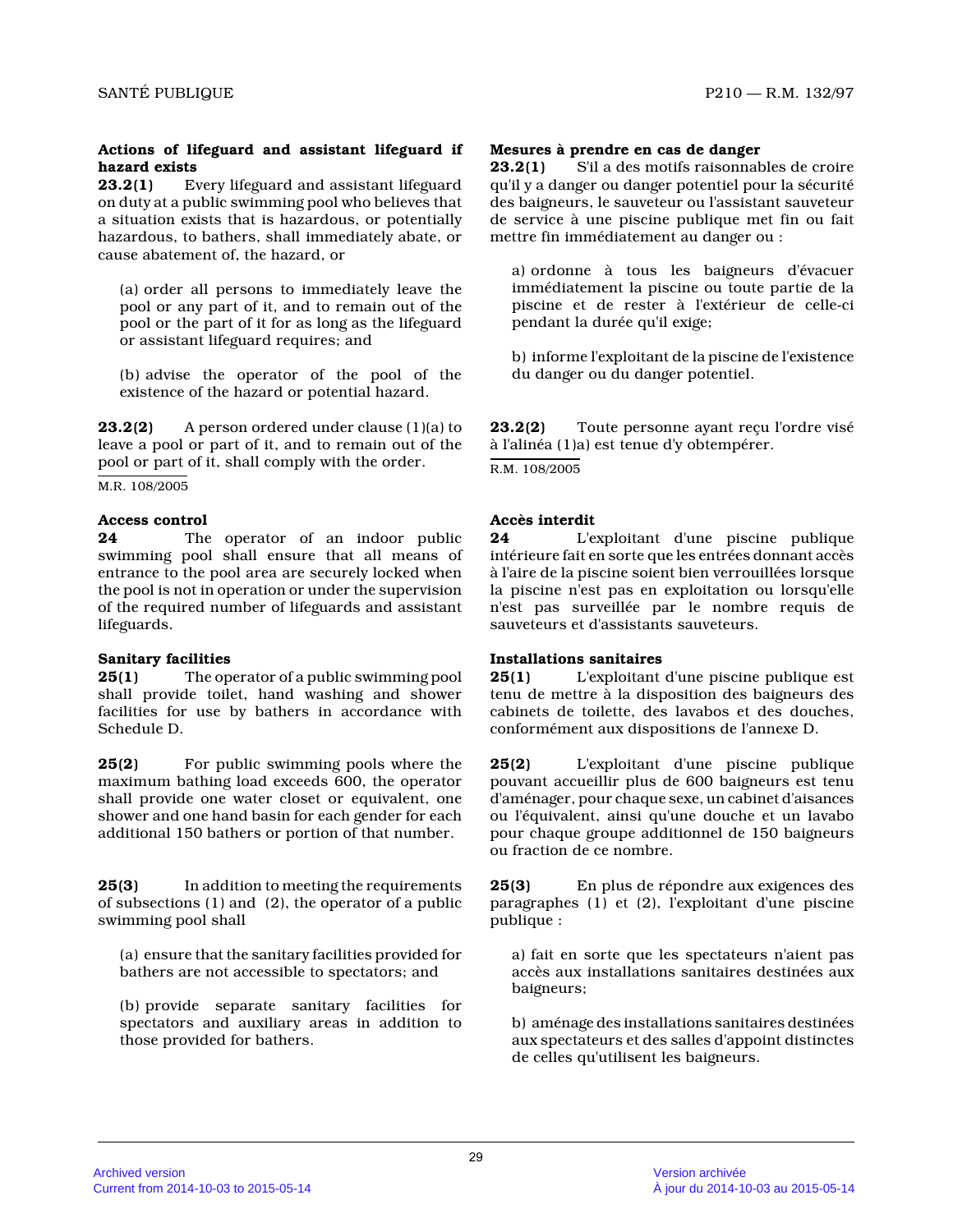**Actions of lifeguard and assistant lifeguard if hazard exists**

**23.2(1)** Every lifeguard and assistant lifeguard on duty at a public swimming pool who believes that a situation exists that is hazardous, or potentially hazardous, to bathers, shall immediately abate, or cause abatement of, the hazard, or

(a) order all persons to immediately leave the pool or any part of it, and to remain out of the pool or the part of it for as long as the lifeguard or assistant lifeguard requires; and

(b) advise the operator of the pool of the existence of the hazard or potential hazard.

**23.2(2)** A person ordered under clause (1)(a) to leave a pool or part of it, and to remain out of the pool or part of it, shall comply with the order.

M.R. 108/2005

**Access control**

**24** The operator of an indoor public swimming pool shall ensure that all means of entrance to the pool area are securely locked when the pool is not in operation or under the supervision of the required number of lifeguards and assistant lifeguards.

**Sanitary facilities**

**25(1)** The operator of a public swimming pool shall provide toilet, hand washing and shower facilities for use by bathers in accordance with Schedule D.

**25(2)** For public swimming pools where the maximum bathing load exceeds 600, the operator shall provide one water closet or equivalent, one shower and one hand basin for each gender for each additional 150 bathers or portion of that number.

**25(3)** In addition to meeting the requirements of subsections (1) and (2), the operator of a public swimming pool shall

(a) ensure that the sanitary facilities provided for bathers are not accessible to spectators; and

(b) provide separate sanitary facilities for spectators and auxiliary areas in addition to those provided for bathers.

**Mesures à prendre en cas de danger**

**23.2(1)** S'il a des motifs raisonnables de croire qu'il y a danger ou danger potentiel pour la sécurité des baigneurs, le sauveteur ou l'assistant sauveteur de service à une piscine publique met fin ou fait mettre fin immédiatement au danger ou :

a) ordonne à tous les baigneurs d'évacuer immédiatement la piscine ou toute partie de la piscine et de rester à l'extérieur de celle-ci pendant la durée qu'il exige;

b) informe l'exploitant de la piscine de l'existence du danger ou du danger potentiel.

**23.2(2)** Toute personne ayant reçu l'ordre visé à l'alinéa (1)a) est tenue d'y obtempérer.

R.M. 108/2005

**Accès interdit**

**24** L'exploitant d'une piscine publique intérieure fait en sorte que les entrées donnant accès à l'aire de la piscine soient bien verrouillées lorsque la piscine n'est pas en exploitation ou lorsqu'elle n'est pas surveillée par le nombre requis de sauveteurs et d'assistants sauveteurs.

**Installations sanitaires**

**25(1)** L'exploitant d'une piscine publique est tenu de mettre à la disposition des baigneurs des cabinets de toilette, des lavabos et des douches, conformément aux dispositions de l'annexe D.

**25(2)** L'exploitant d'une piscine publique pouvant accueillir plus de 600 baigneurs est tenu d'aménager, pour chaque sexe, un cabinet d'aisances ou l'équivalent, ainsi qu'une douche et un lavabo pour chaque groupe additionnel de 150 baigneurs ou fraction de ce nombre.

**25(3)** En plus de répondre aux exigences des paragraphes (1) et (2), l'exploitant d'une piscine publique :

a) fait en sorte que les spectateurs n'aient pas accès aux installations sanitaires destinées aux baigneurs;

b) aménage des installations sanitaires destinées aux spectateurs et des salles d'appoint distinctes de celles qu'utilisent les baigneurs.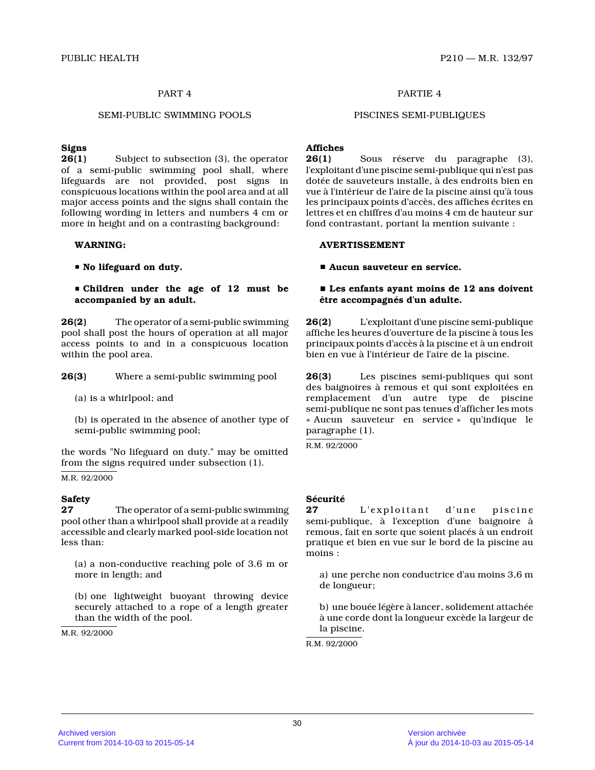PART 4

SEMI-PUBLIC SWIMMING POOLS

**Signs**
**26(1)** Subject to subsection (3), the operator of a semi-public swimming pool shall, where lifeguards are not provided, post signs in conspicuous locations within the pool area and at all major access points and the signs shall contain the following wording in letters and numbers 4 cm or more in height and on a contrasting background:

**WARNING:**

**■ No lifeguard on duty.**

**■ Children under the age of 12 must be accompanied by an adult.**

**26(2)** The operator of a semi-public swimming pool shall post the hours of operation at all major access points to and in a conspicuous location within the pool area.

**26(3)** Where a semi-public swimming pool

(a) is a whirlpool; and

(b) is operated in the absence of another type of semi-public swimming pool;

the words "No lifeguard on duty." may be omitted from the signs required under subsection (1).

M.R. 92/2000

**Safety**
**27** The operator of a semi-public swimming pool other than a whirlpool shall provide at a readily accessible and clearly marked pool-side location not less than:

(a) a non-conductive reaching pole of 3.6 m or more in length; and

(b) one lightweight buoyant throwing device securely attached to a rope of a length greater than the width of the pool.

M.R. 92/2000

PARTIE 4

PISCINES SEMI-PUBLIQUES

**Affiches**
**26(1)** Sous réserve du paragraphe (3), l'exploitant d'une piscine semi-publique qui n'est pas dotée de sauveteurs installe, à des endroits bien en vue à l'intérieur de l'aire de la piscine ainsi qu'à tous les principaux points d'accès, des affiches écrites en lettres et en chiffres d'au moins 4 cm de hauteur sur fond contrastant, portant la mention suivante :

**AVERTISSEMENT**

**■ Aucun sauveteur en service.**

**■ Les enfants ayant moins de 12 ans doivent être accompagnés d'un adulte.**

**26(2)** L'exploitant d'une piscine semi-publique affiche les heures d'ouverture de la piscine à tous les principaux points d'accès à la piscine et à un endroit bien en vue à l'intérieur de l'aire de la piscine.

**26(3)** Les piscines semi-publiques qui sont des baignoires à remous et qui sont exploitées en remplacement d'un autre type de piscine semi-publique ne sont pas tenues d'afficher les mots « Aucun sauveteur en service » qu'indique le paragraphe (1).

R.M. 92/2000

**Sécurité**
**27** L'exploitant d'une piscine semi-publique, à l'exception d'une baignoire à remous, fait en sorte que soient placés à un endroit pratique et bien en vue sur le bord de la piscine au moins :

a) une perche non conductrice d'au moins 3,6 m de longueur;

b) une bouée légère à lancer, solidement attachée à une corde dont la longueur excède la largeur de la piscine.

R.M. 92/2000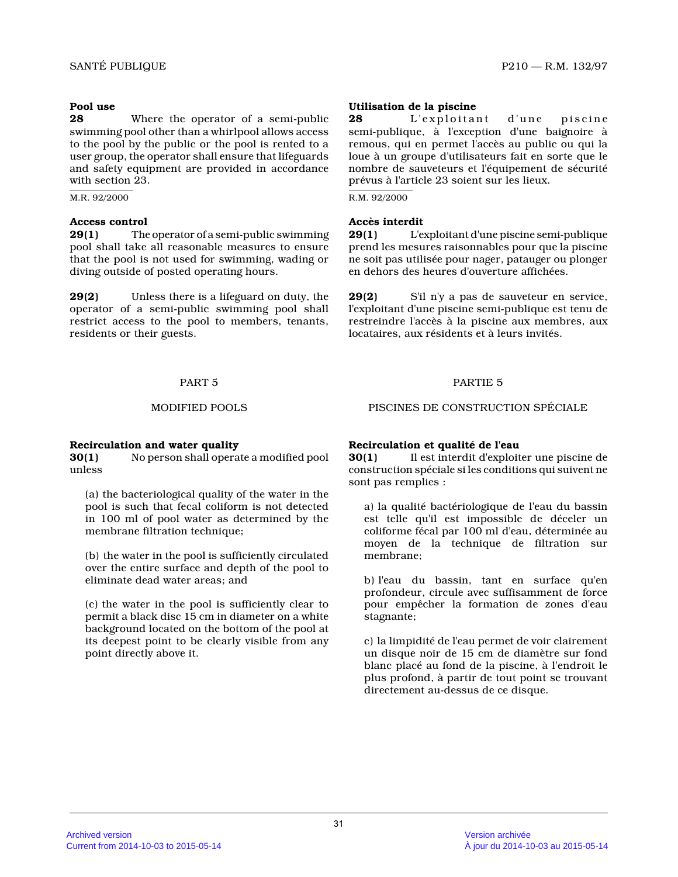**Pool use**

**28** Where the operator of a semi-public swimming pool other than a whirlpool allows access to the pool by the public or the pool is rented to a user group, the operator shall ensure that lifeguards and safety equipment are provided in accordance with section 23.

M.R. 92/2000

**Access control**

**29(1)** The operator of a semi-public swimming pool shall take all reasonable measures to ensure that the pool is not used for swimming, wading or diving outside of posted operating hours.

**29(2)** Unless there is a lifeguard on duty, the operator of a semi-public swimming pool shall restrict access to the pool to members, tenants, residents or their guests.

PART 5

MODIFIED POOLS

**Recirculation and water quality**

**30(1)** No person shall operate a modified pool unless

(a) the bacteriological quality of the water in the pool is such that fecal coliform is not detected in 100 ml of pool water as determined by the membrane filtration technique;

(b) the water in the pool is sufficiently circulated over the entire surface and depth of the pool to eliminate dead water areas; and

(c) the water in the pool is sufficiently clear to permit a black disc 15 cm in diameter on a white background located on the bottom of the pool at its deepest point to be clearly visible from any point directly above it.

**Utilisation de la piscine**

**28** L'exploitant d'une piscine semi-publique, à l'exception d'une baignoire à remous, qui en permet l'accès au public ou qui la loue à un groupe d'utilisateurs fait en sorte que le nombre de sauveteurs et l'équipement de sécurité prévus à l'article 23 soient sur les lieux.

R.M. 92/2000

**Accès interdit**

**29(1)** L'exploitant d'une piscine semi-publique prend les mesures raisonnables pour que la piscine ne soit pas utilisée pour nager, patauger ou plonger en dehors des heures d'ouverture affichées.

**29(2)** S'il n'y a pas de sauveteur en service, l'exploitant d'une piscine semi-publique est tenu de restreindre l'accès à la piscine aux membres, aux locataires, aux résidents et à leurs invités.

PARTIE 5

PISCINES DE CONSTRUCTION SPÉCIALE

**Recirculation et qualité de l'eau**

**30(1)** Il est interdit d'exploiter une piscine de construction spéciale si les conditions qui suivent ne sont pas remplies :

a) la qualité bactériologique de l'eau du bassin est telle qu'il est impossible de déceler un coliforme fécal par 100 ml d'eau, déterminée au moyen de la technique de filtration sur membrane;

b) l'eau du bassin, tant en surface qu'en profondeur, circule avec suffisamment de force pour empêcher la formation de zones d'eau stagnante;

c) la limpidité de l'eau permet de voir clairement un disque noir de 15 cm de diamètre sur fond blanc placé au fond de la piscine, à l'endroit le plus profond, à partir de tout point se trouvant directement au-dessus de ce disque.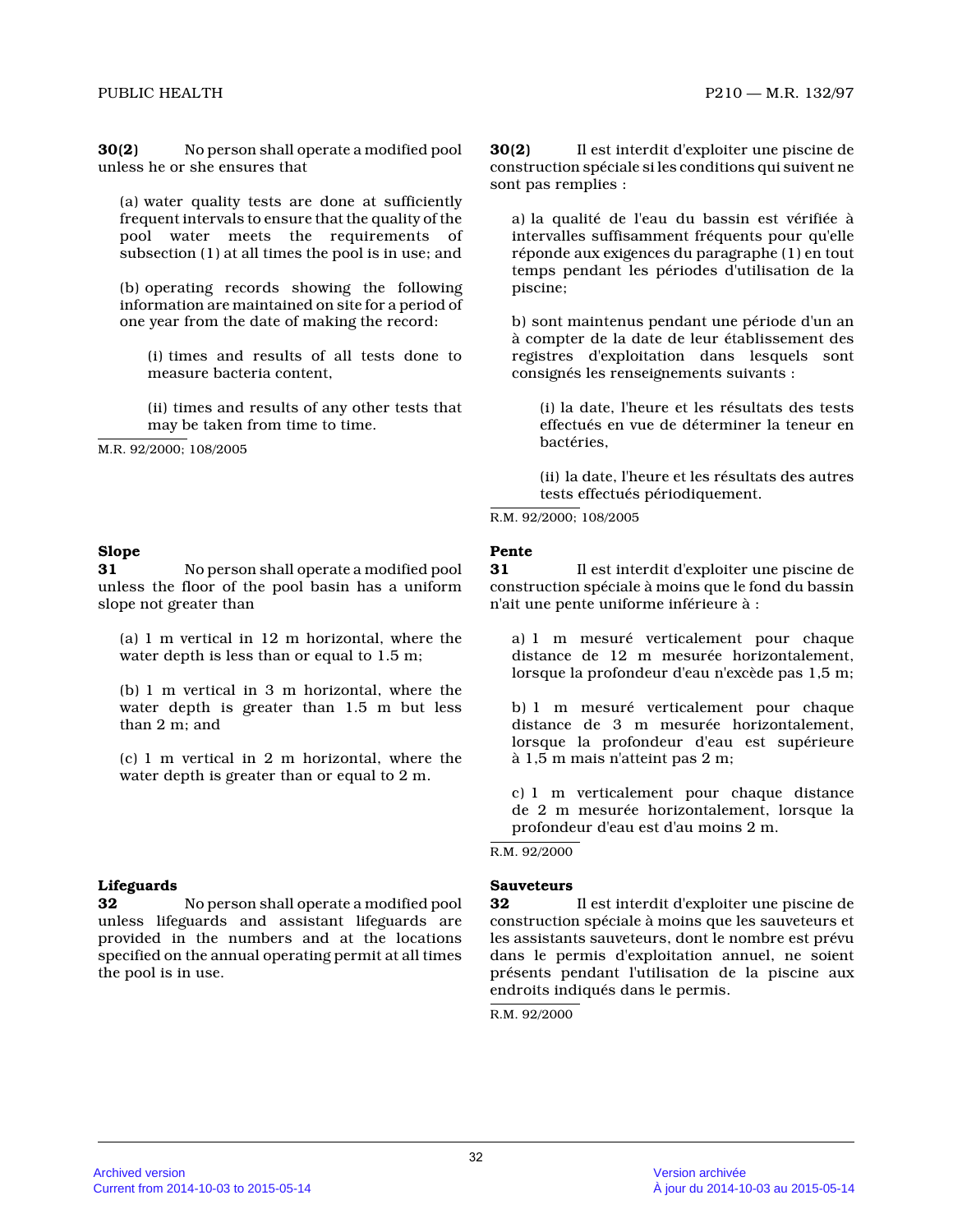**30(2)** No person shall operate a modified pool unless he or she ensures that

(a) water quality tests are done at sufficiently frequent intervals to ensure that the quality of the pool water meets the requirements of subsection (1) at all times the pool is in use; and

(b) operating records showing the following information are maintained on site for a period of one year from the date of making the record:

(i) times and results of all tests done to measure bacteria content,

(ii) times and results of any other tests that may be taken from time to time.

M.R. 92/2000; 108/2005

**30(2)** Il est interdit d'exploiter une piscine de construction spéciale si les conditions qui suivent ne sont pas remplies :

a) la qualité de l'eau du bassin est vérifiée à intervalles suffisamment fréquents pour qu'elle réponde aux exigences du paragraphe (1) en tout temps pendant les périodes d'utilisation de la piscine;

b) sont maintenus pendant une période d'un an à compter de la date de leur établissement des registres d'exploitation dans lesquels sont consignés les renseignements suivants :

(i) la date, l'heure et les résultats des tests effectués en vue de déterminer la teneur en bactéries,

(ii) la date, l'heure et les résultats des autres tests effectués périodiquement.

R.M. 92/2000; 108/2005

**Slope**

**31** No person shall operate a modified pool unless the floor of the pool basin has a uniform slope not greater than

(a) 1 m vertical in 12 m horizontal, where the water depth is less than or equal to 1.5 m;

(b) 1 m vertical in 3 m horizontal, where the water depth is greater than 1.5 m but less than 2 m; and

(c) 1 m vertical in 2 m horizontal, where the water depth is greater than or equal to 2 m.

**Pente**

**31** Il est interdit d'exploiter une piscine de construction spéciale à moins que le fond du bassin n'ait une pente uniforme inférieure à :

a) 1 m mesuré verticalement pour chaque distance de 12 m mesurée horizontalement, lorsque la profondeur d'eau n'excède pas 1,5 m;

b) 1 m mesuré verticalement pour chaque distance de 3 m mesurée horizontalement, lorsque la profondeur d'eau est supérieure à 1,5 m mais n'atteint pas 2 m;

c) 1 m verticalement pour chaque distance de 2 m mesurée horizontalement, lorsque la profondeur d'eau est d'au moins 2 m.

R.M. 92/2000

**Lifeguards**

**32** No person shall operate a modified pool unless lifeguards and assistant lifeguards are provided in the numbers and at the locations specified on the annual operating permit at all times the pool is in use.

**Sauveteurs**

**32** Il est interdit d'exploiter une piscine de construction spéciale à moins que les sauveteurs et les assistants sauveteurs, dont le nombre est prévu dans le permis d'exploitation annuel, ne soient présents pendant l'utilisation de la piscine aux endroits indiqués dans le permis.

R.M. 92/2000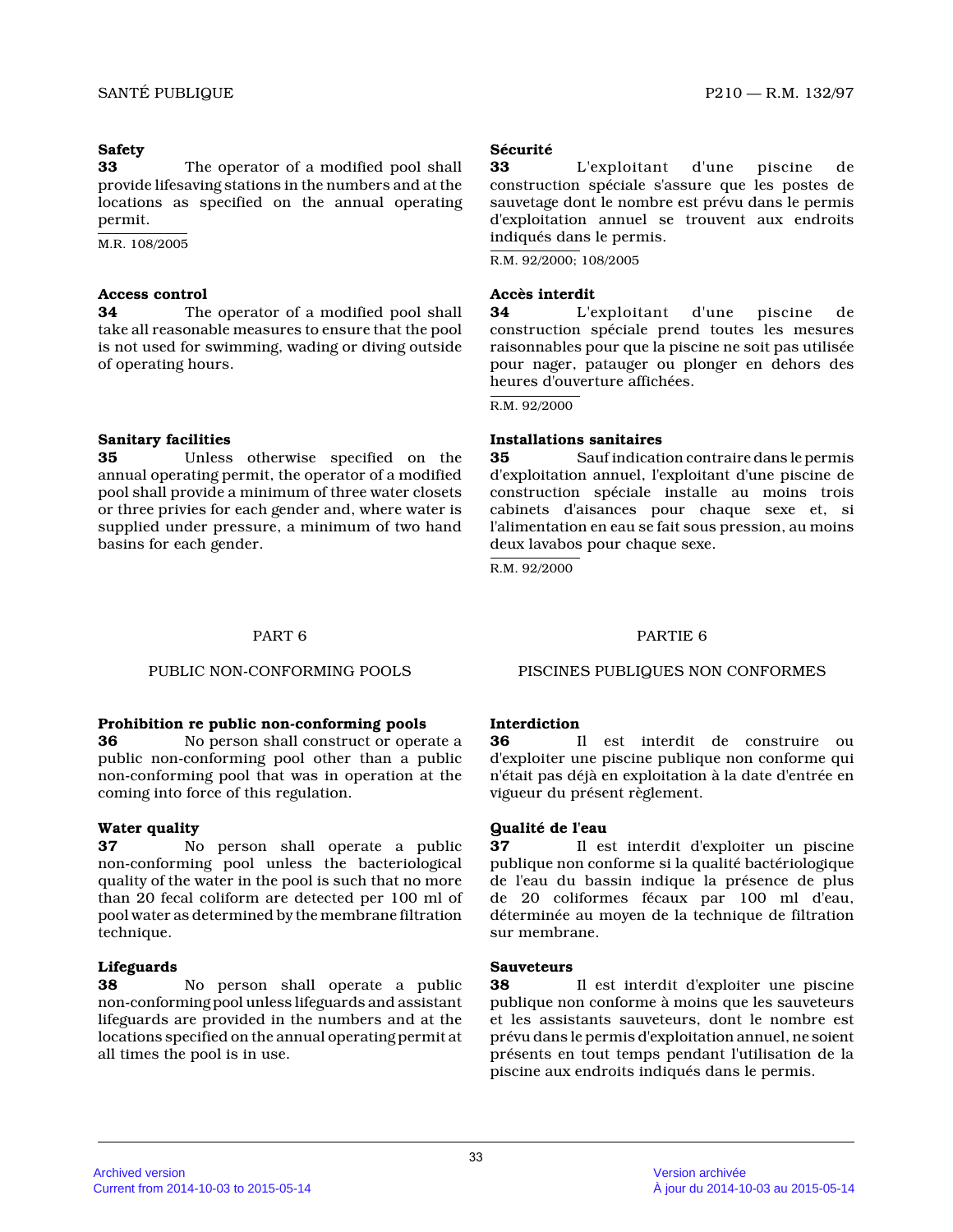**Safety**

**33** The operator of a modified pool shall provide lifesaving stations in the numbers and at the locations as specified on the annual operating permit.

M.R. 108/2005

**Access control**

**34** The operator of a modified pool shall take all reasonable measures to ensure that the pool is not used for swimming, wading or diving outside of operating hours.

**Sanitary facilities**

**35** Unless otherwise specified on the annual operating permit, the operator of a modified pool shall provide a minimum of three water closets or three privies for each gender and, where water is supplied under pressure, a minimum of two hand basins for each gender.

PART 6

PUBLIC NON-CONFORMING POOLS

**Prohibition re public non-conforming pools**

**36** No person shall construct or operate a public non-conforming pool other than a public non-conforming pool that was in operation at the coming into force of this regulation.

**Water quality**

**37** No person shall operate a public non-conforming pool unless the bacteriological quality of the water in the pool is such that no more than 20 fecal coliform are detected per 100 ml of pool water as determined by the membrane filtration technique.

**Lifeguards**

**38** No person shall operate a public non-conforming pool unless lifeguards and assistant lifeguards are provided in the numbers and at the locations specified on the annual operating permit at all times the pool is in use.

**Sécurité**

**33** L'exploitant d'une piscine de construction spéciale s'assure que les postes de sauvetage dont le nombre est prévu dans le permis d'exploitation annuel se trouvent aux endroits indiqués dans le permis.

R.M. 92/2000; 108/2005

**Accès interdit**

**34** L'exploitant d'une piscine de construction spéciale prend toutes les mesures raisonnables pour que la piscine ne soit pas utilisée pour nager, patauger ou plonger en dehors des heures d'ouverture affichées.

R.M. 92/2000

**Installations sanitaires**

**35** Sauf indication contraire dans le permis d'exploitation annuel, l'exploitant d'une piscine de construction spéciale installe au moins trois cabinets d'aisances pour chaque sexe et, si l'alimentation en eau se fait sous pression, au moins deux lavabos pour chaque sexe.

R.M. 92/2000

PARTIE 6

PISCINES PUBLIQUES NON CONFORMES

**Interdiction**

**36** Il est interdit de construire ou d'exploiter une piscine publique non conforme qui n'était pas déjà en exploitation à la date d'entrée en vigueur du présent règlement.

**Qualité de l'eau**

**37** Il est interdit d'exploiter un piscine publique non conforme si la qualité bactériologique de l'eau du bassin indique la présence de plus de 20 coliformes fécaux par 100 ml d'eau, déterminée au moyen de la technique de filtration sur membrane.

**Sauveteurs**

**38** Il est interdit d'exploiter une piscine publique non conforme à moins que les sauveteurs et les assistants sauveteurs, dont le nombre est prévu dans le permis d'exploitation annuel, ne soient présents en tout temps pendant l'utilisation de la piscine aux endroits indiqués dans le permis.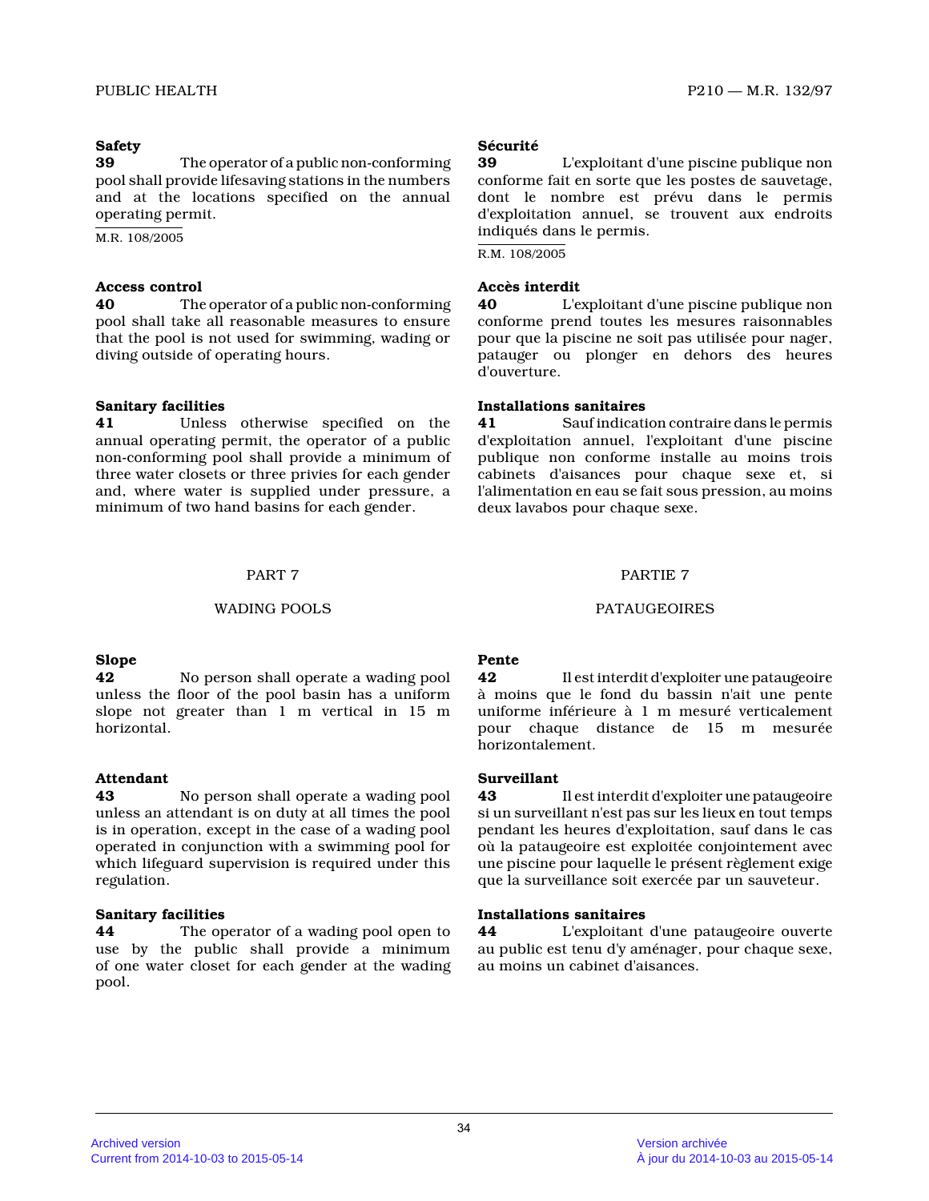**Safety**

**39** The operator of a public non-conforming pool shall provide lifesaving stations in the numbers and at the locations specified on the annual operating permit.

M.R. 108/2005

**Access control**

**40** The operator of a public non-conforming pool shall take all reasonable measures to ensure that the pool is not used for swimming, wading or diving outside of operating hours.

**Sanitary facilities**

**41** Unless otherwise specified on the annual operating permit, the operator of a public non-conforming pool shall provide a minimum of three water closets or three privies for each gender and, where water is supplied under pressure, a minimum of two hand basins for each gender.

## PART 7

## WADING POOLS

**Slope**

**42** No person shall operate a wading pool unless the floor of the pool basin has a uniform slope not greater than 1 m vertical in 15 m horizontal.

**Attendant**

**43** No person shall operate a wading pool unless an attendant is on duty at all times the pool is in operation, except in the case of a wading pool operated in conjunction with a swimming pool for which lifeguard supervision is required under this regulation.

**Sanitary facilities**

**44** The operator of a wading pool open to use by the public shall provide a minimum of one water closet for each gender at the wading pool.

**Sécurité**

**39** L'exploitant d'une piscine publique non conforme fait en sorte que les postes de sauvetage, dont le nombre est prévu dans le permis d'exploitation annuel, se trouvent aux endroits indiqués dans le permis.

R.M. 108/2005

**Accès interdit**

**40** L'exploitant d'une piscine publique non conforme prend toutes les mesures raisonnables pour que la piscine ne soit pas utilisée pour nager, patauger ou plonger en dehors des heures d'ouverture.

**Installations sanitaires**

**41** Sauf indication contraire dans le permis d'exploitation annuel, l'exploitant d'une piscine publique non conforme installe au moins trois cabinets d'aisances pour chaque sexe et, si l'alimentation en eau se fait sous pression, au moins deux lavabos pour chaque sexe.

## PARTIE 7

## PATAUGEOIRES

**Pente**

**42** Il est interdit d'exploiter une pataugeoire à moins que le fond du bassin n'ait une pente uniforme inférieure à 1 m mesuré verticalement pour chaque distance de 15 m mesurée horizontalement.

**Surveillant**

**43** Il est interdit d'exploiter une pataugeoire si un surveillant n'est pas sur les lieux en tout temps pendant les heures d'exploitation, sauf dans le cas où la pataugeoire est exploitée conjointement avec une piscine pour laquelle le présent règlement exige que la surveillance soit exercée par un sauveteur.

**Installations sanitaires**

**44** L'exploitant d'une pataugeoire ouverte au public est tenu d'y aménager, pour chaque sexe, au moins un cabinet d'aisances.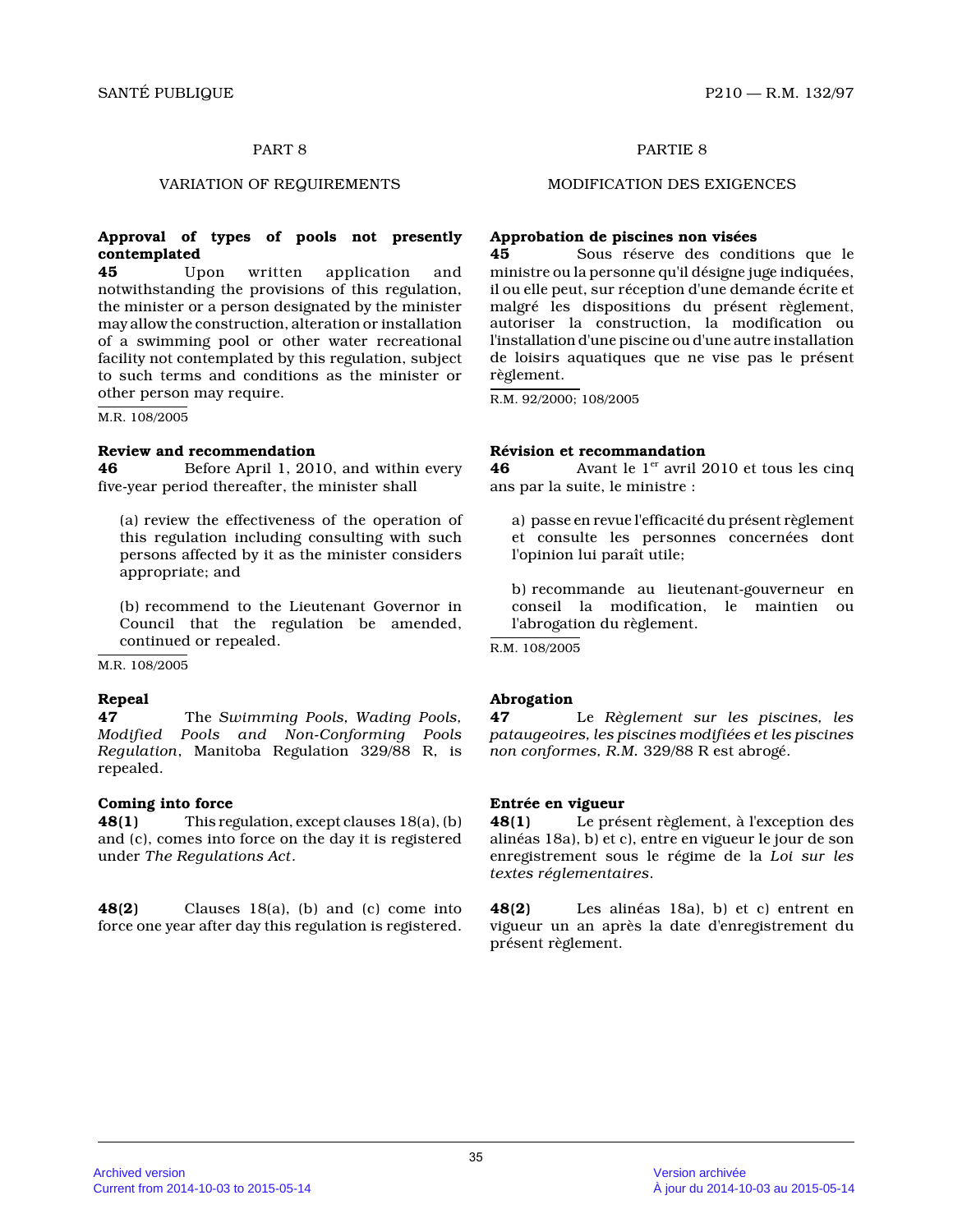## PART 8

## VARIATION OF REQUIREMENTS

**Approval of types of pools not presently contemplated**

**45** Upon written application and notwithstanding the provisions of this regulation, the minister or a person designated by the minister may allow the construction, alteration or installation of a swimming pool or other water recreational facility not contemplated by this regulation, subject to such terms and conditions as the minister or other person may require.

M.R. 108/2005

**Review and recommendation**

**46** Before April 1, 2010, and within every five-year period thereafter, the minister shall

(a) review the effectiveness of the operation of this regulation including consulting with such persons affected by it as the minister considers appropriate; and

(b) recommend to the Lieutenant Governor in Council that the regulation be amended, continued or repealed.

M.R. 108/2005

**Repeal**

**47** The *Swimming Pools, Wading Pools, Modified Pools and Non-Conforming Pools Regulation*, Manitoba Regulation 329/88 R, is repealed.

**Coming into force**

**48(1)** This regulation, except clauses 18(a), (b) and (c), comes into force on the day it is registered under *The Regulations Act*.

**48(2)** Clauses 18(a), (b) and (c) come into force one year after day this regulation is registered.

## PARTIE 8

## MODIFICATION DES EXIGENCES

**Approbation de piscines non visées**

**45** Sous réserve des conditions que le ministre ou la personne qu'il désigne juge indiquées, il ou elle peut, sur réception d'une demande écrite et malgré les dispositions du présent règlement, autoriser la construction, la modification ou l'installation d'une piscine ou d'une autre installation de loisirs aquatiques que ne vise pas le présent règlement.

R.M. 92/2000; 108/2005

**Révision et recommandation**

**46** Avant le 1er avril 2010 et tous les cinq ans par la suite, le ministre :

a) passe en revue l'efficacité du présent règlement et consulte les personnes concernées dont l'opinion lui paraît utile;

b) recommande au lieutenant-gouverneur en conseil la modification, le maintien ou l'abrogation du règlement.

R.M. 108/2005

**Abrogation**

**47** Le *Règlement sur les piscines, les pataugeoires, les piscines modifiées et les piscines non conformes, R.M.* 329/88 R est abrogé.

**Entrée en vigueur**

**48(1)** Le présent règlement, à l'exception des alinéas 18a), b) et c), entre en vigueur le jour de son enregistrement sous le régime de la *Loi sur les textes réglementaires*.

**48(2)** Les alinéas 18a), b) et c) entrent en vigueur un an après la date d'enregistrement du présent règlement.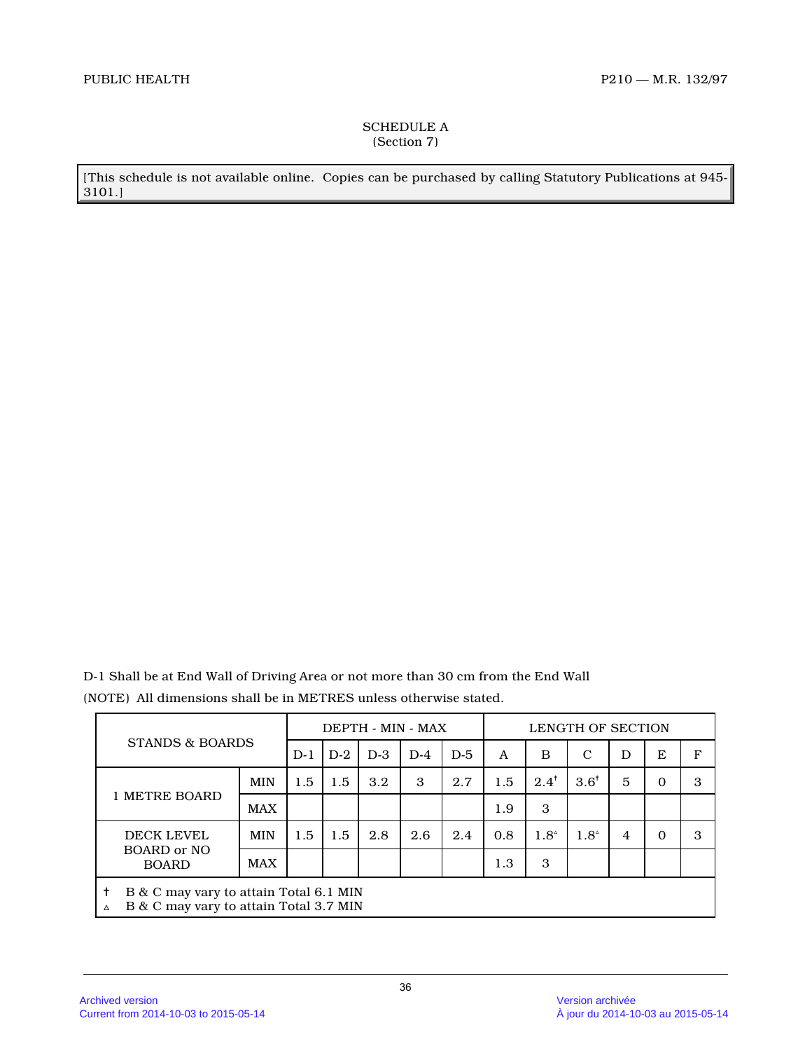# SCHEDULE A
(Section 7)

[This schedule is not available online. Copies can be purchased by calling Statutory Publications at 945-3101.]

D-1 Shall be at End Wall of Driving Area or not more than 30 cm from the End Wall

(NOTE) All dimensions shall be in METRES unless otherwise stated.

| STANDS & BOARDS | | DEPTH - MIN - MAX | | | | | LENGTH OF SECTION | | | | | |
|---|---|---|---|---|---|---|---|---|---|---|---|---|
| | | D-1 | D-2 | D-3 | D-4 | D-5 | A | B | C | D | E | F |
| 1 METRE BOARD | MIN | 1.5 | 1.5 | 3.2 | 3 | 2.7 | 1.5 | 2.4† | 3.6† | 5 | 0 | 3 |
| | MAX | | | | | | 1.9 | 3 | | | | |
| DECK LEVEL BOARD or NO BOARD | MIN | 1.5 | 1.5 | 2.8 | 2.6 | 2.4 | 0.8 | 1.8△ | 1.8△ | 4 | 0 | 3 |
| | MAX | | | | | | 1.3 | 3 | | | | |

† B & C may vary to attain Total 6.1 MIN
△ B & C may vary to attain Total 3.7 MIN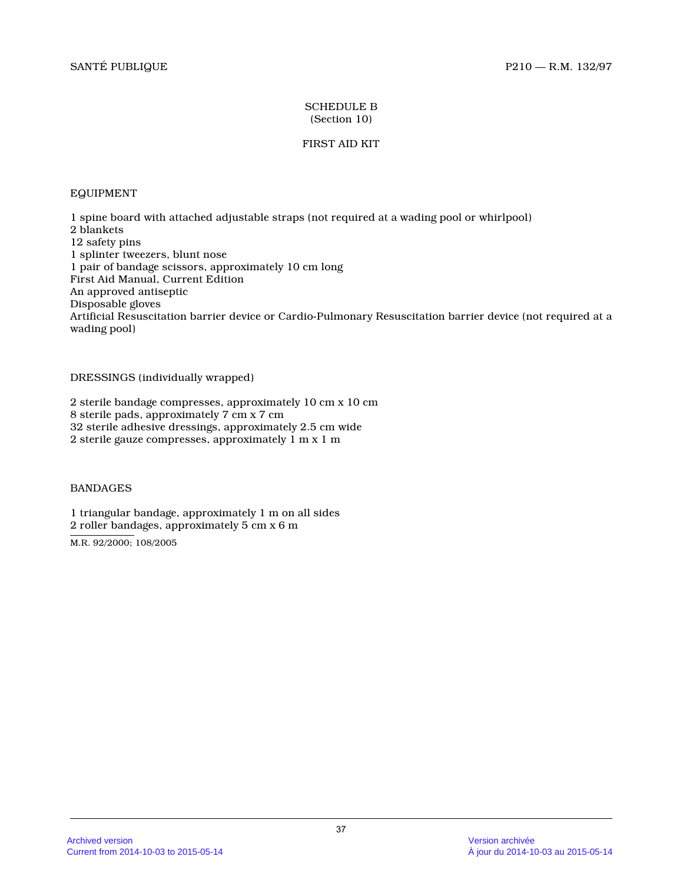## SCHEDULE B
(Section 10)

### FIRST AID KIT

EQUIPMENT

1 spine board with attached adjustable straps (not required at a wading pool or whirlpool)
2 blankets
12 safety pins
1 splinter tweezers, blunt nose
1 pair of bandage scissors, approximately 10 cm long
First Aid Manual, Current Edition
An approved antiseptic
Disposable gloves
Artificial Resuscitation barrier device or Cardio-Pulmonary Resuscitation barrier device (not required at a wading pool)

DRESSINGS (individually wrapped)

2 sterile bandage compresses, approximately 10 cm x 10 cm
8 sterile pads, approximately 7 cm x 7 cm
32 sterile adhesive dressings, approximately 2.5 cm wide
2 sterile gauze compresses, approximately 1 m x 1 m

BANDAGES

1 triangular bandage, approximately 1 m on all sides
2 roller bandages, approximately 5 cm x 6 m

M.R. 92/2000; 108/2005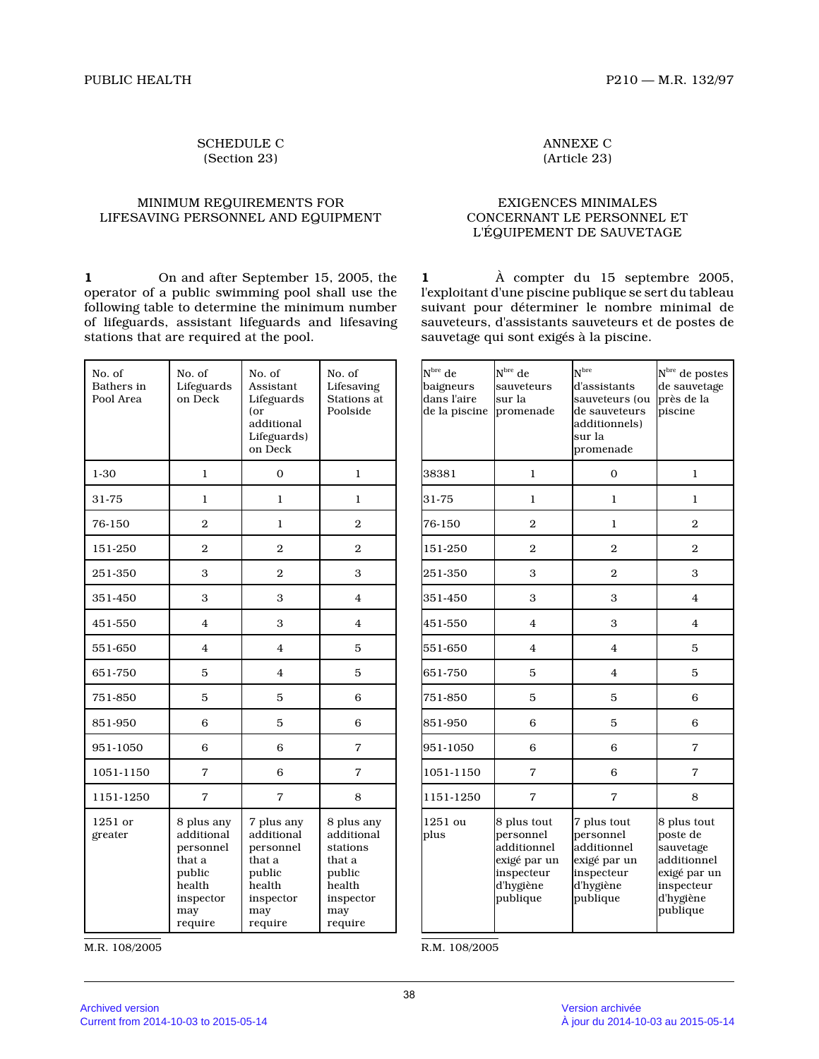SCHEDULE C
(Section 23)

## MINIMUM REQUIREMENTS FOR LIFESAVING PERSONNEL AND EQUIPMENT

**1** On and after September 15, 2005, the operator of a public swimming pool shall use the following table to determine the minimum number of lifeguards, assistant lifeguards and lifesaving stations that are required at the pool.

| No. of Bathers in Pool Area | No. of Lifeguards on Deck | No. of Assistant Lifeguards (or additional Lifeguards) on Deck | No. of Lifesaving Stations at Poolside |
|---|---|---|---|
| 1-30 | 1 | 0 | 1 |
| 31-75 | 1 | 1 | 1 |
| 76-150 | 2 | 1 | 2 |
| 151-250 | 2 | 2 | 2 |
| 251-350 | 3 | 2 | 3 |
| 351-450 | 3 | 3 | 4 |
| 451-550 | 4 | 3 | 4 |
| 551-650 | 4 | 4 | 5 |
| 651-750 | 5 | 4 | 5 |
| 751-850 | 5 | 5 | 6 |
| 851-950 | 6 | 5 | 6 |
| 951-1050 | 6 | 6 | 7 |
| 1051-1150 | 7 | 6 | 7 |
| 1151-1250 | 7 | 7 | 8 |
| 1251 or greater | 8 plus any additional personnel that a public health inspector may require | 7 plus any additional personnel that a public health inspector may require | 8 plus any additional stations that a public health inspector may require |

M.R. 108/2005

ANNEXE C
(Article 23)

## EXIGENCES MINIMALES CONCERNANT LE PERSONNEL ET L'ÉQUIPEMENT DE SAUVETAGE

**1** À compter du 15 septembre 2005, l'exploitant d'une piscine publique se sert du tableau suivant pour déterminer le nombre minimal de sauveteurs, d'assistants sauveteurs et de postes de sauvetage qui sont exigés à la piscine.

| N[bre] de baigneurs dans l'aire de la piscine | N[bre] de sauveteurs sur la promenade | N[bre] d'assistants sauveteurs (ou de sauveteurs additionnels) sur la promenade | N[bre] de postes de sauvetage près de la piscine |
|---|---|---|---|
| 38381 | 1 | 0 | 1 |
| 31-75 | 1 | 1 | 1 |
| 76-150 | 2 | 1 | 2 |
| 151-250 | 2 | 2 | 2 |
| 251-350 | 3 | 2 | 3 |
| 351-450 | 3 | 3 | 4 |
| 451-550 | 4 | 3 | 4 |
| 551-650 | 4 | 4 | 5 |
| 651-750 | 5 | 4 | 5 |
| 751-850 | 5 | 5 | 6 |
| 851-950 | 6 | 5 | 6 |
| 951-1050 | 6 | 6 | 7 |
| 1051-1150 | 7 | 6 | 7 |
| 1151-1250 | 7 | 7 | 8 |
| 1251 ou plus | 8 plus tout personnel additionnel exigé par un inspecteur d'hygiène publique | 7 plus tout personnel additionnel exigé par un inspecteur d'hygiène publique | 8 plus tout poste de sauvetage additionnel exigé par un inspecteur d'hygiène publique |

R.M. 108/2005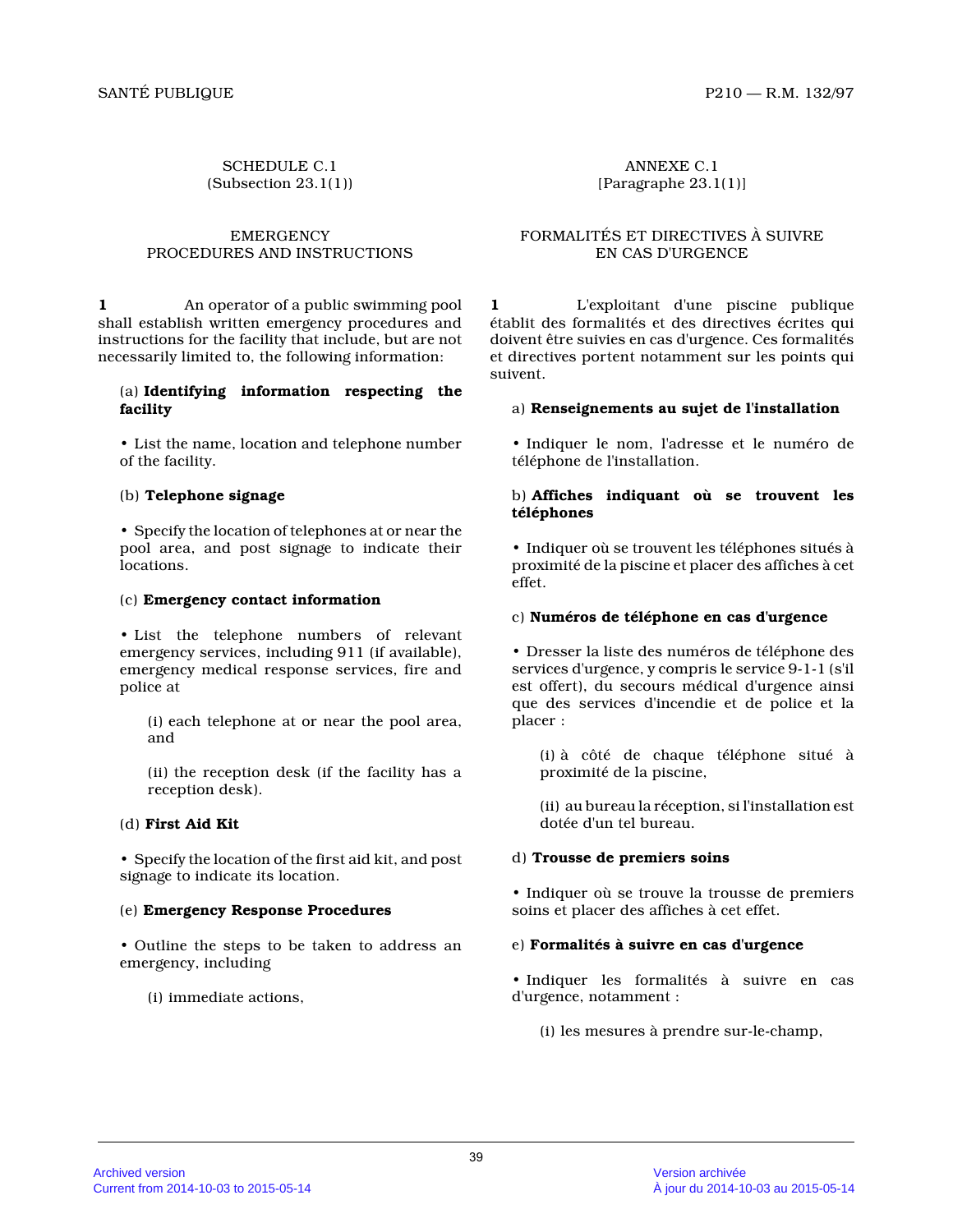SCHEDULE C.1
(Subsection 23.1(1))

## EMERGENCY PROCEDURES AND INSTRUCTIONS

**1** An operator of a public swimming pool shall establish written emergency procedures and instructions for the facility that include, but are not necessarily limited to, the following information:

(a) **Identifying information respecting the facility**

• List the name, location and telephone number of the facility.

(b) **Telephone signage**

• Specify the location of telephones at or near the pool area, and post signage to indicate their locations.

(c) **Emergency contact information**

• List the telephone numbers of relevant emergency services, including 911 (if available), emergency medical response services, fire and police at

(i) each telephone at or near the pool area, and

(ii) the reception desk (if the facility has a reception desk).

(d) **First Aid Kit**

• Specify the location of the first aid kit, and post signage to indicate its location.

(e) **Emergency Response Procedures**

• Outline the steps to be taken to address an emergency, including

(i) immediate actions,

ANNEXE C.1
[Paragraphe 23.1(1)]

## FORMALITÉS ET DIRECTIVES À SUIVRE EN CAS D'URGENCE

**1** L'exploitant d'une piscine publique établit des formalités et des directives écrites qui doivent être suivies en cas d'urgence. Ces formalités et directives portent notamment sur les points qui suivent.

a) **Renseignements au sujet de l'installation**

• Indiquer le nom, l'adresse et le numéro de téléphone de l'installation.

b) **Affiches indiquant où se trouvent les téléphones**

• Indiquer où se trouvent les téléphones situés à proximité de la piscine et placer des affiches à cet effet.

c) **Numéros de téléphone en cas d'urgence**

• Dresser la liste des numéros de téléphone des services d'urgence, y compris le service 9-1-1 (s'il est offert), du secours médical d'urgence ainsi que des services d'incendie et de police et la placer :

(i) à côté de chaque téléphone situé à proximité de la piscine,

(ii) au bureau la réception, si l'installation est dotée d'un tel bureau.

d) **Trousse de premiers soins**

• Indiquer où se trouve la trousse de premiers soins et placer des affiches à cet effet.

e) **Formalités à suivre en cas d'urgence**

• Indiquer les formalités à suivre en cas d'urgence, notamment :

(i) les mesures à prendre sur-le-champ,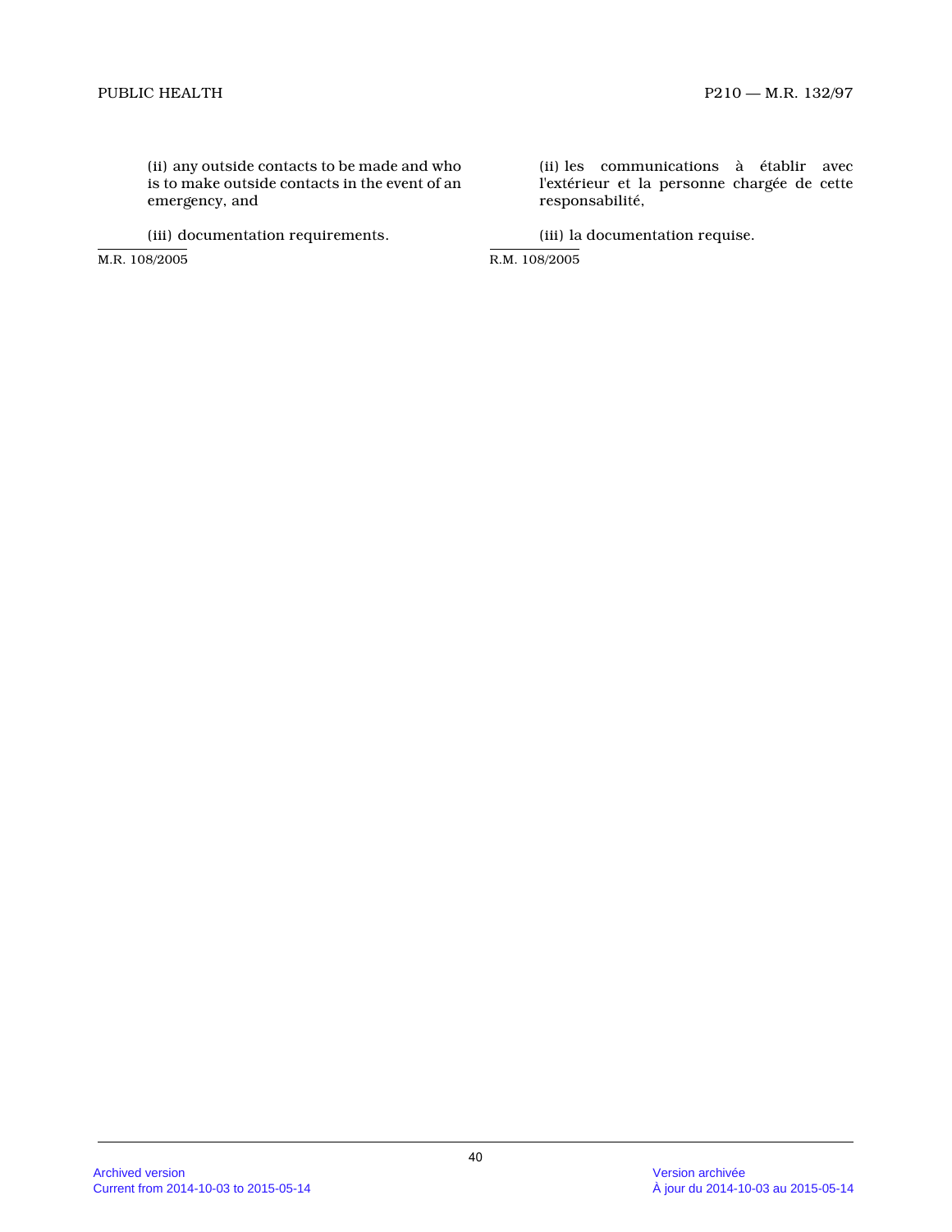(ii) any outside contacts to be made and who is to make outside contacts in the event of an emergency, and

(iii) documentation requirements.

M.R. 108/2005

(ii) les communications à établir avec l'extérieur et la personne chargée de cette responsabilité,

(iii) la documentation requise.

R.M. 108/2005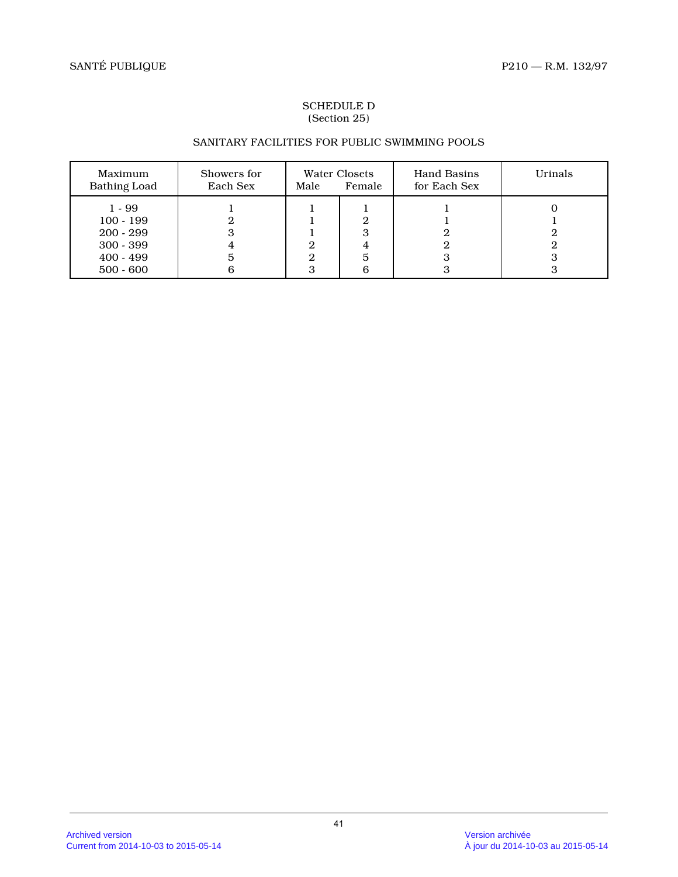## SCHEDULE D
(Section 25)

### SANITARY FACILITIES FOR PUBLIC SWIMMING POOLS

| Maximum Bathing Load | Showers for Each Sex | Water Closets | | Hand Basins for Each Sex | Urinals |
|---|---|---|---|---|---|
| | | Male | Female | | |
| 1 - 99 | 1 | 1 | 1 | 1 | 0 |
| 100 - 199 | 2 | 1 | 2 | 1 | 1 |
| 200 - 299 | 3 | 1 | 3 | 2 | 2 |
| 300 - 399 | 4 | 2 | 4 | 2 | 2 |
| 400 - 499 | 5 | 2 | 5 | 3 | 3 |
| 500 - 600 | 6 | 3 | 6 | 3 | 3 |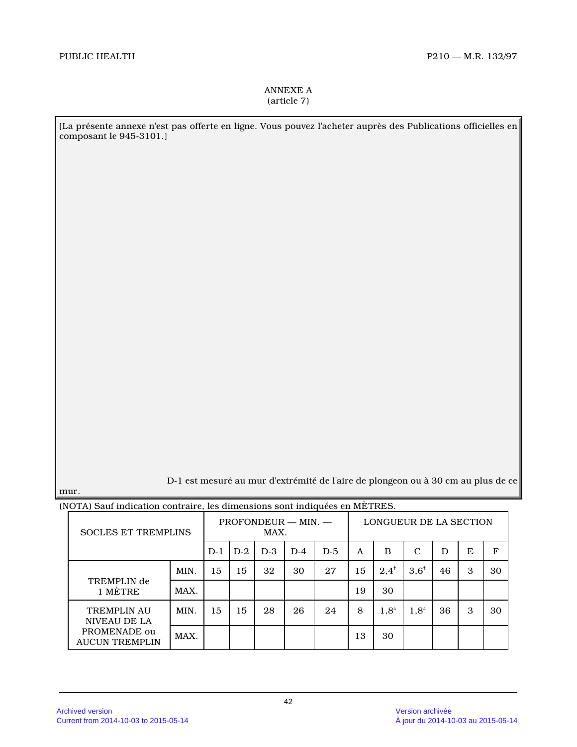ANNEXE A
(article 7)

[La présente annexe n'est pas offerte en ligne. Vous pouvez l'acheter auprès des Publications officielles en composant le 945-3101.]

D-1 est mesuré au mur d'extrémité de l'aire de plongeon ou à 30 cm au plus de ce mur.

(NOTA) Sauf indication contraire, les dimensions sont indiquées en MÈTRES.

| SOCLES ET TREMPLINS | | PROFONDEUR — MIN. — MAX. | | | | | LONGUEUR DE LA SECTION | | | | | |
|---|---|---|---|---|---|---|---|---|---|---|---|---|
| | | D-1 | D-2 | D-3 | D-4 | D-5 | A | B | C | D | E | F |
| TREMPLIN de 1 MÈTRE | MIN. | 15 | 15 | 32 | 30 | 27 | 15 | 2,4[†] | 3,6[†] | 46 | 3 | 30 |
| | MAX. | | | | | | 19 | 30 | | | | |
| TREMPLIN AU NIVEAU DE LA PROMENADE ou AUCUN TREMPLIN | MIN. | 15 | 15 | 28 | 26 | 24 | 8 | 1,8[Δ] | 1,8[Δ] | 36 | 3 | 30 |
| | MAX. | | | | | | 13 | 30 | | | | |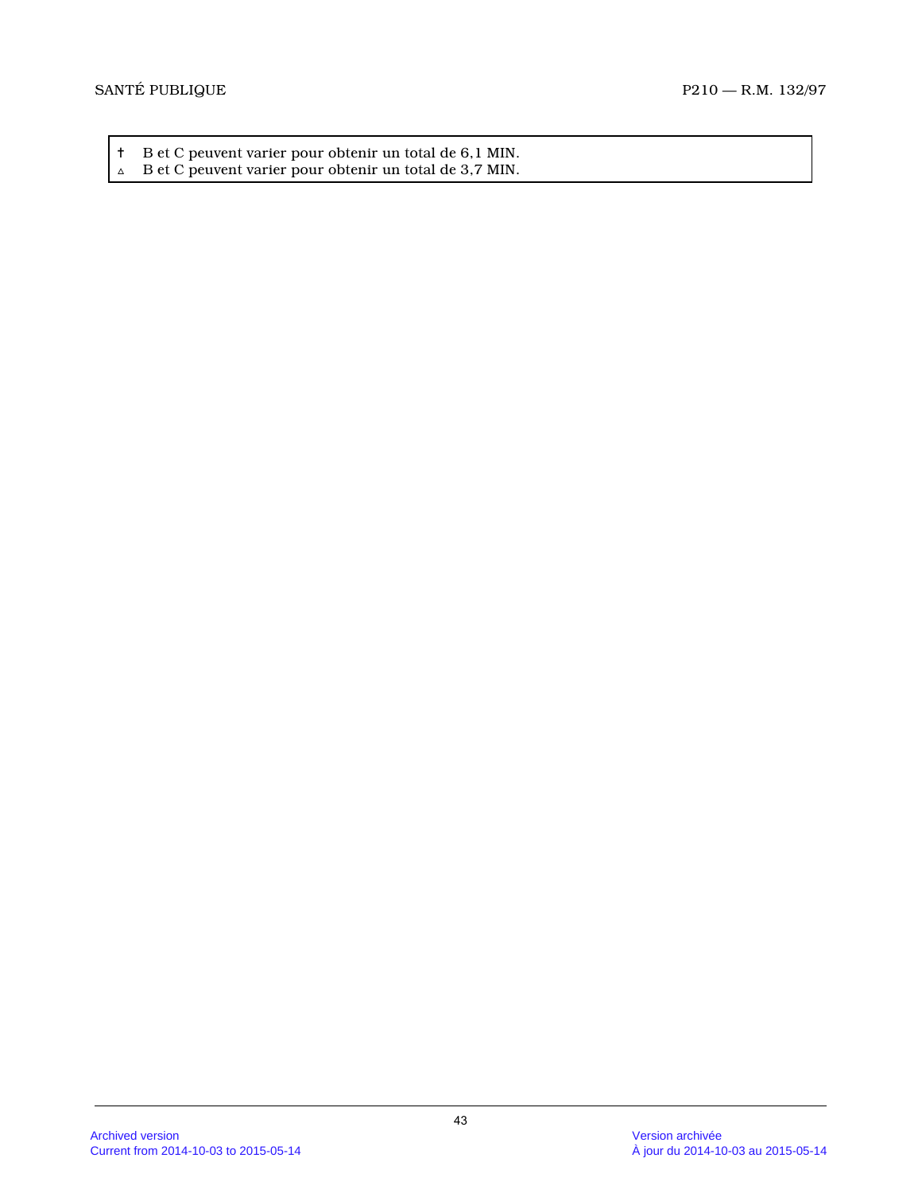† B et C peuvent varier pour obtenir un total de 6,1 MIN.
▵ B et C peuvent varier pour obtenir un total de 3,7 MIN.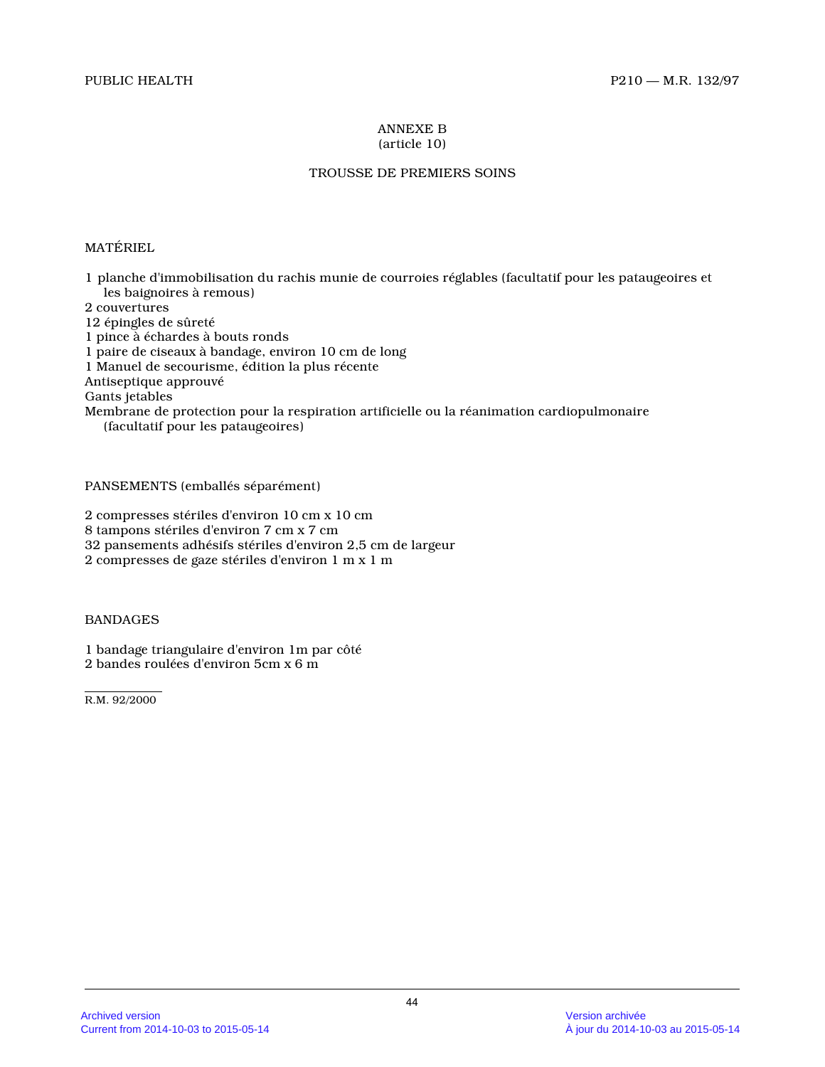# ANNEXE B
(article 10)

## TROUSSE DE PREMIERS SOINS

### MATÉRIEL

1 planche d'immobilisation du rachis munie de courroies réglables (facultatif pour les pataugeoires et les baignoires à remous)
2 couvertures
12 épingles de sûreté
1 pince à échardes à bouts ronds
1 paire de ciseaux à bandage, environ 10 cm de long
1 Manuel de secourisme, édition la plus récente
Antiseptique approuvé
Gants jetables
Membrane de protection pour la respiration artificielle ou la réanimation cardiopulmonaire (facultatif pour les pataugeoires)

### PANSEMENTS (emballés séparément)

2 compresses stériles d'environ 10 cm x 10 cm
8 tampons stériles d'environ 7 cm x 7 cm
32 pansements adhésifs stériles d'environ 2,5 cm de largeur
2 compresses de gaze stériles d'environ 1 m x 1 m

### BANDAGES

1 bandage triangulaire d'environ 1m par côté
2 bandes roulées d'environ 5cm x 6 m

R.M. 92/2000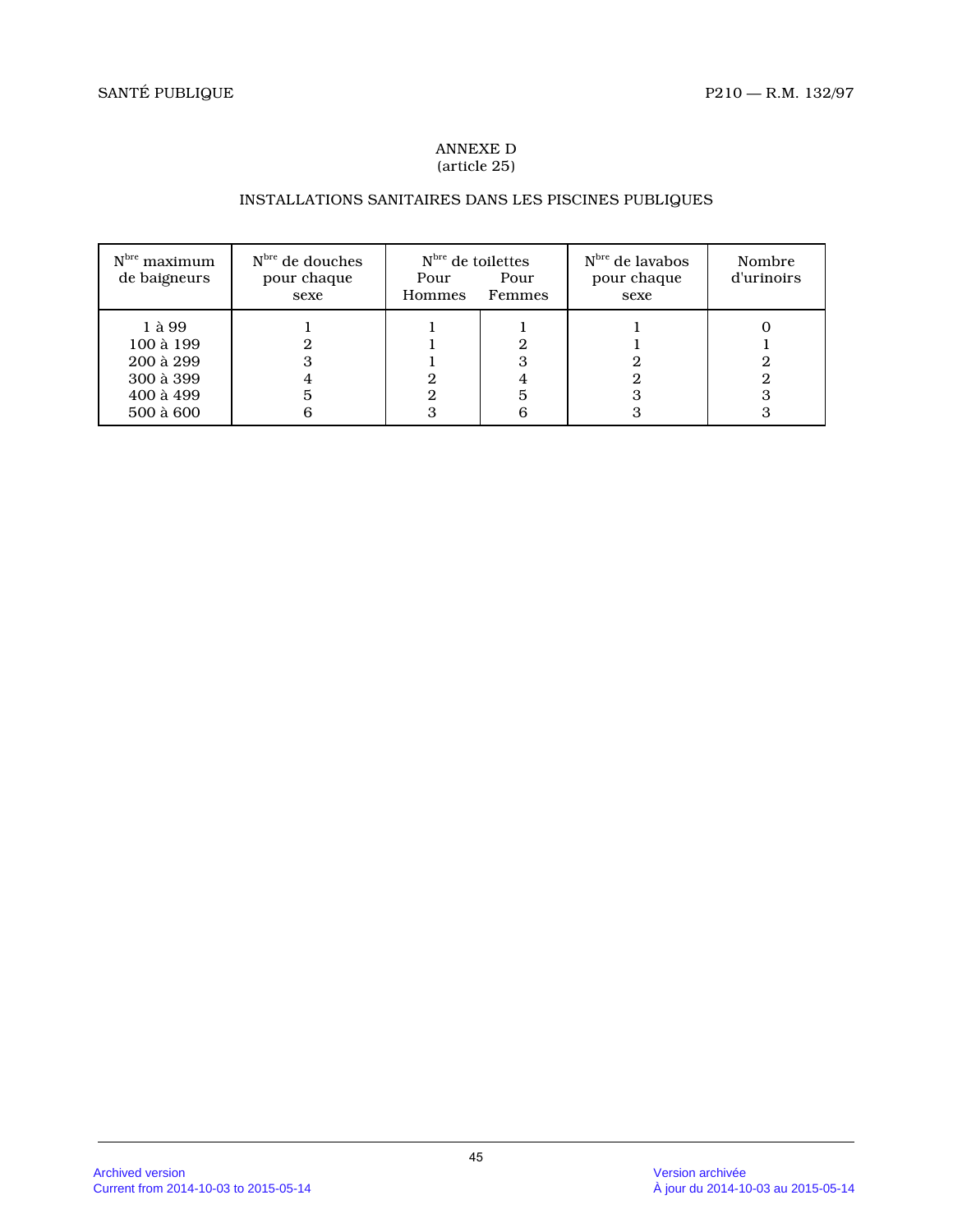ANNEXE D
(article 25)

INSTALLATIONS SANITAIRES DANS LES PISCINES PUBLIQUES

| Nbre maximum de baigneurs | Nbre de douches pour chaque sexe | Nbre de toilettes | | Nbre de lavabos pour chaque sexe | Nombre d'urinoirs |
|---|---|---|---|---|---|
| | | Pour Hommes | Pour Femmes | | |
| 1 à 99 | 1 | 1 | 1 | 1 | 0 |
| 100 à 199 | 2 | 1 | 2 | 1 | 1 |
| 200 à 299 | 3 | 1 | 3 | 2 | 2 |
| 300 à 399 | 4 | 2 | 4 | 2 | 2 |
| 400 à 499 | 5 | 2 | 5 | 3 | 3 |
| 500 à 600 | 6 | 3 | 6 | 3 | 3 |